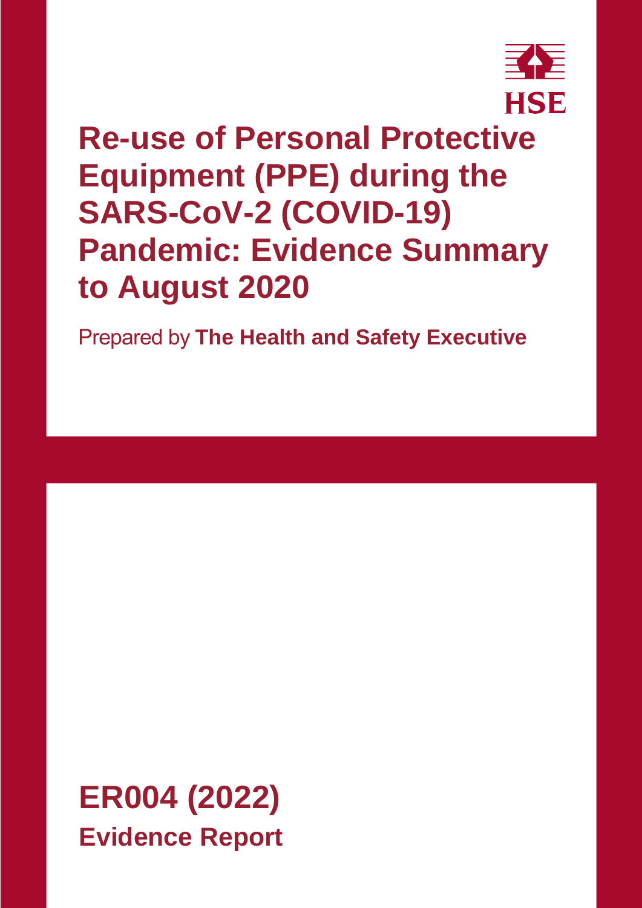HSE

# Re-use of Personal Protective Equipment (PPE) during the SARS-CoV-2 (COVID-19) Pandemic: Evidence Summary to August 2020

Prepared by **The Health and Safety Executive**

## ER004 (2022)

**Evidence Report**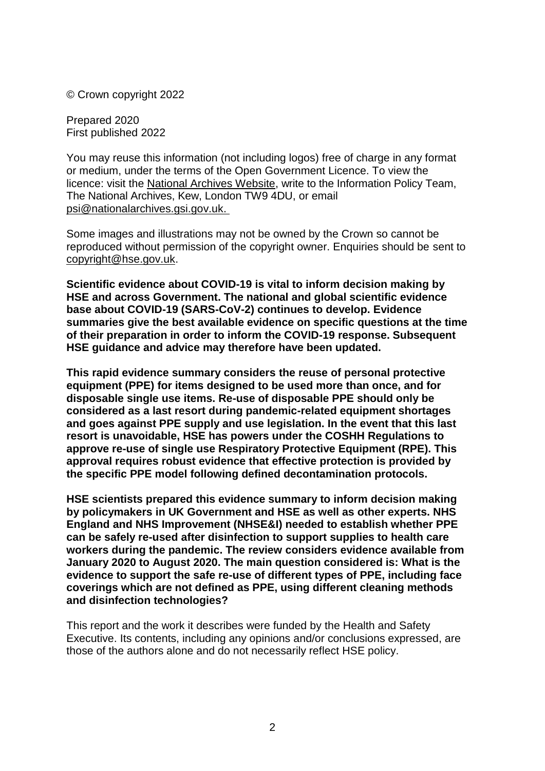© Crown copyright 2022

Prepared 2020
First published 2022

You may reuse this information (not including logos) free of charge in any format or medium, under the terms of the Open Government Licence. To view the licence: visit the National Archives Website, write to the Information Policy Team, The National Archives, Kew, London TW9 4DU, or email psi@nationalarchives.gsi.gov.uk.

Some images and illustrations may not be owned by the Crown so cannot be reproduced without permission of the copyright owner. Enquiries should be sent to copyright@hse.gov.uk.

**Scientific evidence about COVID-19 is vital to inform decision making by HSE and across Government. The national and global scientific evidence base about COVID-19 (SARS-CoV-2) continues to develop. Evidence summaries give the best available evidence on specific questions at the time of their preparation in order to inform the COVID-19 response. Subsequent HSE guidance and advice may therefore have been updated.**

**This rapid evidence summary considers the reuse of personal protective equipment (PPE) for items designed to be used more than once, and for disposable single use items. Re-use of disposable PPE should only be considered as a last resort during pandemic-related equipment shortages and goes against PPE supply and use legislation. In the event that this last resort is unavoidable, HSE has powers under the COSHH Regulations to approve re-use of single use Respiratory Protective Equipment (RPE). This approval requires robust evidence that effective protection is provided by the specific PPE model following defined decontamination protocols.**

**HSE scientists prepared this evidence summary to inform decision making by policymakers in UK Government and HSE as well as other experts. NHS England and NHS Improvement (NHSE&I) needed to establish whether PPE can be safely re-used after disinfection to support supplies to health care workers during the pandemic. The review considers evidence available from January 2020 to August 2020. The main question considered is: What is the evidence to support the safe re-use of different types of PPE, including face coverings which are not defined as PPE, using different cleaning methods and disinfection technologies?**

This report and the work it describes were funded by the Health and Safety Executive. Its contents, including any opinions and/or conclusions expressed, are those of the authors alone and do not necessarily reflect HSE policy.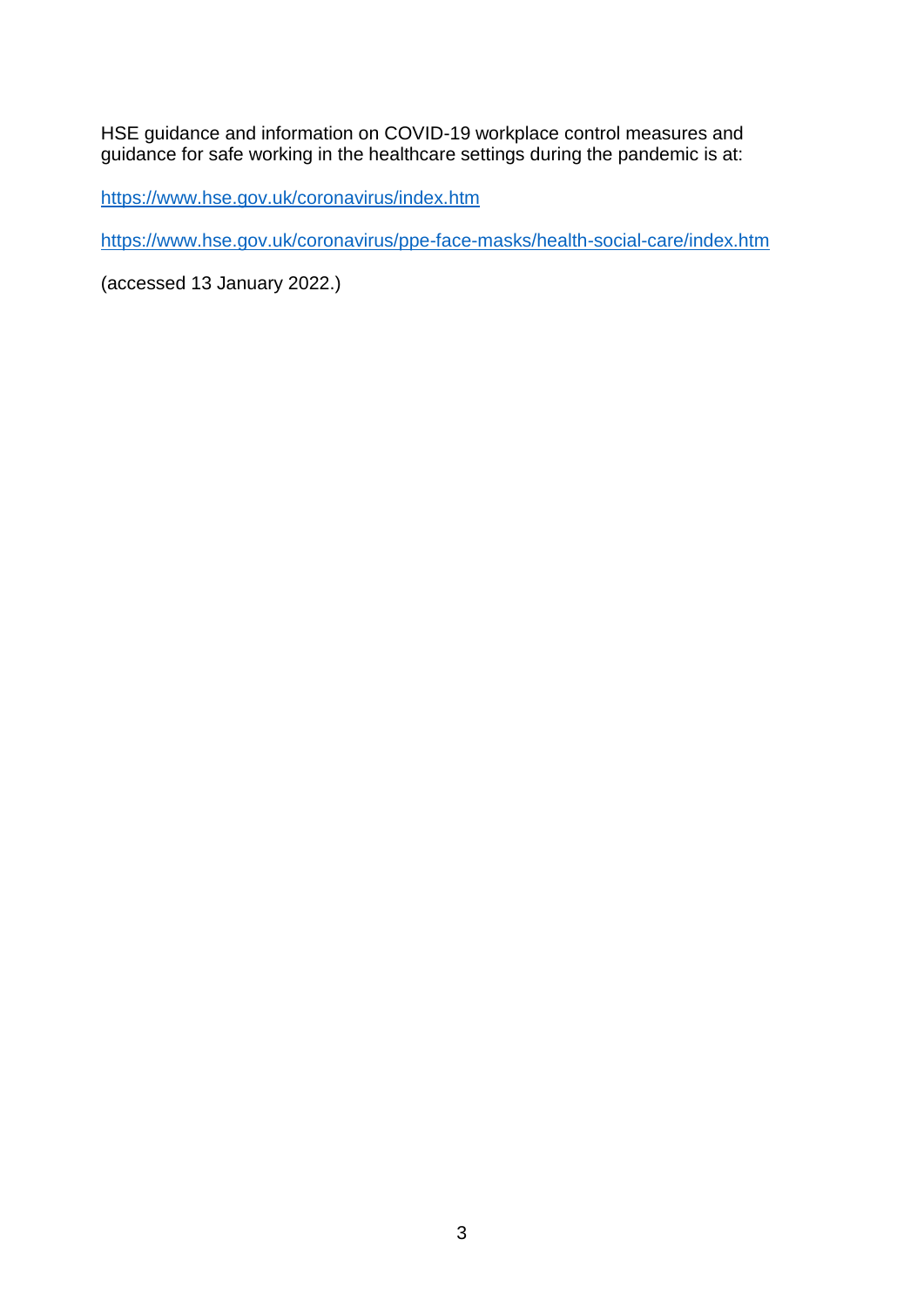HSE guidance and information on COVID-19 workplace control measures and guidance for safe working in the healthcare settings during the pandemic is at:

https://www.hse.gov.uk/coronavirus/index.htm

https://www.hse.gov.uk/coronavirus/ppe-face-masks/health-social-care/index.htm

(accessed 13 January 2022.)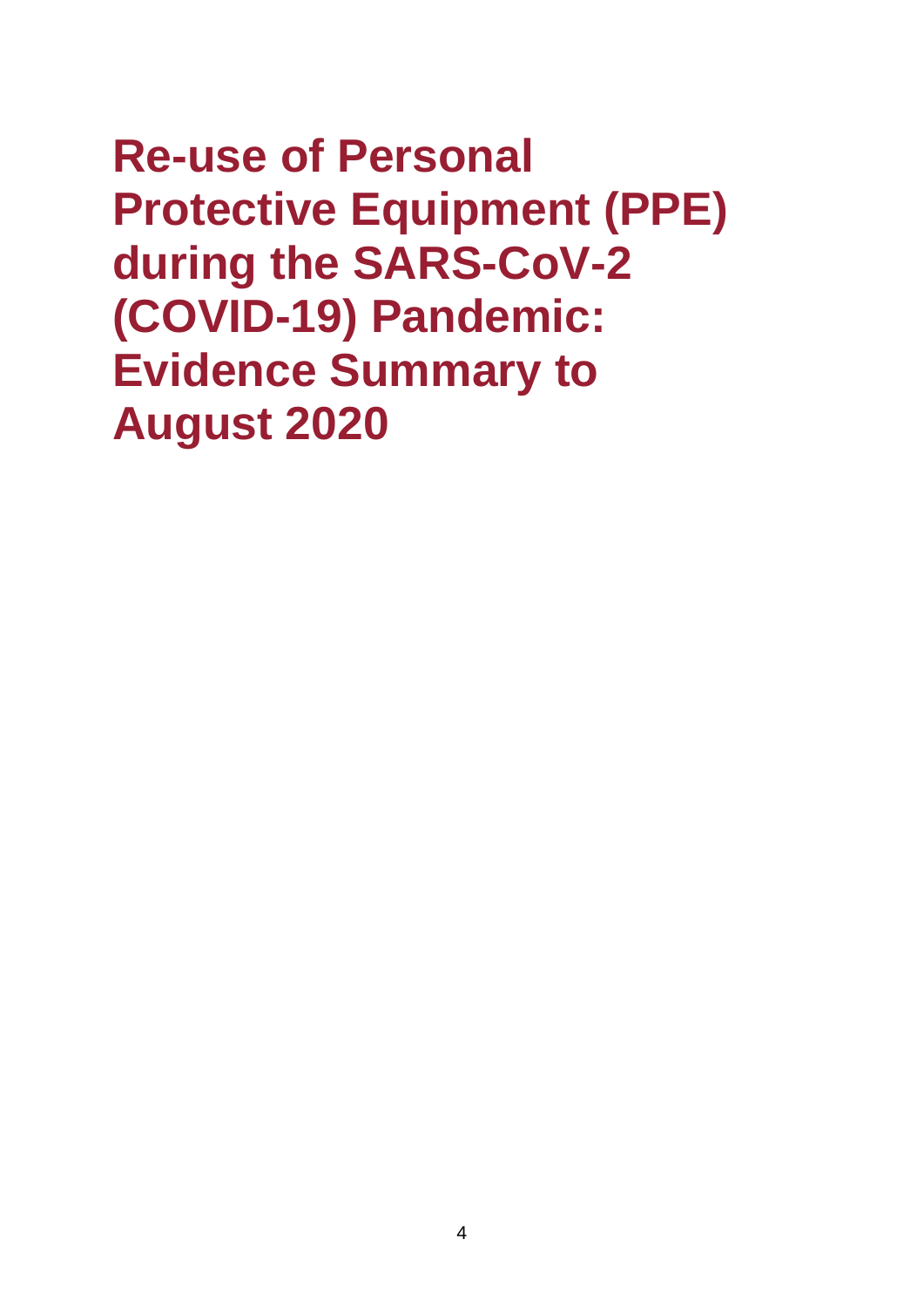# Re-use of Personal Protective Equipment (PPE) during the SARS-CoV-2 (COVID-19) Pandemic: Evidence Summary to August 2020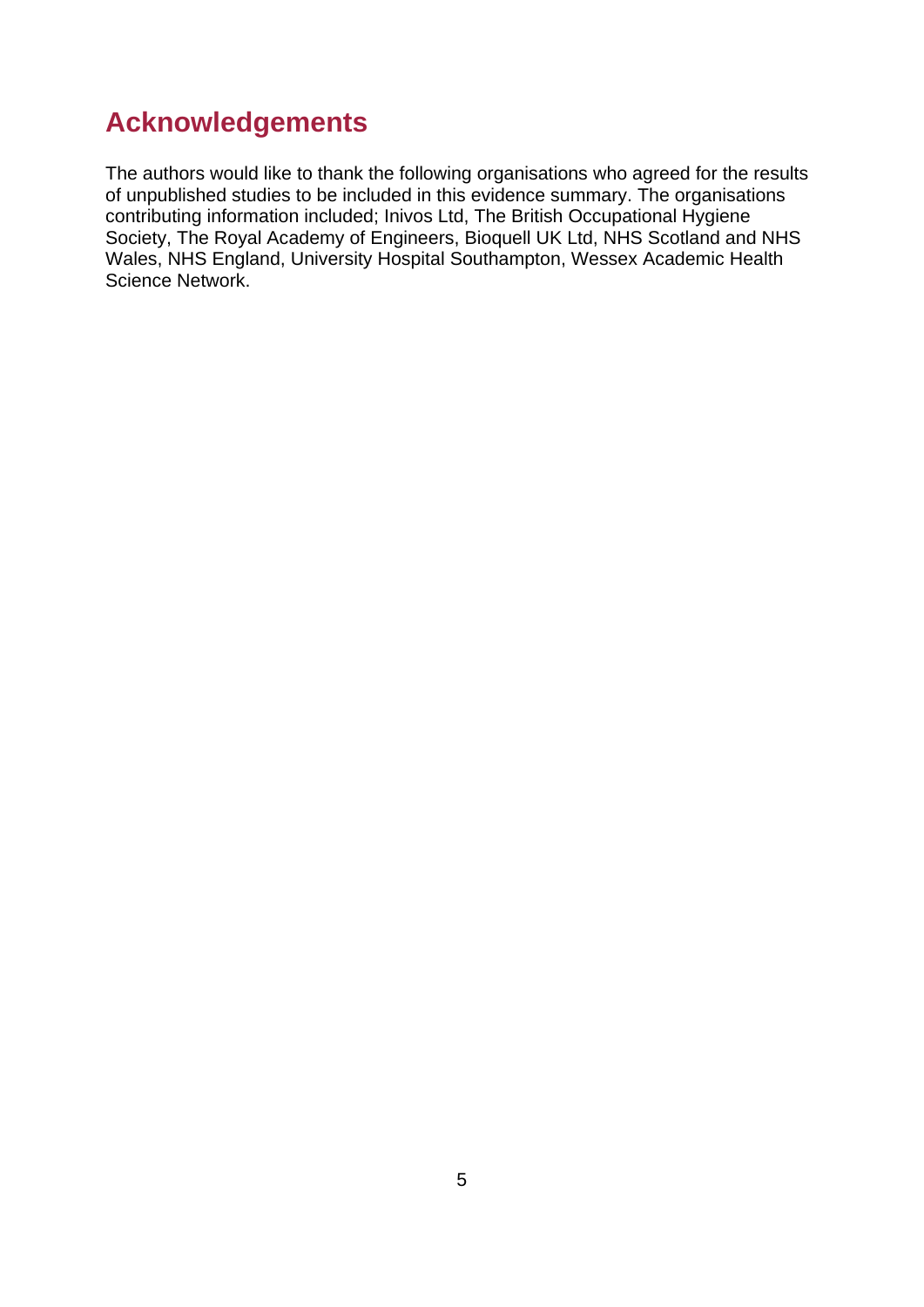## Acknowledgements

The authors would like to thank the following organisations who agreed for the results of unpublished studies to be included in this evidence summary. The organisations contributing information included; Inivos Ltd, The British Occupational Hygiene Society, The Royal Academy of Engineers, Bioquell UK Ltd, NHS Scotland and NHS Wales, NHS England, University Hospital Southampton, Wessex Academic Health Science Network.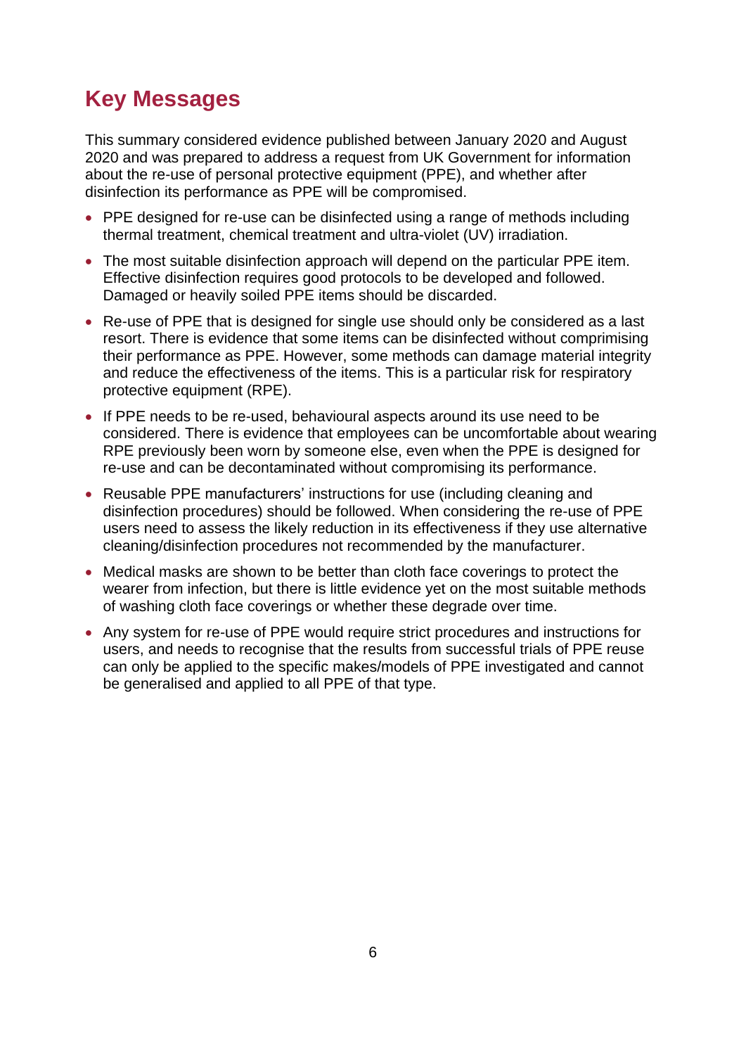## Key Messages

This summary considered evidence published between January 2020 and August 2020 and was prepared to address a request from UK Government for information about the re-use of personal protective equipment (PPE), and whether after disinfection its performance as PPE will be compromised.

- PPE designed for re-use can be disinfected using a range of methods including thermal treatment, chemical treatment and ultra-violet (UV) irradiation.
- The most suitable disinfection approach will depend on the particular PPE item. Effective disinfection requires good protocols to be developed and followed. Damaged or heavily soiled PPE items should be discarded.
- Re-use of PPE that is designed for single use should only be considered as a last resort. There is evidence that some items can be disinfected without comprimising their performance as PPE. However, some methods can damage material integrity and reduce the effectiveness of the items. This is a particular risk for respiratory protective equipment (RPE).
- If PPE needs to be re-used, behavioural aspects around its use need to be considered. There is evidence that employees can be uncomfortable about wearing RPE previously been worn by someone else, even when the PPE is designed for re-use and can be decontaminated without compromising its performance.
- Reusable PPE manufacturers' instructions for use (including cleaning and disinfection procedures) should be followed. When considering the re-use of PPE users need to assess the likely reduction in its effectiveness if they use alternative cleaning/disinfection procedures not recommended by the manufacturer.
- Medical masks are shown to be better than cloth face coverings to protect the wearer from infection, but there is little evidence yet on the most suitable methods of washing cloth face coverings or whether these degrade over time.
- Any system for re-use of PPE would require strict procedures and instructions for users, and needs to recognise that the results from successful trials of PPE reuse can only be applied to the specific makes/models of PPE investigated and cannot be generalised and applied to all PPE of that type.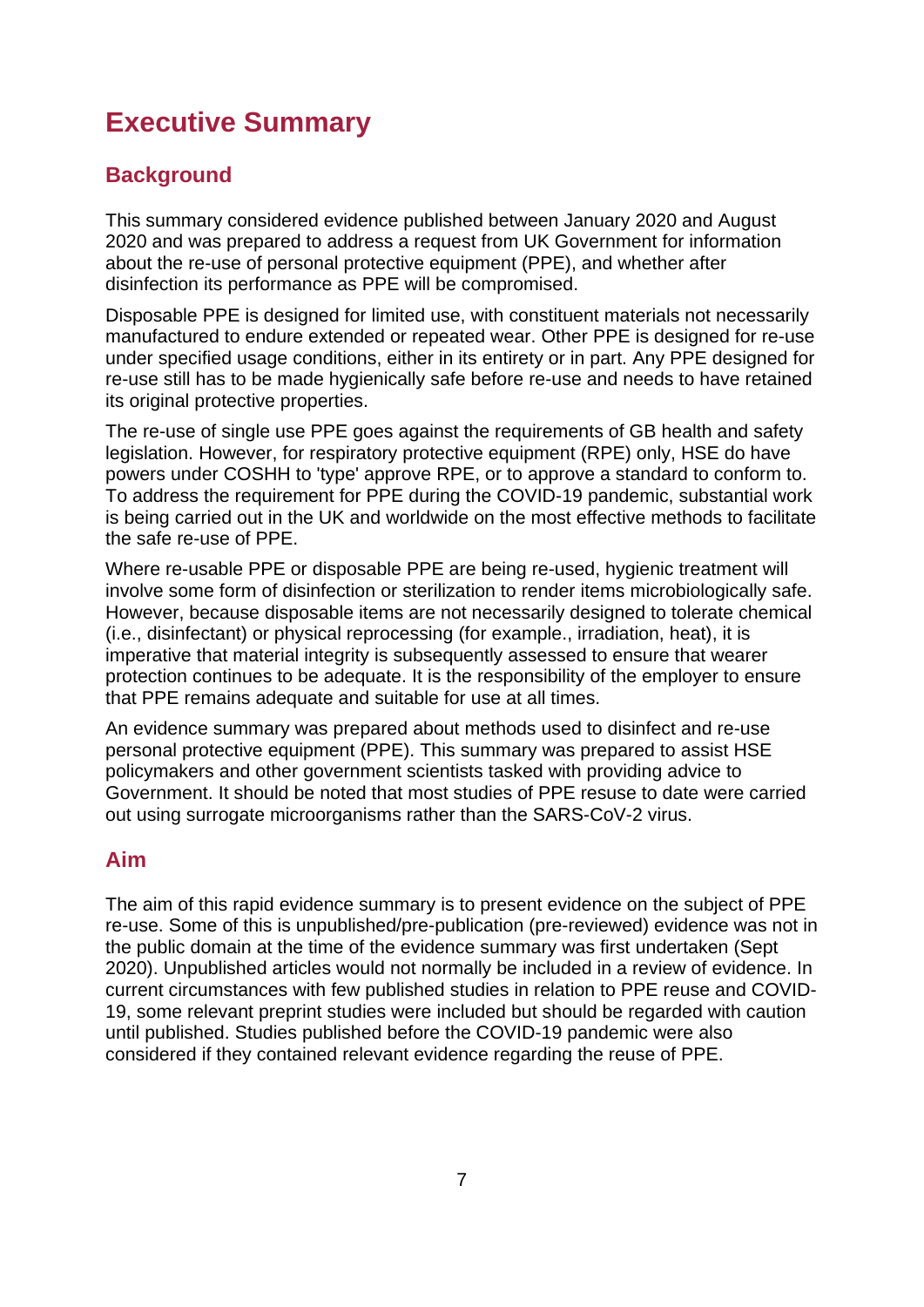# Executive Summary

## Background

This summary considered evidence published between January 2020 and August 2020 and was prepared to address a request from UK Government for information about the re-use of personal protective equipment (PPE), and whether after disinfection its performance as PPE will be compromised.

Disposable PPE is designed for limited use, with constituent materials not necessarily manufactured to endure extended or repeated wear. Other PPE is designed for re-use under specified usage conditions, either in its entirety or in part. Any PPE designed for re-use still has to be made hygienically safe before re-use and needs to have retained its original protective properties.

The re-use of single use PPE goes against the requirements of GB health and safety legislation. However, for respiratory protective equipment (RPE) only, HSE do have powers under COSHH to 'type' approve RPE, or to approve a standard to conform to. To address the requirement for PPE during the COVID-19 pandemic, substantial work is being carried out in the UK and worldwide on the most effective methods to facilitate the safe re-use of PPE.

Where re-usable PPE or disposable PPE are being re-used, hygienic treatment will involve some form of disinfection or sterilization to render items microbiologically safe. However, because disposable items are not necessarily designed to tolerate chemical (i.e., disinfectant) or physical reprocessing (for example., irradiation, heat), it is imperative that material integrity is subsequently assessed to ensure that wearer protection continues to be adequate. It is the responsibility of the employer to ensure that PPE remains adequate and suitable for use at all times.

An evidence summary was prepared about methods used to disinfect and re-use personal protective equipment (PPE). This summary was prepared to assist HSE policymakers and other government scientists tasked with providing advice to Government. It should be noted that most studies of PPE resuse to date were carried out using surrogate microorganisms rather than the SARS-CoV-2 virus.

## Aim

The aim of this rapid evidence summary is to present evidence on the subject of PPE re-use. Some of this is unpublished/pre-publication (pre-reviewed) evidence was not in the public domain at the time of the evidence summary was first undertaken (Sept 2020). Unpublished articles would not normally be included in a review of evidence. In current circumstances with few published studies in relation to PPE reuse and COVID-19, some relevant preprint studies were included but should be regarded with caution until published. Studies published before the COVID-19 pandemic were also considered if they contained relevant evidence regarding the reuse of PPE.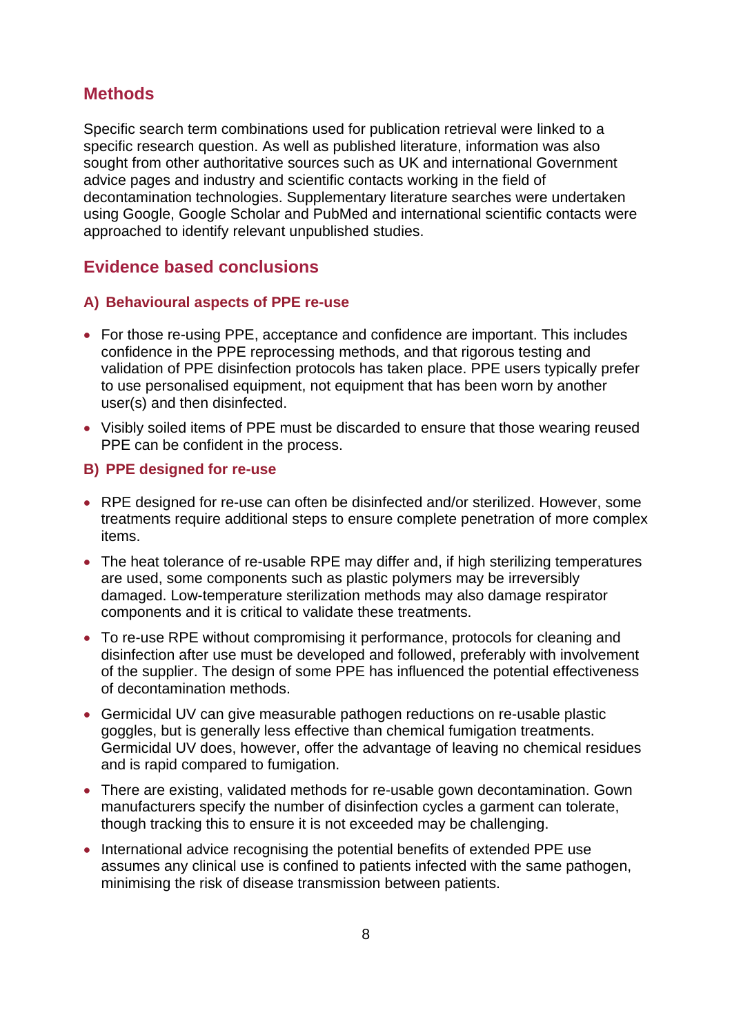## Methods

Specific search term combinations used for publication retrieval were linked to a specific research question. As well as published literature, information was also sought from other authoritative sources such as UK and international Government advice pages and industry and scientific contacts working in the field of decontamination technologies. Supplementary literature searches were undertaken using Google, Google Scholar and PubMed and international scientific contacts were approached to identify relevant unpublished studies.

## Evidence based conclusions

### A) Behavioural aspects of PPE re-use

- For those re-using PPE, acceptance and confidence are important. This includes confidence in the PPE reprocessing methods, and that rigorous testing and validation of PPE disinfection protocols has taken place. PPE users typically prefer to use personalised equipment, not equipment that has been worn by another user(s) and then disinfected.
- Visibly soiled items of PPE must be discarded to ensure that those wearing reused PPE can be confident in the process.

### B) PPE designed for re-use

- RPE designed for re-use can often be disinfected and/or sterilized. However, some treatments require additional steps to ensure complete penetration of more complex items.
- The heat tolerance of re-usable RPE may differ and, if high sterilizing temperatures are used, some components such as plastic polymers may be irreversibly damaged. Low-temperature sterilization methods may also damage respirator components and it is critical to validate these treatments.
- To re-use RPE without compromising it performance, protocols for cleaning and disinfection after use must be developed and followed, preferably with involvement of the supplier. The design of some PPE has influenced the potential effectiveness of decontamination methods.
- Germicidal UV can give measurable pathogen reductions on re-usable plastic goggles, but is generally less effective than chemical fumigation treatments. Germicidal UV does, however, offer the advantage of leaving no chemical residues and is rapid compared to fumigation.
- There are existing, validated methods for re-usable gown decontamination. Gown manufacturers specify the number of disinfection cycles a garment can tolerate, though tracking this to ensure it is not exceeded may be challenging.
- International advice recognising the potential benefits of extended PPE use assumes any clinical use is confined to patients infected with the same pathogen, minimising the risk of disease transmission between patients.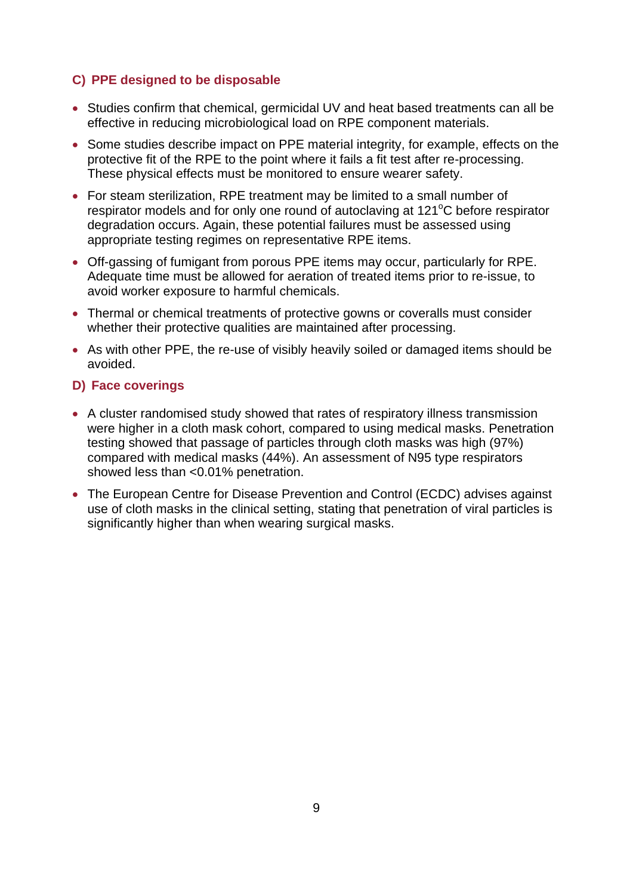### C) PPE designed to be disposable

- Studies confirm that chemical, germicidal UV and heat based treatments can all be effective in reducing microbiological load on RPE component materials.
- Some studies describe impact on PPE material integrity, for example, effects on the protective fit of the RPE to the point where it fails a fit test after re-processing. These physical effects must be monitored to ensure wearer safety.
- For steam sterilization, RPE treatment may be limited to a small number of respirator models and for only one round of autoclaving at 121$^{o}$C before respirator degradation occurs. Again, these potential failures must be assessed using appropriate testing regimes on representative RPE items.
- Off-gassing of fumigant from porous PPE items may occur, particularly for RPE. Adequate time must be allowed for aeration of treated items prior to re-issue, to avoid worker exposure to harmful chemicals.
- Thermal or chemical treatments of protective gowns or coveralls must consider whether their protective qualities are maintained after processing.
- As with other PPE, the re-use of visibly heavily soiled or damaged items should be avoided.

### D) Face coverings

- A cluster randomised study showed that rates of respiratory illness transmission were higher in a cloth mask cohort, compared to using medical masks. Penetration testing showed that passage of particles through cloth masks was high (97%) compared with medical masks (44%). An assessment of N95 type respirators showed less than <0.01% penetration.
- The European Centre for Disease Prevention and Control (ECDC) advises against use of cloth masks in the clinical setting, stating that penetration of viral particles is significantly higher than when wearing surgical masks.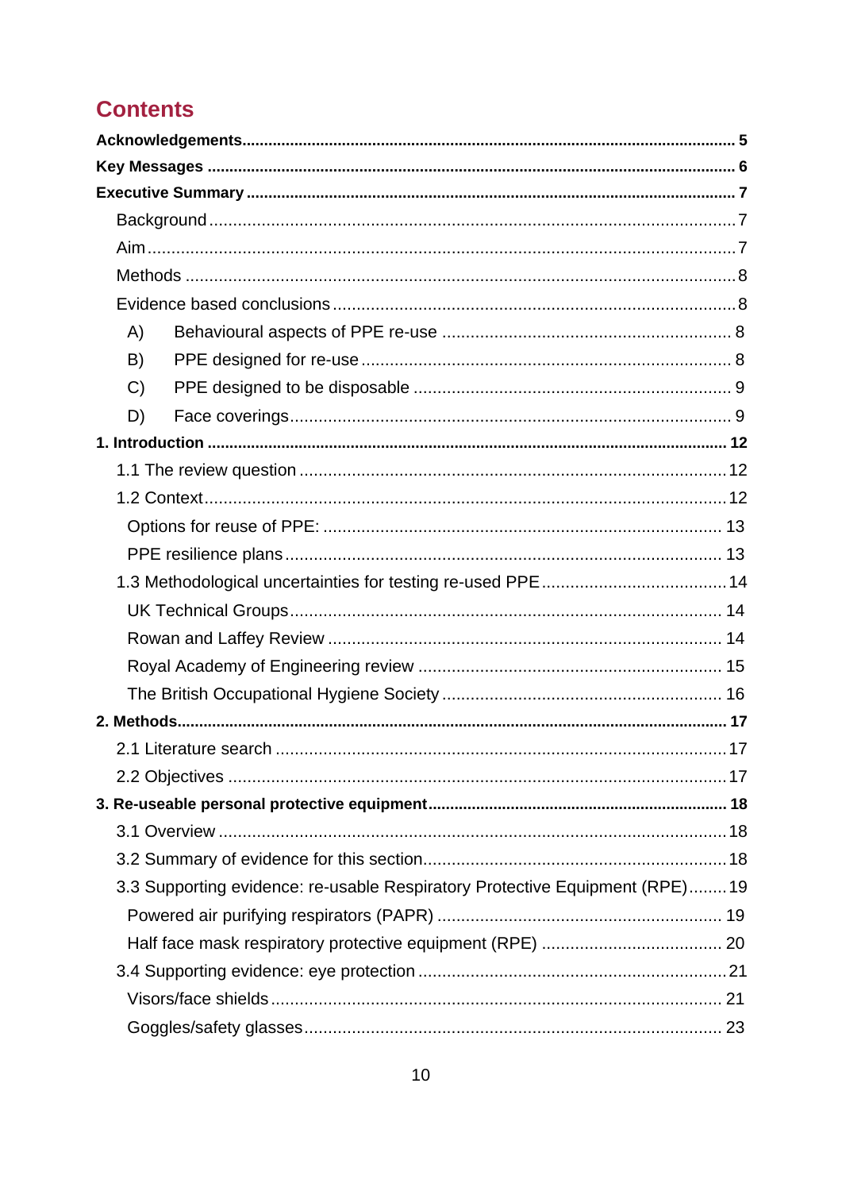# Contents

**Acknowledgements** ..... 5

**Key Messages** ..... 6

**Executive Summary** ..... 7

- Background ..... 7
- Aim ..... 7
- Methods ..... 8
- Evidence based conclusions ..... 8
  - A) Behavioural aspects of PPE re-use ..... 8
  - B) PPE designed for re-use ..... 8
  - C) PPE designed to be disposable ..... 9
  - D) Face coverings ..... 9

**1. Introduction** ..... 12

- 1.1 The review question ..... 12
- 1.2 Context ..... 12
  - Options for reuse of PPE: ..... 13
  - PPE resilience plans ..... 13
- 1.3 Methodological uncertainties for testing re-used PPE ..... 14
  - UK Technical Groups ..... 14
  - Rowan and Laffey Review ..... 14
  - Royal Academy of Engineering review ..... 15
  - The British Occupational Hygiene Society ..... 16

**2. Methods** ..... 17

- 2.1 Literature search ..... 17
- 2.2 Objectives ..... 17

**3. Re-useable personal protective equipment** ..... 18

- 3.1 Overview ..... 18
- 3.2 Summary of evidence for this section ..... 18
- 3.3 Supporting evidence: re-usable Respiratory Protective Equipment (RPE) ..... 19
  - Powered air purifying respirators (PAPR) ..... 19
  - Half face mask respiratory protective equipment (RPE) ..... 20
- 3.4 Supporting evidence: eye protection ..... 21
  - Visors/face shields ..... 21
  - Goggles/safety glasses ..... 23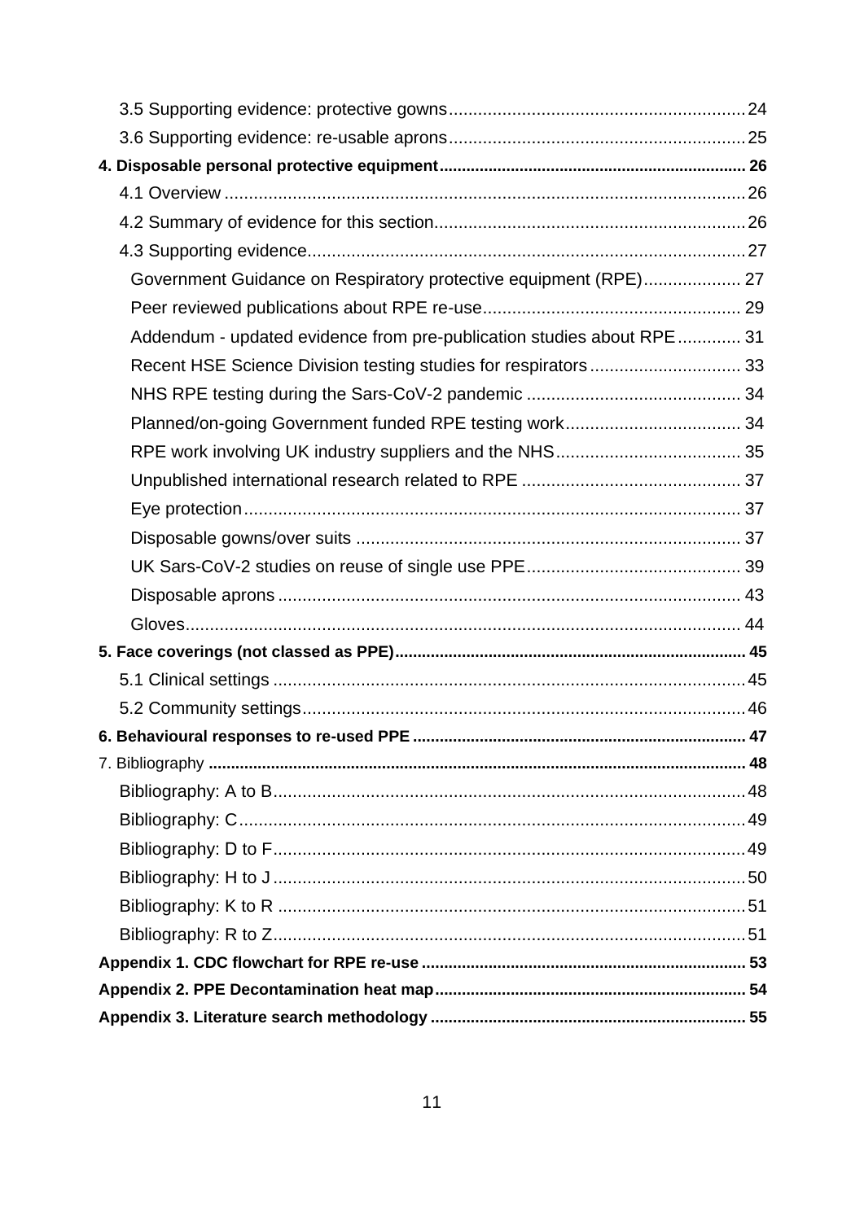3.5 Supporting evidence: protective gowns ............ 24

3.6 Supporting evidence: re-usable aprons ............ 25

**4. Disposable personal protective equipment ............ 26**

4.1 Overview ............ 26

4.2 Summary of evidence for this section ............ 26

4.3 Supporting evidence ............ 27

Government Guidance on Respiratory protective equipment (RPE) ............ 27

Peer reviewed publications about RPE re-use ............ 29

Addendum - updated evidence from pre-publication studies about RPE ............ 31

Recent HSE Science Division testing studies for respirators ............ 33

NHS RPE testing during the Sars-CoV-2 pandemic ............ 34

Planned/on-going Government funded RPE testing work ............ 34

RPE work involving UK industry suppliers and the NHS ............ 35

Unpublished international research related to RPE ............ 37

Eye protection ............ 37

Disposable gowns/over suits ............ 37

UK Sars-CoV-2 studies on reuse of single use PPE ............ 39

Disposable aprons ............ 43

Gloves ............ 44

**5. Face coverings (not classed as PPE) ............ 45**

5.1 Clinical settings ............ 45

5.2 Community settings ............ 46

**6. Behavioural responses to re-used PPE ............ 47**

7. Bibliography ............ 48

Bibliography: A to B ............ 48

Bibliography: C ............ 49

Bibliography: D to F ............ 49

Bibliography: H to J ............ 50

Bibliography: K to R ............ 51

Bibliography: R to Z ............ 51

**Appendix 1. CDC flowchart for RPE re-use ............ 53**

**Appendix 2. PPE Decontamination heat map ............ 54**

**Appendix 3. Literature search methodology ............ 55**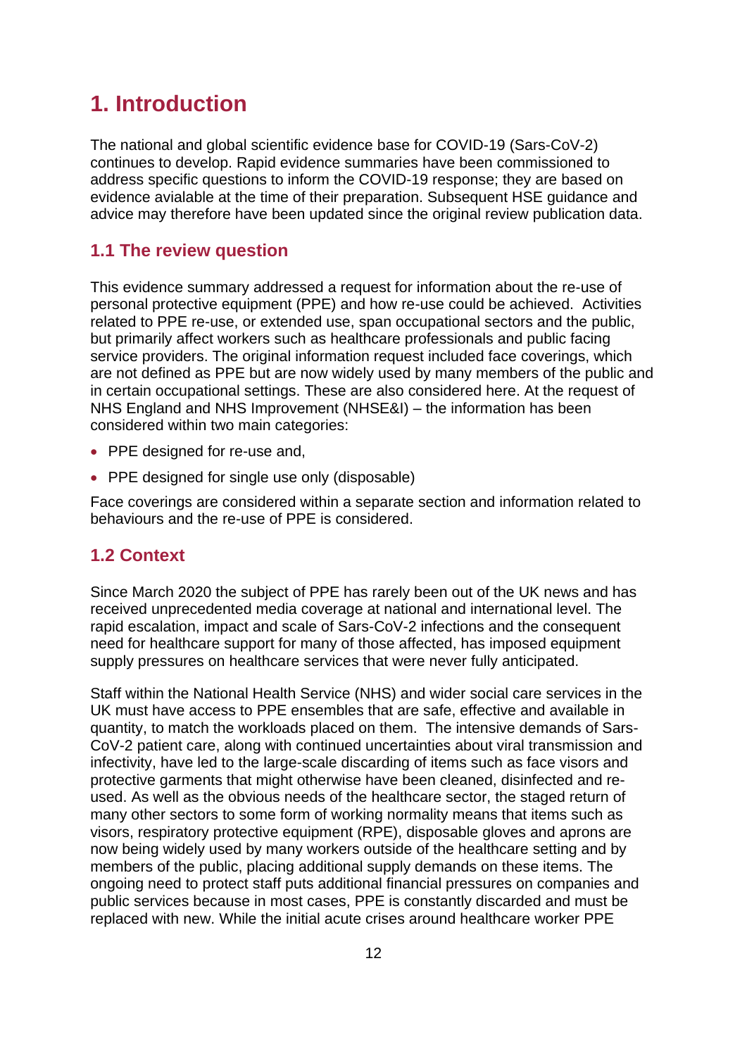# 1. Introduction

The national and global scientific evidence base for COVID-19 (Sars-CoV-2) continues to develop. Rapid evidence summaries have been commissioned to address specific questions to inform the COVID-19 response; they are based on evidence avialable at the time of their preparation. Subsequent HSE guidance and advice may therefore have been updated since the original review publication data.

## 1.1 The review question

This evidence summary addressed a request for information about the re-use of personal protective equipment (PPE) and how re-use could be achieved. Activities related to PPE re-use, or extended use, span occupational sectors and the public, but primarily affect workers such as healthcare professionals and public facing service providers. The original information request included face coverings, which are not defined as PPE but are now widely used by many members of the public and in certain occupational settings. These are also considered here. At the request of NHS England and NHS Improvement (NHSE&I) – the information has been considered within two main categories:

- PPE designed for re-use and,
- PPE designed for single use only (disposable)

Face coverings are considered within a separate section and information related to behaviours and the re-use of PPE is considered.

## 1.2 Context

Since March 2020 the subject of PPE has rarely been out of the UK news and has received unprecedented media coverage at national and international level. The rapid escalation, impact and scale of Sars-CoV-2 infections and the consequent need for healthcare support for many of those affected, has imposed equipment supply pressures on healthcare services that were never fully anticipated.

Staff within the National Health Service (NHS) and wider social care services in the UK must have access to PPE ensembles that are safe, effective and available in quantity, to match the workloads placed on them. The intensive demands of Sars-CoV-2 patient care, along with continued uncertainties about viral transmission and infectivity, have led to the large-scale discarding of items such as face visors and protective garments that might otherwise have been cleaned, disinfected and re-used. As well as the obvious needs of the healthcare sector, the staged return of many other sectors to some form of working normality means that items such as visors, respiratory protective equipment (RPE), disposable gloves and aprons are now being widely used by many workers outside of the healthcare setting and by members of the public, placing additional supply demands on these items. The ongoing need to protect staff puts additional financial pressures on companies and public services because in most cases, PPE is constantly discarded and must be replaced with new. While the initial acute crises around healthcare worker PPE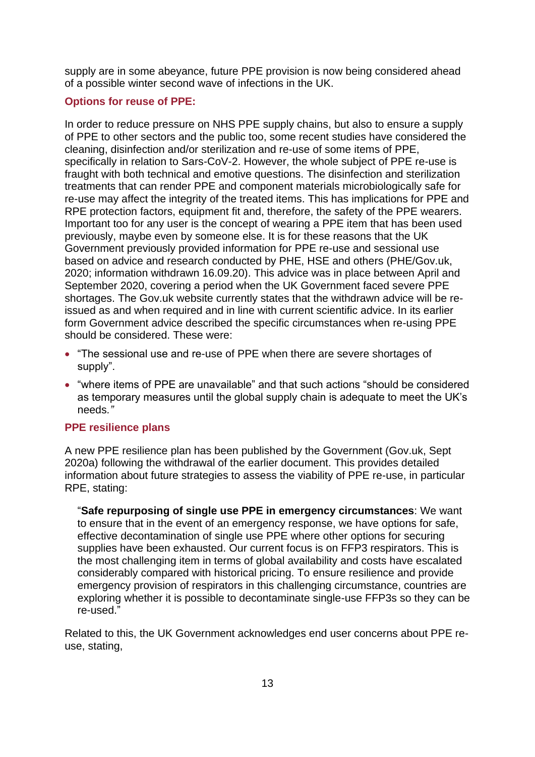supply are in some abeyance, future PPE provision is now being considered ahead of a possible winter second wave of infections in the UK.

### Options for reuse of PPE:

In order to reduce pressure on NHS PPE supply chains, but also to ensure a supply of PPE to other sectors and the public too, some recent studies have considered the cleaning, disinfection and/or sterilization and re-use of some items of PPE, specifically in relation to Sars-CoV-2. However, the whole subject of PPE re-use is fraught with both technical and emotive questions. The disinfection and sterilization treatments that can render PPE and component materials microbiologically safe for re-use may affect the integrity of the treated items. This has implications for PPE and RPE protection factors, equipment fit and, therefore, the safety of the PPE wearers. Important too for any user is the concept of wearing a PPE item that has been used previously, maybe even by someone else. It is for these reasons that the UK Government previously provided information for PPE re-use and sessional use based on advice and research conducted by PHE, HSE and others (PHE/Gov.uk, 2020; information withdrawn 16.09.20). This advice was in place between April and September 2020, covering a period when the UK Government faced severe PPE shortages. The Gov.uk website currently states that the withdrawn advice will be re-issued as and when required and in line with current scientific advice. In its earlier form Government advice described the specific circumstances when re-using PPE should be considered. These were:

- "The sessional use and re-use of PPE when there are severe shortages of supply".
- "where items of PPE are unavailable" and that such actions "should be considered as temporary measures until the global supply chain is adequate to meet the UK's needs."

### PPE resilience plans

A new PPE resilience plan has been published by the Government (Gov.uk, Sept 2020a) following the withdrawal of the earlier document. This provides detailed information about future strategies to assess the viability of PPE re-use, in particular RPE, stating:

> "**Safe repurposing of single use PPE in emergency circumstances**: We want to ensure that in the event of an emergency response, we have options for safe, effective decontamination of single use PPE where other options for securing supplies have been exhausted. Our current focus is on FFP3 respirators. This is the most challenging item in terms of global availability and costs have escalated considerably compared with historical pricing. To ensure resilience and provide emergency provision of respirators in this challenging circumstance, countries are exploring whether it is possible to decontaminate single-use FFP3s so they can be re-used."

Related to this, the UK Government acknowledges end user concerns about PPE re-use, stating,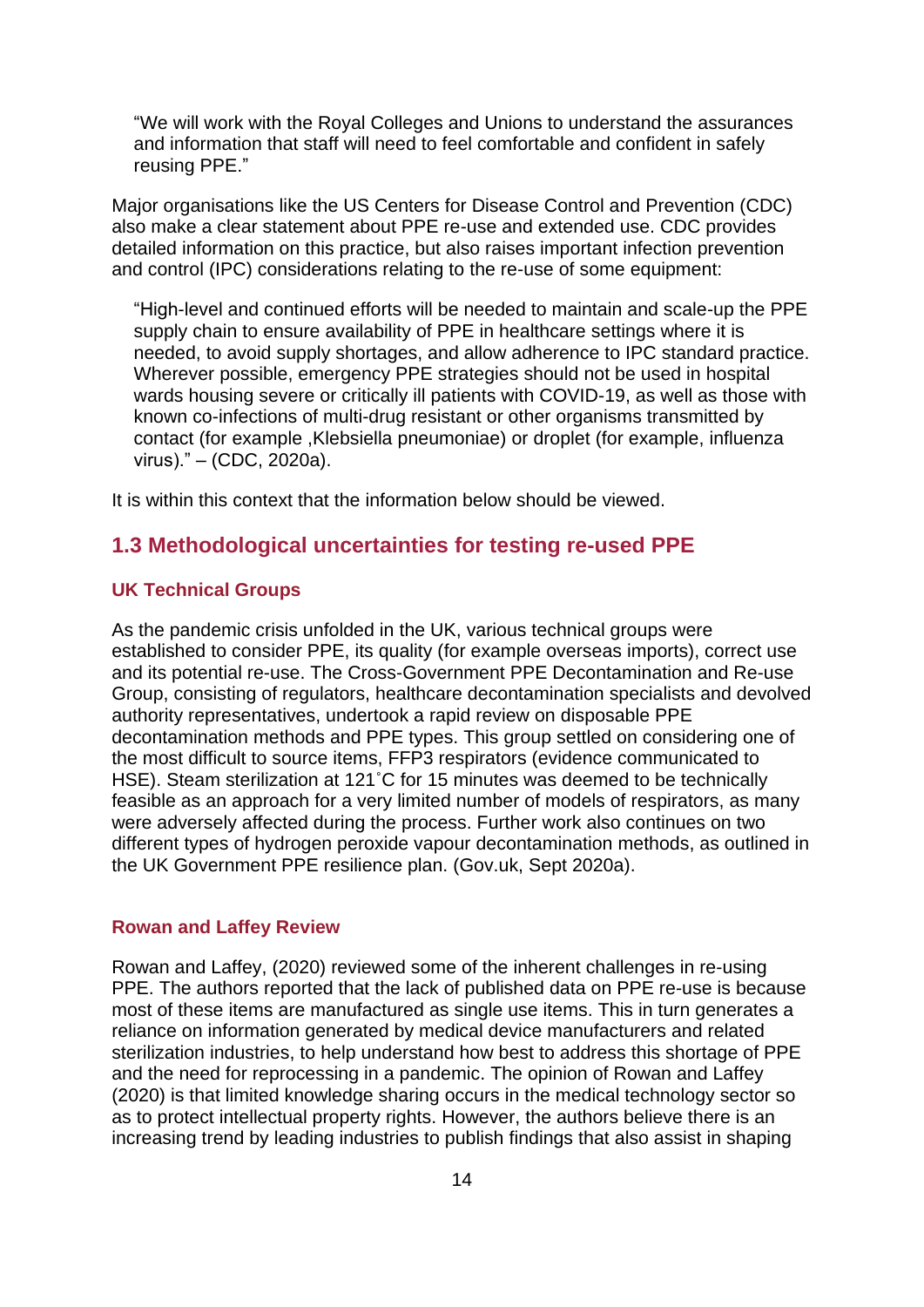> "We will work with the Royal Colleges and Unions to understand the assurances and information that staff will need to feel comfortable and confident in safely reusing PPE."

Major organisations like the US Centers for Disease Control and Prevention (CDC) also make a clear statement about PPE re-use and extended use. CDC provides detailed information on this practice, but also raises important infection prevention and control (IPC) considerations relating to the re-use of some equipment:

> "High-level and continued efforts will be needed to maintain and scale-up the PPE supply chain to ensure availability of PPE in healthcare settings where it is needed, to avoid supply shortages, and allow adherence to IPC standard practice. Wherever possible, emergency PPE strategies should not be used in hospital wards housing severe or critically ill patients with COVID-19, as well as those with known co-infections of multi-drug resistant or other organisms transmitted by contact (for example ,Klebsiella pneumoniae) or droplet (for example, influenza virus)." – (CDC, 2020a).

It is within this context that the information below should be viewed.

## 1.3 Methodological uncertainties for testing re-used PPE

### UK Technical Groups

As the pandemic crisis unfolded in the UK, various technical groups were established to consider PPE, its quality (for example overseas imports), correct use and its potential re-use. The Cross-Government PPE Decontamination and Re-use Group, consisting of regulators, healthcare decontamination specialists and devolved authority representatives, undertook a rapid review on disposable PPE decontamination methods and PPE types. This group settled on considering one of the most difficult to source items, FFP3 respirators (evidence communicated to HSE). Steam sterilization at 121˚C for 15 minutes was deemed to be technically feasible as an approach for a very limited number of models of respirators, as many were adversely affected during the process. Further work also continues on two different types of hydrogen peroxide vapour decontamination methods, as outlined in the UK Government PPE resilience plan. (Gov.uk, Sept 2020a).

### Rowan and Laffey Review

Rowan and Laffey, (2020) reviewed some of the inherent challenges in re-using PPE. The authors reported that the lack of published data on PPE re-use is because most of these items are manufactured as single use items. This in turn generates a reliance on information generated by medical device manufacturers and related sterilization industries, to help understand how best to address this shortage of PPE and the need for reprocessing in a pandemic. The opinion of Rowan and Laffey (2020) is that limited knowledge sharing occurs in the medical technology sector so as to protect intellectual property rights. However, the authors believe there is an increasing trend by leading industries to publish findings that also assist in shaping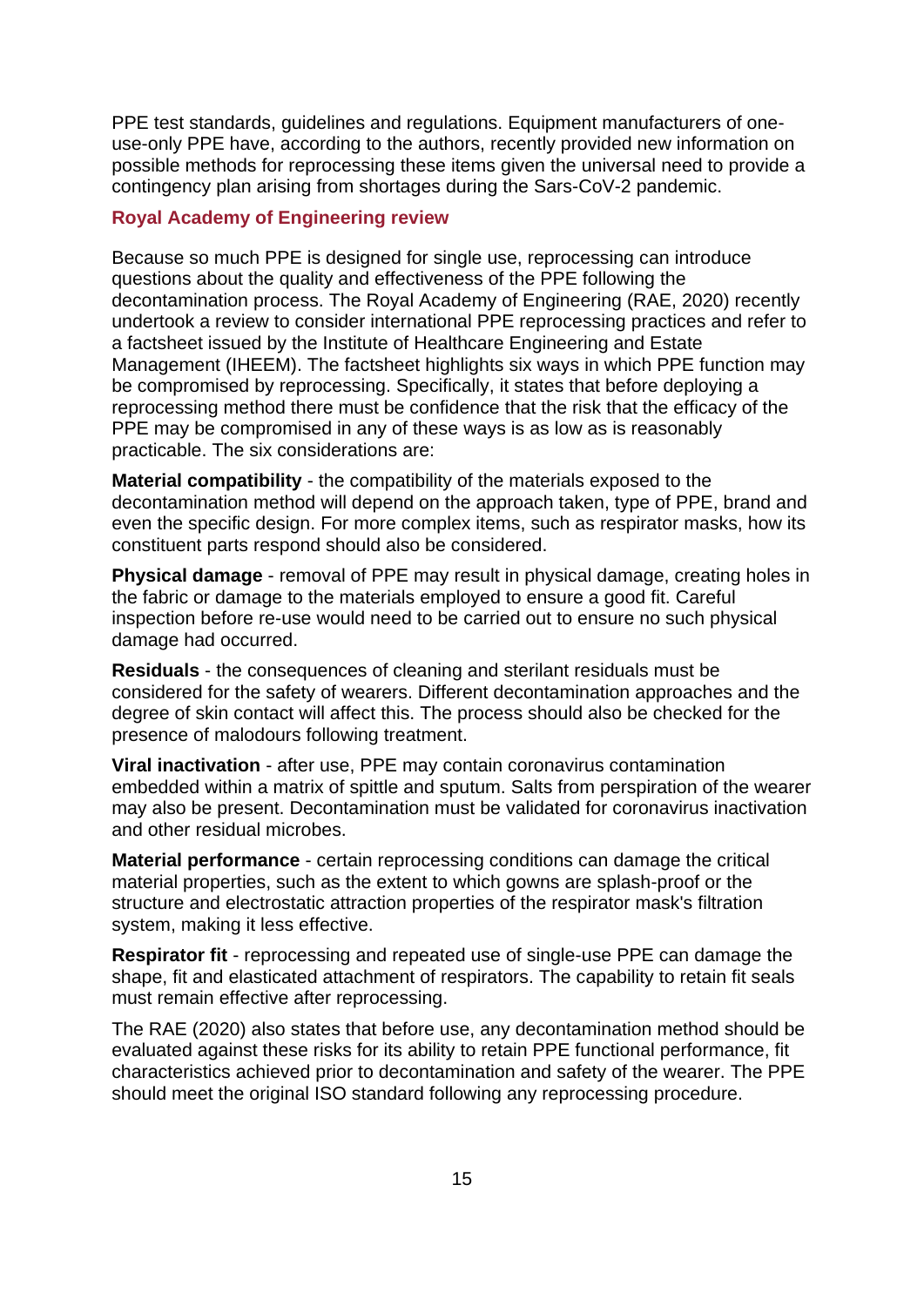PPE test standards, guidelines and regulations. Equipment manufacturers of one-use-only PPE have, according to the authors, recently provided new information on possible methods for reprocessing these items given the universal need to provide a contingency plan arising from shortages during the Sars-CoV-2 pandemic.

### Royal Academy of Engineering review

Because so much PPE is designed for single use, reprocessing can introduce questions about the quality and effectiveness of the PPE following the decontamination process. The Royal Academy of Engineering (RAE, 2020) recently undertook a review to consider international PPE reprocessing practices and refer to a factsheet issued by the Institute of Healthcare Engineering and Estate Management (IHEEM). The factsheet highlights six ways in which PPE function may be compromised by reprocessing. Specifically, it states that before deploying a reprocessing method there must be confidence that the risk that the efficacy of the PPE may be compromised in any of these ways is as low as is reasonably practicable. The six considerations are:

**Material compatibility** - the compatibility of the materials exposed to the decontamination method will depend on the approach taken, type of PPE, brand and even the specific design. For more complex items, such as respirator masks, how its constituent parts respond should also be considered.

**Physical damage** - removal of PPE may result in physical damage, creating holes in the fabric or damage to the materials employed to ensure a good fit. Careful inspection before re-use would need to be carried out to ensure no such physical damage had occurred.

**Residuals** - the consequences of cleaning and sterilant residuals must be considered for the safety of wearers. Different decontamination approaches and the degree of skin contact will affect this. The process should also be checked for the presence of malodours following treatment.

**Viral inactivation** - after use, PPE may contain coronavirus contamination embedded within a matrix of spittle and sputum. Salts from perspiration of the wearer may also be present. Decontamination must be validated for coronavirus inactivation and other residual microbes.

**Material performance** - certain reprocessing conditions can damage the critical material properties, such as the extent to which gowns are splash-proof or the structure and electrostatic attraction properties of the respirator mask's filtration system, making it less effective.

**Respirator fit** - reprocessing and repeated use of single-use PPE can damage the shape, fit and elasticated attachment of respirators. The capability to retain fit seals must remain effective after reprocessing.

The RAE (2020) also states that before use, any decontamination method should be evaluated against these risks for its ability to retain PPE functional performance, fit characteristics achieved prior to decontamination and safety of the wearer. The PPE should meet the original ISO standard following any reprocessing procedure.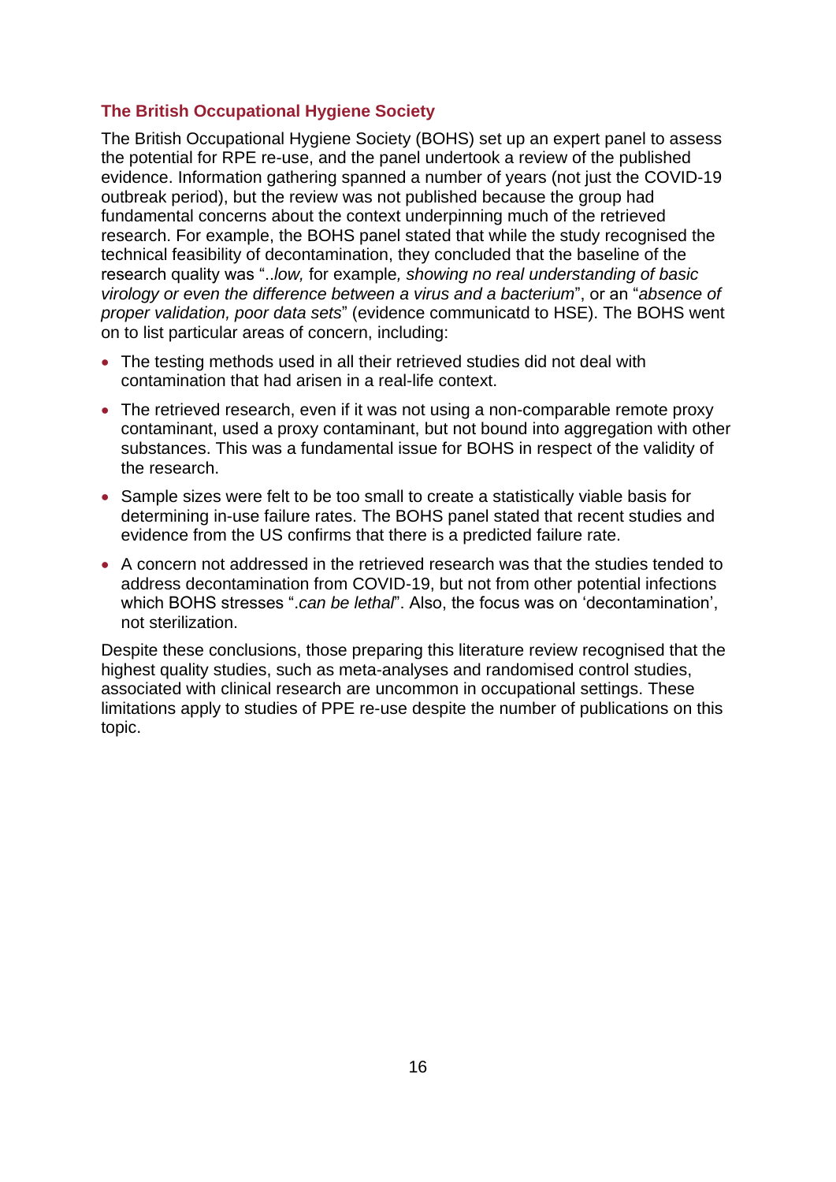### The British Occupational Hygiene Society

The British Occupational Hygiene Society (BOHS) set up an expert panel to assess the potential for RPE re-use, and the panel undertook a review of the published evidence. Information gathering spanned a number of years (not just the COVID-19 outbreak period), but the review was not published because the group had fundamental concerns about the context underpinning much of the retrieved research. For example, the BOHS panel stated that while the study recognised the technical feasibility of decontamination, they concluded that the baseline of the research quality was "..*low,* for example*, showing no real understanding of basic virology or even the difference between a virus and a bacterium*", or an "*absence of proper validation, poor data sets*" (evidence communicatd to HSE). The BOHS went on to list particular areas of concern, including:

- The testing methods used in all their retrieved studies did not deal with contamination that had arisen in a real-life context.
- The retrieved research, even if it was not using a non-comparable remote proxy contaminant, used a proxy contaminant, but not bound into aggregation with other substances. This was a fundamental issue for BOHS in respect of the validity of the research.
- Sample sizes were felt to be too small to create a statistically viable basis for determining in-use failure rates. The BOHS panel stated that recent studies and evidence from the US confirms that there is a predicted failure rate.
- A concern not addressed in the retrieved research was that the studies tended to address decontamination from COVID-19, but not from other potential infections which BOHS stresses ".*can be lethal*". Also, the focus was on 'decontamination', not sterilization.

Despite these conclusions, those preparing this literature review recognised that the highest quality studies, such as meta-analyses and randomised control studies, associated with clinical research are uncommon in occupational settings. These limitations apply to studies of PPE re-use despite the number of publications on this topic.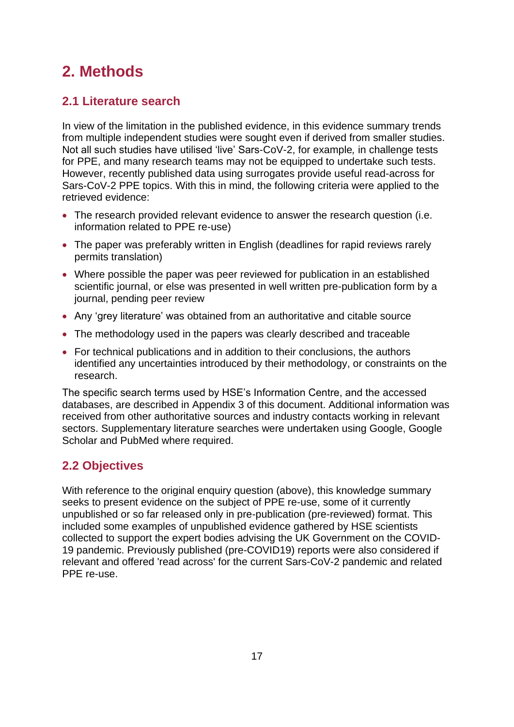# 2. Methods

## 2.1 Literature search

In view of the limitation in the published evidence, in this evidence summary trends from multiple independent studies were sought even if derived from smaller studies. Not all such studies have utilised 'live' Sars-CoV-2, for example, in challenge tests for PPE, and many research teams may not be equipped to undertake such tests. However, recently published data using surrogates provide useful read-across for Sars-CoV-2 PPE topics. With this in mind, the following criteria were applied to the retrieved evidence:

- The research provided relevant evidence to answer the research question (i.e. information related to PPE re-use)
- The paper was preferably written in English (deadlines for rapid reviews rarely permits translation)
- Where possible the paper was peer reviewed for publication in an established scientific journal, or else was presented in well written pre-publication form by a journal, pending peer review
- Any 'grey literature' was obtained from an authoritative and citable source
- The methodology used in the papers was clearly described and traceable
- For technical publications and in addition to their conclusions, the authors identified any uncertainties introduced by their methodology, or constraints on the research.

The specific search terms used by HSE's Information Centre, and the accessed databases, are described in Appendix 3 of this document. Additional information was received from other authoritative sources and industry contacts working in relevant sectors. Supplementary literature searches were undertaken using Google, Google Scholar and PubMed where required.

## 2.2 Objectives

With reference to the original enquiry question (above), this knowledge summary seeks to present evidence on the subject of PPE re-use, some of it currently unpublished or so far released only in pre-publication (pre-reviewed) format. This included some examples of unpublished evidence gathered by HSE scientists collected to support the expert bodies advising the UK Government on the COVID-19 pandemic. Previously published (pre-COVID19) reports were also considered if relevant and offered 'read across' for the current Sars-CoV-2 pandemic and related PPE re-use.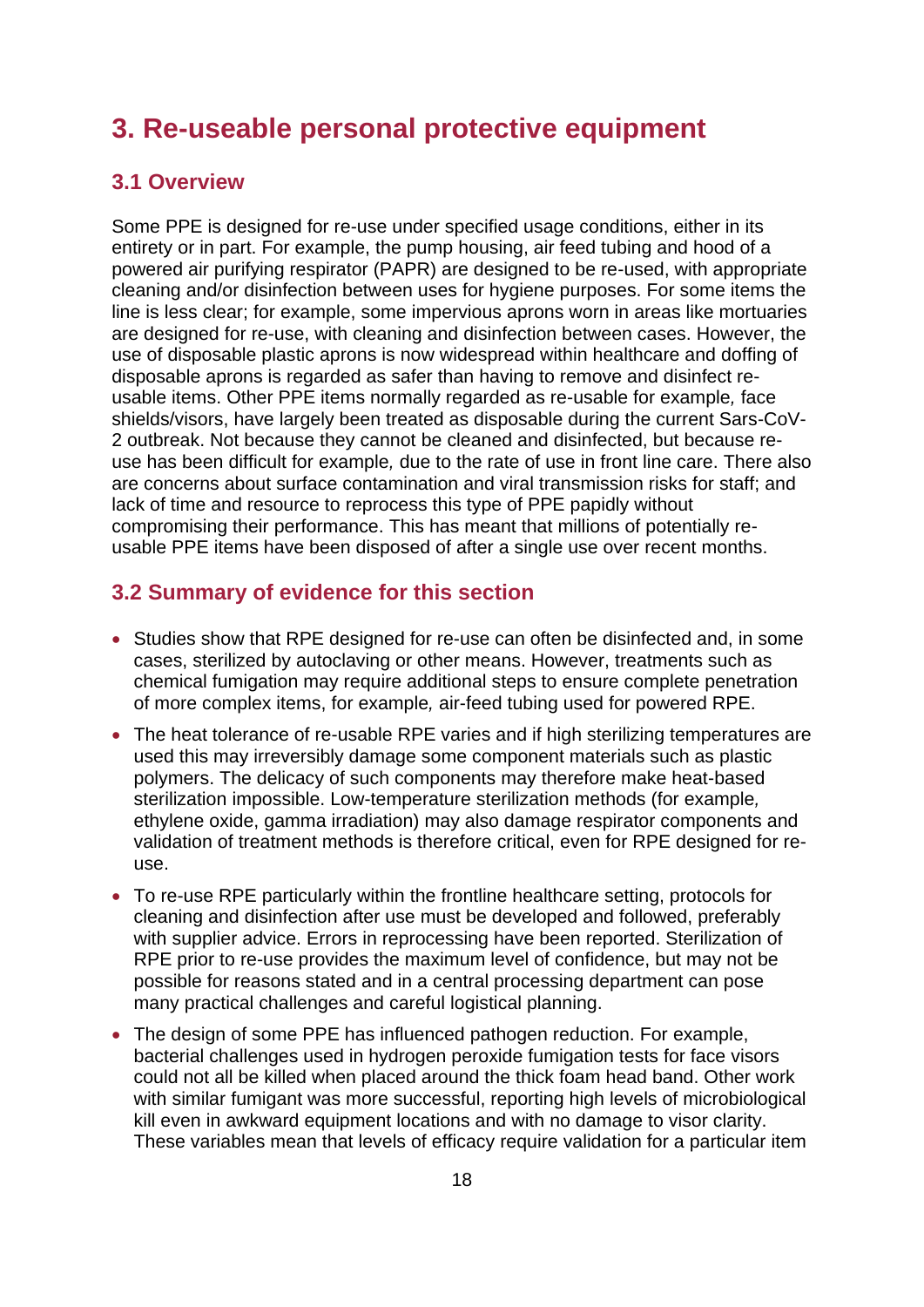# 3. Re-useable personal protective equipment

## 3.1 Overview

Some PPE is designed for re-use under specified usage conditions, either in its entirety or in part. For example, the pump housing, air feed tubing and hood of a powered air purifying respirator (PAPR) are designed to be re-used, with appropriate cleaning and/or disinfection between uses for hygiene purposes. For some items the line is less clear; for example, some impervious aprons worn in areas like mortuaries are designed for re-use, with cleaning and disinfection between cases. However, the use of disposable plastic aprons is now widespread within healthcare and doffing of disposable aprons is regarded as safer than having to remove and disinfect re-usable items. Other PPE items normally regarded as re-usable for example, face shields/visors, have largely been treated as disposable during the current Sars-CoV-2 outbreak. Not because they cannot be cleaned and disinfected, but because re-use has been difficult for example, due to the rate of use in front line care. There also are concerns about surface contamination and viral transmission risks for staff; and lack of time and resource to reprocess this type of PPE papidly without compromising their performance. This has meant that millions of potentially re-usable PPE items have been disposed of after a single use over recent months.

## 3.2 Summary of evidence for this section

- Studies show that RPE designed for re-use can often be disinfected and, in some cases, sterilized by autoclaving or other means. However, treatments such as chemical fumigation may require additional steps to ensure complete penetration of more complex items, for example, air-feed tubing used for powered RPE.
- The heat tolerance of re-usable RPE varies and if high sterilizing temperatures are used this may irreversibly damage some component materials such as plastic polymers. The delicacy of such components may therefore make heat-based sterilization impossible. Low-temperature sterilization methods (for example, ethylene oxide, gamma irradiation) may also damage respirator components and validation of treatment methods is therefore critical, even for RPE designed for re-use.
- To re-use RPE particularly within the frontline healthcare setting, protocols for cleaning and disinfection after use must be developed and followed, preferably with supplier advice. Errors in reprocessing have been reported. Sterilization of RPE prior to re-use provides the maximum level of confidence, but may not be possible for reasons stated and in a central processing department can pose many practical challenges and careful logistical planning.
- The design of some PPE has influenced pathogen reduction. For example, bacterial challenges used in hydrogen peroxide fumigation tests for face visors could not all be killed when placed around the thick foam head band. Other work with similar fumigant was more successful, reporting high levels of microbiological kill even in awkward equipment locations and with no damage to visor clarity. These variables mean that levels of efficacy require validation for a particular item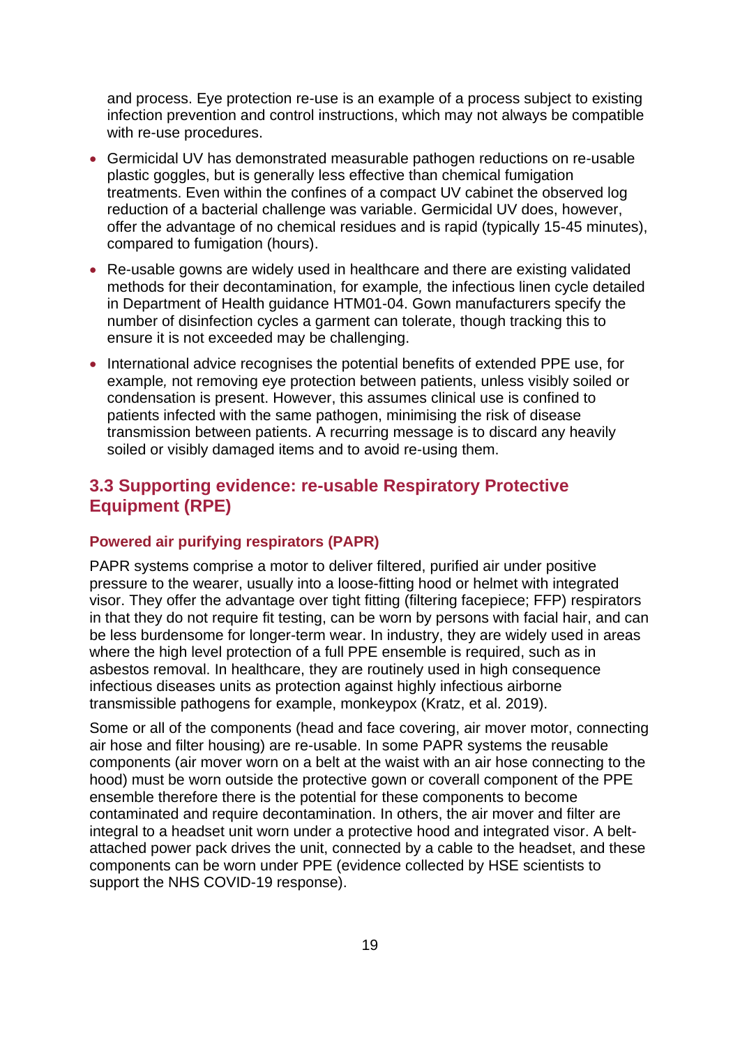and process. Eye protection re-use is an example of a process subject to existing infection prevention and control instructions, which may not always be compatible with re-use procedures.

- Germicidal UV has demonstrated measurable pathogen reductions on re-usable plastic goggles, but is generally less effective than chemical fumigation treatments. Even within the confines of a compact UV cabinet the observed log reduction of a bacterial challenge was variable. Germicidal UV does, however, offer the advantage of no chemical residues and is rapid (typically 15-45 minutes), compared to fumigation (hours).
- Re-usable gowns are widely used in healthcare and there are existing validated methods for their decontamination, for example*,* the infectious linen cycle detailed in Department of Health guidance HTM01-04. Gown manufacturers specify the number of disinfection cycles a garment can tolerate, though tracking this to ensure it is not exceeded may be challenging.
- International advice recognises the potential benefits of extended PPE use, for example*,* not removing eye protection between patients, unless visibly soiled or condensation is present. However, this assumes clinical use is confined to patients infected with the same pathogen, minimising the risk of disease transmission between patients. A recurring message is to discard any heavily soiled or visibly damaged items and to avoid re-using them.

## 3.3 Supporting evidence: re-usable Respiratory Protective Equipment (RPE)

### Powered air purifying respirators (PAPR)

PAPR systems comprise a motor to deliver filtered, purified air under positive pressure to the wearer, usually into a loose-fitting hood or helmet with integrated visor. They offer the advantage over tight fitting (filtering facepiece; FFP) respirators in that they do not require fit testing, can be worn by persons with facial hair, and can be less burdensome for longer-term wear. In industry, they are widely used in areas where the high level protection of a full PPE ensemble is required, such as in asbestos removal. In healthcare, they are routinely used in high consequence infectious diseases units as protection against highly infectious airborne transmissible pathogens for example, monkeypox (Kratz, et al. 2019).

Some or all of the components (head and face covering, air mover motor, connecting air hose and filter housing) are re-usable. In some PAPR systems the reusable components (air mover worn on a belt at the waist with an air hose connecting to the hood) must be worn outside the protective gown or coverall component of the PPE ensemble therefore there is the potential for these components to become contaminated and require decontamination. In others, the air mover and filter are integral to a headset unit worn under a protective hood and integrated visor. A belt-attached power pack drives the unit, connected by a cable to the headset, and these components can be worn under PPE (evidence collected by HSE scientists to support the NHS COVID-19 response).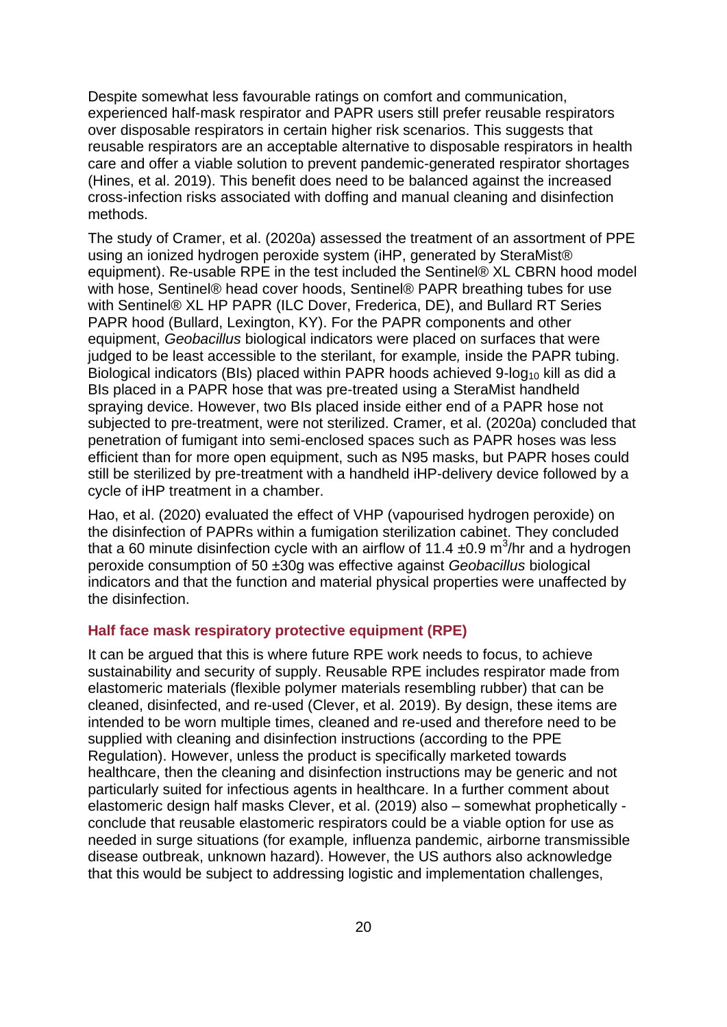Despite somewhat less favourable ratings on comfort and communication, experienced half-mask respirator and PAPR users still prefer reusable respirators over disposable respirators in certain higher risk scenarios. This suggests that reusable respirators are an acceptable alternative to disposable respirators in health care and offer a viable solution to prevent pandemic-generated respirator shortages (Hines, et al. 2019). This benefit does need to be balanced against the increased cross-infection risks associated with doffing and manual cleaning and disinfection methods.

The study of Cramer, et al. (2020a) assessed the treatment of an assortment of PPE using an ionized hydrogen peroxide system (iHP, generated by SteraMist® equipment). Re-usable RPE in the test included the Sentinel® XL CBRN hood model with hose, Sentinel® head cover hoods, Sentinel® PAPR breathing tubes for use with Sentinel® XL HP PAPR (ILC Dover, Frederica, DE), and Bullard RT Series PAPR hood (Bullard, Lexington, KY). For the PAPR components and other equipment, *Geobacillus* biological indicators were placed on surfaces that were judged to be least accessible to the sterilant, for example*,* inside the PAPR tubing. Biological indicators (BIs) placed within PAPR hoods achieved 9-$\log_{10}$ kill as did a BIs placed in a PAPR hose that was pre-treated using a SteraMist handheld spraying device. However, two BIs placed inside either end of a PAPR hose not subjected to pre-treatment, were not sterilized. Cramer, et al. (2020a) concluded that penetration of fumigant into semi-enclosed spaces such as PAPR hoses was less efficient than for more open equipment, such as N95 masks, but PAPR hoses could still be sterilized by pre-treatment with a handheld iHP-delivery device followed by a cycle of iHP treatment in a chamber.

Hao, et al. (2020) evaluated the effect of VHP (vapourised hydrogen peroxide) on the disinfection of PAPRs within a fumigation sterilization cabinet. They concluded that a 60 minute disinfection cycle with an airflow of 11.4 ±0.9 $m^3$/hr and a hydrogen peroxide consumption of 50 ±30g was effective against *Geobacillus* biological indicators and that the function and material physical properties were unaffected by the disinfection.

### Half face mask respiratory protective equipment (RPE)

It can be argued that this is where future RPE work needs to focus, to achieve sustainability and security of supply. Reusable RPE includes respirator made from elastomeric materials (flexible polymer materials resembling rubber) that can be cleaned, disinfected, and re-used (Clever, et al. 2019). By design, these items are intended to be worn multiple times, cleaned and re-used and therefore need to be supplied with cleaning and disinfection instructions (according to the PPE Regulation). However, unless the product is specifically marketed towards healthcare, then the cleaning and disinfection instructions may be generic and not particularly suited for infectious agents in healthcare. In a further comment about elastomeric design half masks Clever, et al. (2019) also – somewhat prophetically - conclude that reusable elastomeric respirators could be a viable option for use as needed in surge situations (for example*,* influenza pandemic, airborne transmissible disease outbreak, unknown hazard). However, the US authors also acknowledge that this would be subject to addressing logistic and implementation challenges,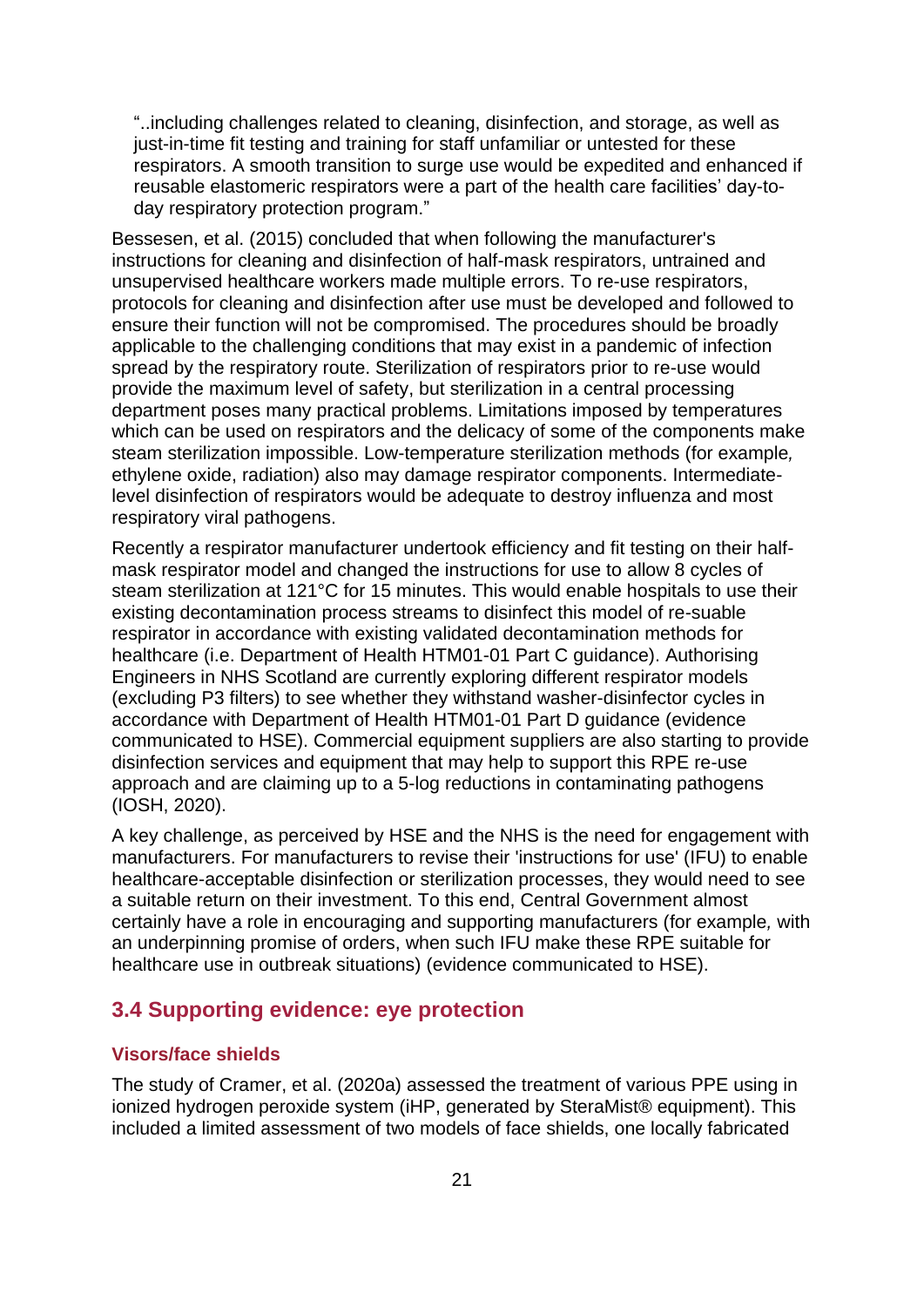> "..including challenges related to cleaning, disinfection, and storage, as well as just-in-time fit testing and training for staff unfamiliar or untested for these respirators. A smooth transition to surge use would be expedited and enhanced if reusable elastomeric respirators were a part of the health care facilities' day-to-day respiratory protection program."

Bessesen, et al. (2015) concluded that when following the manufacturer's instructions for cleaning and disinfection of half-mask respirators, untrained and unsupervised healthcare workers made multiple errors. To re-use respirators, protocols for cleaning and disinfection after use must be developed and followed to ensure their function will not be compromised. The procedures should be broadly applicable to the challenging conditions that may exist in a pandemic of infection spread by the respiratory route. Sterilization of respirators prior to re-use would provide the maximum level of safety, but sterilization in a central processing department poses many practical problems. Limitations imposed by temperatures which can be used on respirators and the delicacy of some of the components make steam sterilization impossible. Low-temperature sterilization methods (for example*,* ethylene oxide, radiation) also may damage respirator components. Intermediate-level disinfection of respirators would be adequate to destroy influenza and most respiratory viral pathogens.

Recently a respirator manufacturer undertook efficiency and fit testing on their half-mask respirator model and changed the instructions for use to allow 8 cycles of steam sterilization at 121°C for 15 minutes. This would enable hospitals to use their existing decontamination process streams to disinfect this model of re-suable respirator in accordance with existing validated decontamination methods for healthcare (i.e. Department of Health HTM01-01 Part C guidance). Authorising Engineers in NHS Scotland are currently exploring different respirator models (excluding P3 filters) to see whether they withstand washer-disinfector cycles in accordance with Department of Health HTM01-01 Part D guidance (evidence communicated to HSE). Commercial equipment suppliers are also starting to provide disinfection services and equipment that may help to support this RPE re-use approach and are claiming up to a 5-log reductions in contaminating pathogens (IOSH, 2020).

A key challenge, as perceived by HSE and the NHS is the need for engagement with manufacturers. For manufacturers to revise their 'instructions for use' (IFU) to enable healthcare-acceptable disinfection or sterilization processes, they would need to see a suitable return on their investment. To this end, Central Government almost certainly have a role in encouraging and supporting manufacturers (for example*,* with an underpinning promise of orders, when such IFU make these RPE suitable for healthcare use in outbreak situations) (evidence communicated to HSE).

## 3.4 Supporting evidence: eye protection

### Visors/face shields

The study of Cramer, et al. (2020a) assessed the treatment of various PPE using in ionized hydrogen peroxide system (iHP, generated by SteraMist® equipment). This included a limited assessment of two models of face shields, one locally fabricated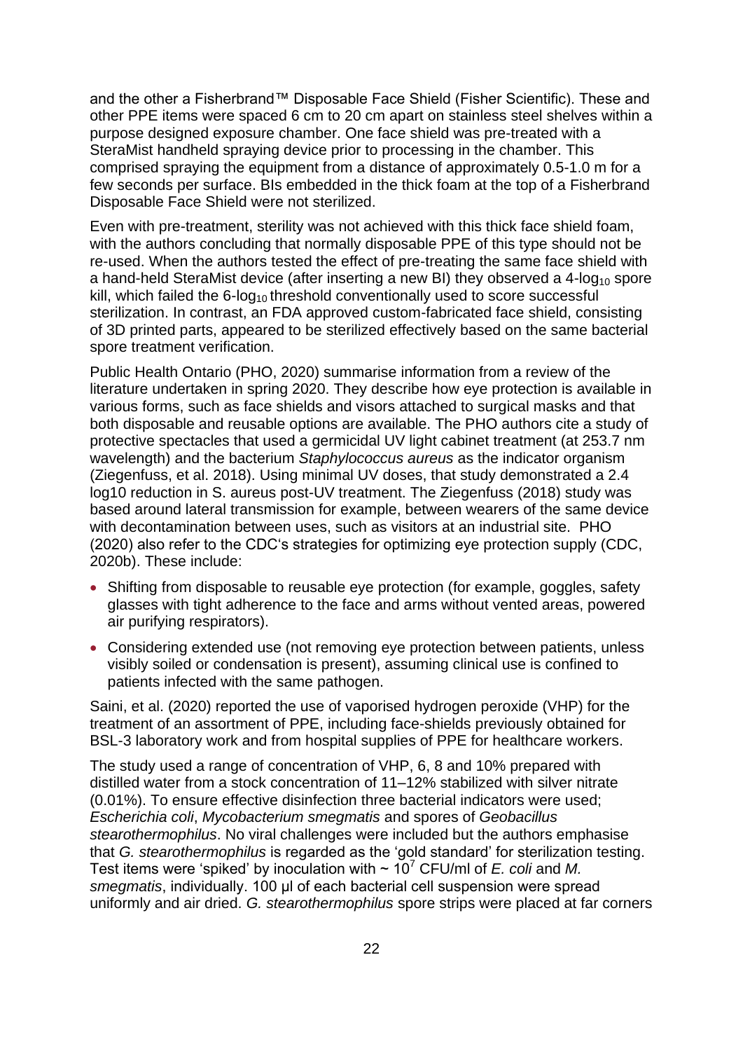and the other a Fisherbrand™ Disposable Face Shield (Fisher Scientific). These and other PPE items were spaced 6 cm to 20 cm apart on stainless steel shelves within a purpose designed exposure chamber. One face shield was pre-treated with a SteraMist handheld spraying device prior to processing in the chamber. This comprised spraying the equipment from a distance of approximately 0.5-1.0 m for a few seconds per surface. BIs embedded in the thick foam at the top of a Fisherbrand Disposable Face Shield were not sterilized.

Even with pre-treatment, sterility was not achieved with this thick face shield foam, with the authors concluding that normally disposable PPE of this type should not be re-used. When the authors tested the effect of pre-treating the same face shield with a hand-held SteraMist device (after inserting a new BI) they observed a 4-$\log_{10}$ spore kill, which failed the 6-$\log_{10}$ threshold conventionally used to score successful sterilization. In contrast, an FDA approved custom-fabricated face shield, consisting of 3D printed parts, appeared to be sterilized effectively based on the same bacterial spore treatment verification.

Public Health Ontario (PHO, 2020) summarise information from a review of the literature undertaken in spring 2020. They describe how eye protection is available in various forms, such as face shields and visors attached to surgical masks and that both disposable and reusable options are available. The PHO authors cite a study of protective spectacles that used a germicidal UV light cabinet treatment (at 253.7 nm wavelength) and the bacterium *Staphylococcus aureus* as the indicator organism (Ziegenfuss, et al. 2018). Using minimal UV doses, that study demonstrated a 2.4 log10 reduction in S. aureus post-UV treatment. The Ziegenfuss (2018) study was based around lateral transmission for example, between wearers of the same device with decontamination between uses, such as visitors at an industrial site. PHO (2020) also refer to the CDC's strategies for optimizing eye protection supply (CDC, 2020b). These include:

- Shifting from disposable to reusable eye protection (for example, goggles, safety glasses with tight adherence to the face and arms without vented areas, powered air purifying respirators).
- Considering extended use (not removing eye protection between patients, unless visibly soiled or condensation is present), assuming clinical use is confined to patients infected with the same pathogen.

Saini, et al. (2020) reported the use of vaporised hydrogen peroxide (VHP) for the treatment of an assortment of PPE, including face-shields previously obtained for BSL-3 laboratory work and from hospital supplies of PPE for healthcare workers.

The study used a range of concentration of VHP, 6, 8 and 10% prepared with distilled water from a stock concentration of 11–12% stabilized with silver nitrate (0.01%). To ensure effective disinfection three bacterial indicators were used; *Escherichia coli*, *Mycobacterium smegmatis* and spores of *Geobacillus stearothermophilus*. No viral challenges were included but the authors emphasise that *G. stearothermophilus* is regarded as the 'gold standard' for sterilization testing. Test items were 'spiked' by inoculation with ~ $10^7$ CFU/ml of *E. coli* and *M. smegmatis*, individually. 100 µl of each bacterial cell suspension were spread uniformly and air dried. *G. stearothermophilus* spore strips were placed at far corners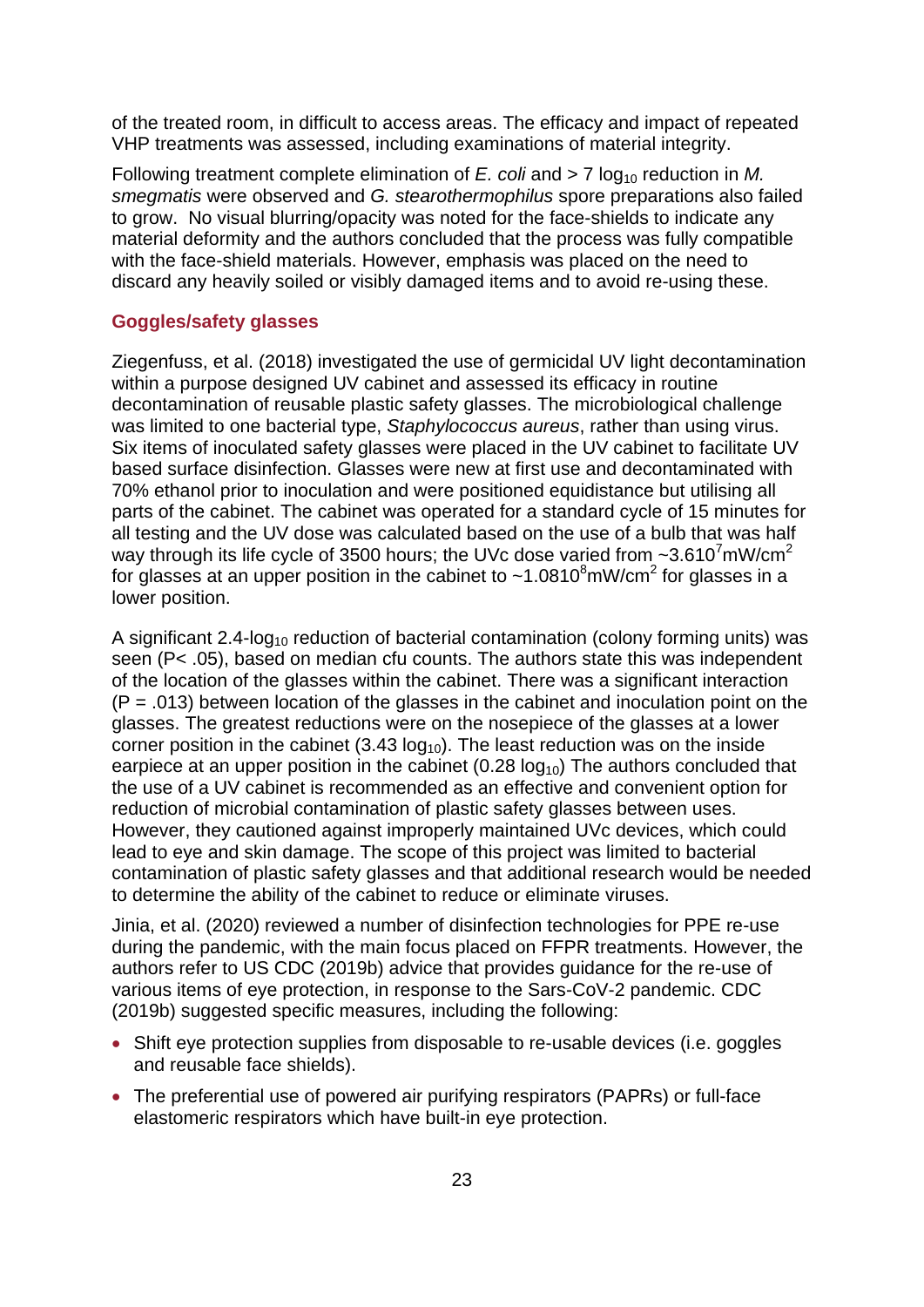of the treated room, in difficult to access areas. The efficacy and impact of repeated VHP treatments was assessed, including examinations of material integrity.

Following treatment complete elimination of *E. coli* and > 7 $\log_{10}$ reduction in *M. smegmatis* were observed and *G. stearothermophilus* spore preparations also failed to grow. No visual blurring/opacity was noted for the face-shields to indicate any material deformity and the authors concluded that the process was fully compatible with the face-shield materials. However, emphasis was placed on the need to discard any heavily soiled or visibly damaged items and to avoid re-using these.

### Goggles/safety glasses

Ziegenfuss, et al. (2018) investigated the use of germicidal UV light decontamination within a purpose designed UV cabinet and assessed its efficacy in routine decontamination of reusable plastic safety glasses. The microbiological challenge was limited to one bacterial type, *Staphylococcus aureus*, rather than using virus. Six items of inoculated safety glasses were placed in the UV cabinet to facilitate UV based surface disinfection. Glasses were new at first use and decontaminated with 70% ethanol prior to inoculation and were positioned equidistance but utilising all parts of the cabinet. The cabinet was operated for a standard cycle of 15 minutes for all testing and the UV dose was calculated based on the use of a bulb that was half way through its life cycle of 3500 hours; the UVc dose varied from ~$3.610^7$mW/cm$^2$ for glasses at an upper position in the cabinet to ~$1.0810^8$mW/cm$^2$ for glasses in a lower position.

A significant 2.4-$\log_{10}$ reduction of bacterial contamination (colony forming units) was seen ($P< .05$), based on median cfu counts. The authors state this was independent of the location of the glasses within the cabinet. There was a significant interaction ($P = .013$) between location of the glasses in the cabinet and inoculation point on the glasses. The greatest reductions were on the nosepiece of the glasses at a lower corner position in the cabinet (3.43 $\log_{10}$). The least reduction was on the inside earpiece at an upper position in the cabinet (0.28 $\log_{10}$) The authors concluded that the use of a UV cabinet is recommended as an effective and convenient option for reduction of microbial contamination of plastic safety glasses between uses. However, they cautioned against improperly maintained UVc devices, which could lead to eye and skin damage. The scope of this project was limited to bacterial contamination of plastic safety glasses and that additional research would be needed to determine the ability of the cabinet to reduce or eliminate viruses.

Jinia, et al. (2020) reviewed a number of disinfection technologies for PPE re-use during the pandemic, with the main focus placed on FFPR treatments. However, the authors refer to US CDC (2019b) advice that provides guidance for the re-use of various items of eye protection, in response to the Sars-CoV-2 pandemic. CDC (2019b) suggested specific measures, including the following:

- Shift eye protection supplies from disposable to re-usable devices (i.e. goggles and reusable face shields).
- The preferential use of powered air purifying respirators (PAPRs) or full-face elastomeric respirators which have built-in eye protection.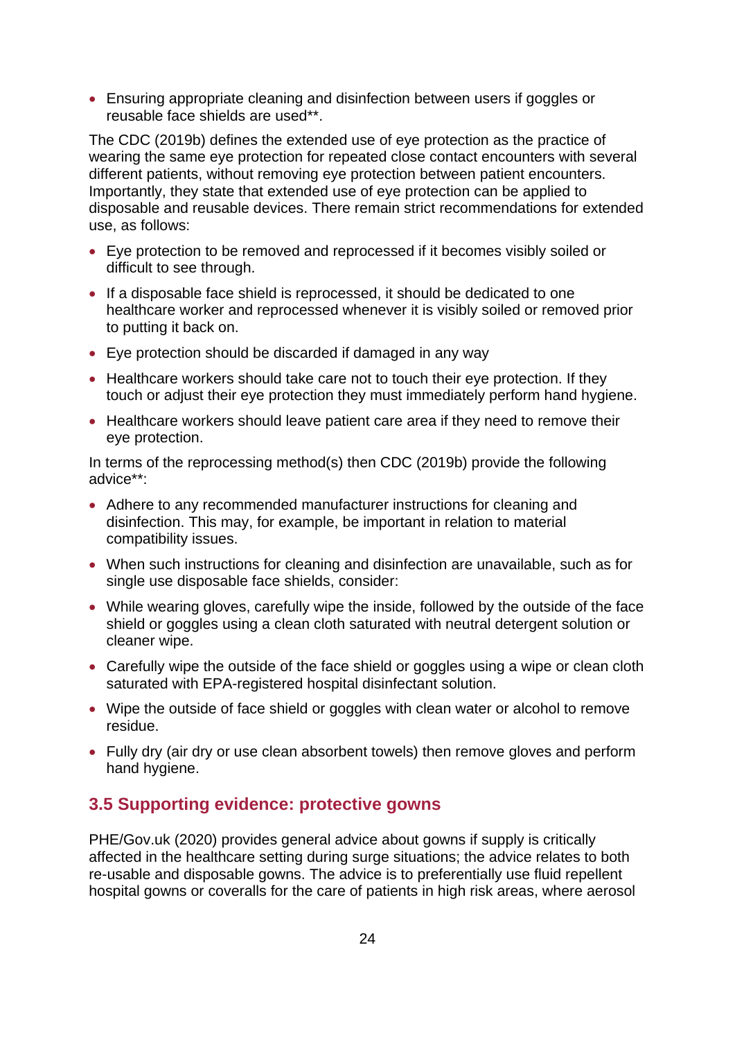- Ensuring appropriate cleaning and disinfection between users if goggles or reusable face shields are used**.

The CDC (2019b) defines the extended use of eye protection as the practice of wearing the same eye protection for repeated close contact encounters with several different patients, without removing eye protection between patient encounters. Importantly, they state that extended use of eye protection can be applied to disposable and reusable devices. There remain strict recommendations for extended use, as follows:

- Eye protection to be removed and reprocessed if it becomes visibly soiled or difficult to see through.
- If a disposable face shield is reprocessed, it should be dedicated to one healthcare worker and reprocessed whenever it is visibly soiled or removed prior to putting it back on.
- Eye protection should be discarded if damaged in any way
- Healthcare workers should take care not to touch their eye protection. If they touch or adjust their eye protection they must immediately perform hand hygiene.
- Healthcare workers should leave patient care area if they need to remove their eye protection.

In terms of the reprocessing method(s) then CDC (2019b) provide the following advice**:

- Adhere to any recommended manufacturer instructions for cleaning and disinfection. This may, for example, be important in relation to material compatibility issues.
- When such instructions for cleaning and disinfection are unavailable, such as for single use disposable face shields, consider:
- While wearing gloves, carefully wipe the inside, followed by the outside of the face shield or goggles using a clean cloth saturated with neutral detergent solution or cleaner wipe.
- Carefully wipe the outside of the face shield or goggles using a wipe or clean cloth saturated with EPA-registered hospital disinfectant solution.
- Wipe the outside of face shield or goggles with clean water or alcohol to remove residue.
- Fully dry (air dry or use clean absorbent towels) then remove gloves and perform hand hygiene.

## 3.5 Supporting evidence: protective gowns

PHE/Gov.uk (2020) provides general advice about gowns if supply is critically affected in the healthcare setting during surge situations; the advice relates to both re-usable and disposable gowns. The advice is to preferentially use fluid repellent hospital gowns or coveralls for the care of patients in high risk areas, where aerosol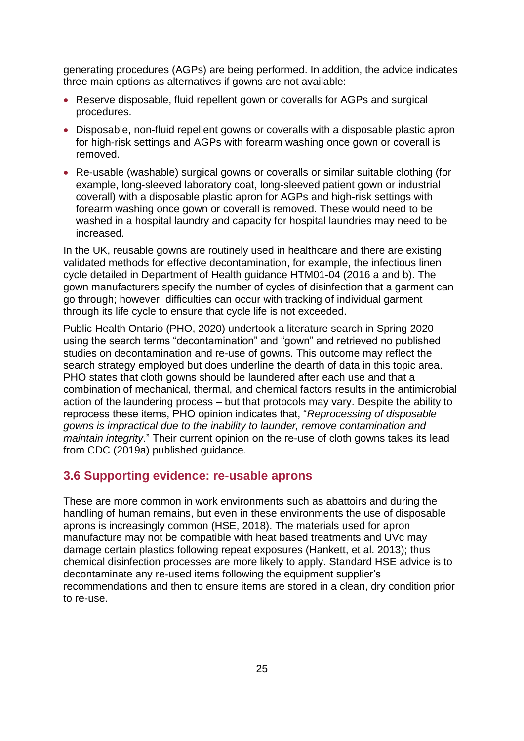generating procedures (AGPs) are being performed. In addition, the advice indicates three main options as alternatives if gowns are not available:

- Reserve disposable, fluid repellent gown or coveralls for AGPs and surgical procedures.
- Disposable, non-fluid repellent gowns or coveralls with a disposable plastic apron for high-risk settings and AGPs with forearm washing once gown or coverall is removed.
- Re-usable (washable) surgical gowns or coveralls or similar suitable clothing (for example, long-sleeved laboratory coat, long-sleeved patient gown or industrial coverall) with a disposable plastic apron for AGPs and high-risk settings with forearm washing once gown or coverall is removed. These would need to be washed in a hospital laundry and capacity for hospital laundries may need to be increased.

In the UK, reusable gowns are routinely used in healthcare and there are existing validated methods for effective decontamination, for example, the infectious linen cycle detailed in Department of Health guidance HTM01-04 (2016 a and b). The gown manufacturers specify the number of cycles of disinfection that a garment can go through; however, difficulties can occur with tracking of individual garment through its life cycle to ensure that cycle life is not exceeded.

Public Health Ontario (PHO, 2020) undertook a literature search in Spring 2020 using the search terms "decontamination" and "gown" and retrieved no published studies on decontamination and re-use of gowns. This outcome may reflect the search strategy employed but does underline the dearth of data in this topic area. PHO states that cloth gowns should be laundered after each use and that a combination of mechanical, thermal, and chemical factors results in the antimicrobial action of the laundering process – but that protocols may vary. Despite the ability to reprocess these items, PHO opinion indicates that, "*Reprocessing of disposable gowns is impractical due to the inability to launder, remove contamination and maintain integrity*." Their current opinion on the re-use of cloth gowns takes its lead from CDC (2019a) published guidance.

## 3.6 Supporting evidence: re-usable aprons

These are more common in work environments such as abattoirs and during the handling of human remains, but even in these environments the use of disposable aprons is increasingly common (HSE, 2018). The materials used for apron manufacture may not be compatible with heat based treatments and UVc may damage certain plastics following repeat exposures (Hankett, et al. 2013); thus chemical disinfection processes are more likely to apply. Standard HSE advice is to decontaminate any re-used items following the equipment supplier's recommendations and then to ensure items are stored in a clean, dry condition prior to re-use.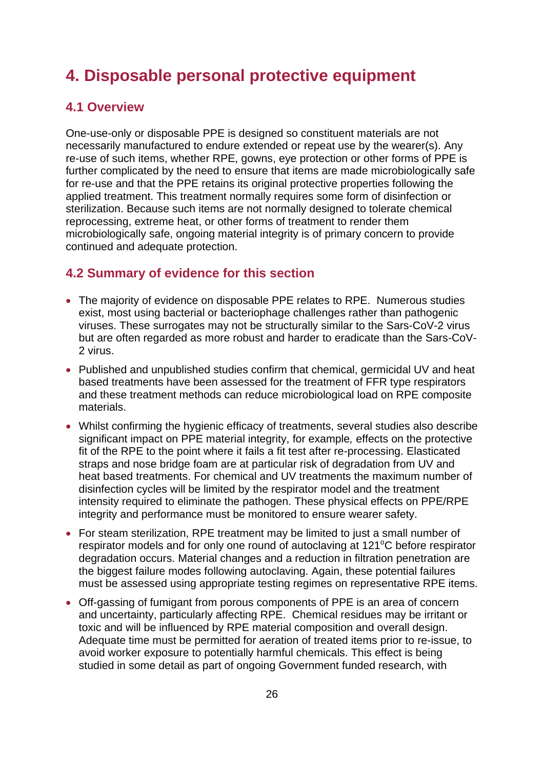# 4. Disposable personal protective equipment

## 4.1 Overview

One-use-only or disposable PPE is designed so constituent materials are not necessarily manufactured to endure extended or repeat use by the wearer(s). Any re-use of such items, whether RPE, gowns, eye protection or other forms of PPE is further complicated by the need to ensure that items are made microbiologically safe for re-use and that the PPE retains its original protective properties following the applied treatment. This treatment normally requires some form of disinfection or sterilization. Because such items are not normally designed to tolerate chemical reprocessing, extreme heat, or other forms of treatment to render them microbiologically safe, ongoing material integrity is of primary concern to provide continued and adequate protection.

## 4.2 Summary of evidence for this section

- The majority of evidence on disposable PPE relates to RPE. Numerous studies exist, most using bacterial or bacteriophage challenges rather than pathogenic viruses. These surrogates may not be structurally similar to the Sars-CoV-2 virus but are often regarded as more robust and harder to eradicate than the Sars-CoV-2 virus.
- Published and unpublished studies confirm that chemical, germicidal UV and heat based treatments have been assessed for the treatment of FFR type respirators and these treatment methods can reduce microbiological load on RPE composite materials.
- Whilst confirming the hygienic efficacy of treatments, several studies also describe significant impact on PPE material integrity, for example, effects on the protective fit of the RPE to the point where it fails a fit test after re-processing. Elasticated straps and nose bridge foam are at particular risk of degradation from UV and heat based treatments. For chemical and UV treatments the maximum number of disinfection cycles will be limited by the respirator model and the treatment intensity required to eliminate the pathogen. These physical effects on PPE/RPE integrity and performance must be monitored to ensure wearer safety.
- For steam sterilization, RPE treatment may be limited to just a small number of respirator models and for only one round of autoclaving at 121°C before respirator degradation occurs. Material changes and a reduction in filtration penetration are the biggest failure modes following autoclaving. Again, these potential failures must be assessed using appropriate testing regimes on representative RPE items.
- Off-gassing of fumigant from porous components of PPE is an area of concern and uncertainty, particularly affecting RPE. Chemical residues may be irritant or toxic and will be influenced by RPE material composition and overall design. Adequate time must be permitted for aeration of treated items prior to re-issue, to avoid worker exposure to potentially harmful chemicals. This effect is being studied in some detail as part of ongoing Government funded research, with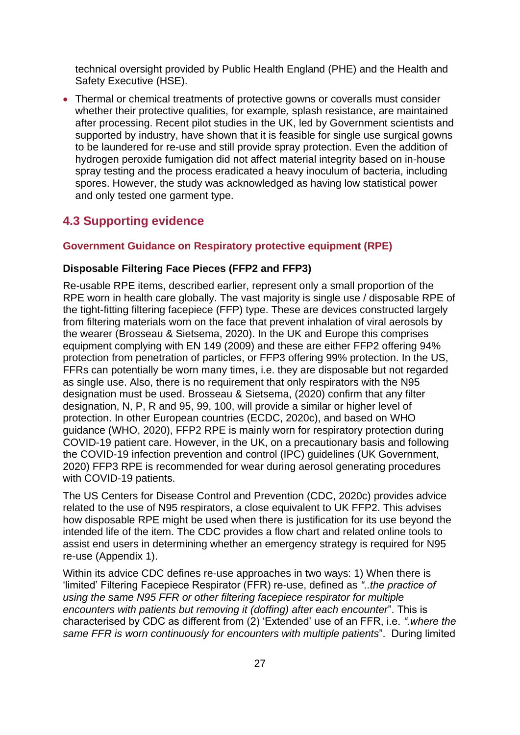technical oversight provided by Public Health England (PHE) and the Health and Safety Executive (HSE).

- Thermal or chemical treatments of protective gowns or coveralls must consider whether their protective qualities, for example, splash resistance, are maintained after processing. Recent pilot studies in the UK, led by Government scientists and supported by industry, have shown that it is feasible for single use surgical gowns to be laundered for re-use and still provide spray protection. Even the addition of hydrogen peroxide fumigation did not affect material integrity based on in-house spray testing and the process eradicated a heavy inoculum of bacteria, including spores. However, the study was acknowledged as having low statistical power and only tested one garment type.

## 4.3 Supporting evidence

### Government Guidance on Respiratory protective equipment (RPE)

#### Disposable Filtering Face Pieces (FFP2 and FFP3)

Re-usable RPE items, described earlier, represent only a small proportion of the RPE worn in health care globally. The vast majority is single use / disposable RPE of the tight-fitting filtering facepiece (FFP) type. These are devices constructed largely from filtering materials worn on the face that prevent inhalation of viral aerosols by the wearer (Brosseau & Sietsema, 2020). In the UK and Europe this comprises equipment complying with EN 149 (2009) and these are either FFP2 offering 94% protection from penetration of particles, or FFP3 offering 99% protection. In the US, FFRs can potentially be worn many times, i.e. they are disposable but not regarded as single use. Also, there is no requirement that only respirators with the N95 designation must be used. Brosseau & Sietsema, (2020) confirm that any filter designation, N, P, R and 95, 99, 100, will provide a similar or higher level of protection. In other European countries (ECDC, 2020c), and based on WHO guidance (WHO, 2020), FFP2 RPE is mainly worn for respiratory protection during COVID-19 patient care. However, in the UK, on a precautionary basis and following the COVID-19 infection prevention and control (IPC) guidelines (UK Government, 2020) FFP3 RPE is recommended for wear during aerosol generating procedures with COVID-19 patients.

The US Centers for Disease Control and Prevention (CDC, 2020c) provides advice related to the use of N95 respirators, a close equivalent to UK FFP2. This advises how disposable RPE might be used when there is justification for its use beyond the intended life of the item. The CDC provides a flow chart and related online tools to assist end users in determining whether an emergency strategy is required for N95 re-use (Appendix 1).

Within its advice CDC defines re-use approaches in two ways: 1) When there is 'limited' Filtering Facepiece Respirator (FFR) re-use, defined as *"..the practice of using the same N95 FFR or other filtering facepiece respirator for multiple encounters with patients but removing it (doffing) after each encounter*". This is characterised by CDC as different from (2) 'Extended' use of an FFR, i.e. *".where the same FFR is worn continuously for encounters with multiple patients*". During limited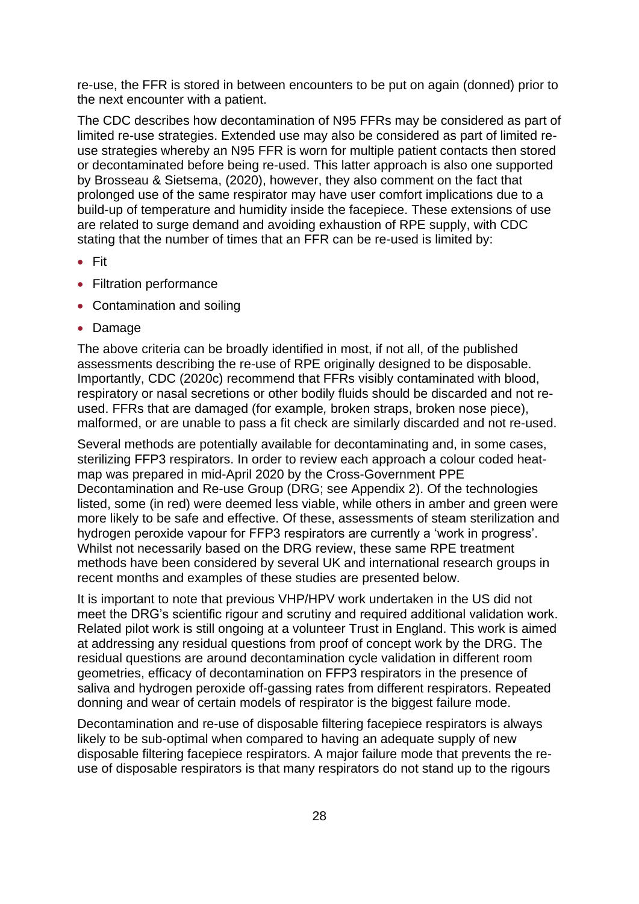re-use, the FFR is stored in between encounters to be put on again (donned) prior to the next encounter with a patient.

The CDC describes how decontamination of N95 FFRs may be considered as part of limited re-use strategies. Extended use may also be considered as part of limited re-use strategies whereby an N95 FFR is worn for multiple patient contacts then stored or decontaminated before being re-used. This latter approach is also one supported by Brosseau & Sietsema, (2020), however, they also comment on the fact that prolonged use of the same respirator may have user comfort implications due to a build-up of temperature and humidity inside the facepiece. These extensions of use are related to surge demand and avoiding exhaustion of RPE supply, with CDC stating that the number of times that an FFR can be re-used is limited by:

- Fit
- Filtration performance
- Contamination and soiling
- Damage

The above criteria can be broadly identified in most, if not all, of the published assessments describing the re-use of RPE originally designed to be disposable. Importantly, CDC (2020c) recommend that FFRs visibly contaminated with blood, respiratory or nasal secretions or other bodily fluids should be discarded and not re-used. FFRs that are damaged (for example*,* broken straps, broken nose piece), malformed, or are unable to pass a fit check are similarly discarded and not re-used.

Several methods are potentially available for decontaminating and, in some cases, sterilizing FFP3 respirators. In order to review each approach a colour coded heat-map was prepared in mid-April 2020 by the Cross-Government PPE Decontamination and Re-use Group (DRG; see Appendix 2). Of the technologies listed, some (in red) were deemed less viable, while others in amber and green were more likely to be safe and effective. Of these, assessments of steam sterilization and hydrogen peroxide vapour for FFP3 respirators are currently a 'work in progress'. Whilst not necessarily based on the DRG review, these same RPE treatment methods have been considered by several UK and international research groups in recent months and examples of these studies are presented below.

It is important to note that previous VHP/HPV work undertaken in the US did not meet the DRG's scientific rigour and scrutiny and required additional validation work. Related pilot work is still ongoing at a volunteer Trust in England. This work is aimed at addressing any residual questions from proof of concept work by the DRG. The residual questions are around decontamination cycle validation in different room geometries, efficacy of decontamination on FFP3 respirators in the presence of saliva and hydrogen peroxide off-gassing rates from different respirators. Repeated donning and wear of certain models of respirator is the biggest failure mode.

Decontamination and re-use of disposable filtering facepiece respirators is always likely to be sub-optimal when compared to having an adequate supply of new disposable filtering facepiece respirators. A major failure mode that prevents the re-use of disposable respirators is that many respirators do not stand up to the rigours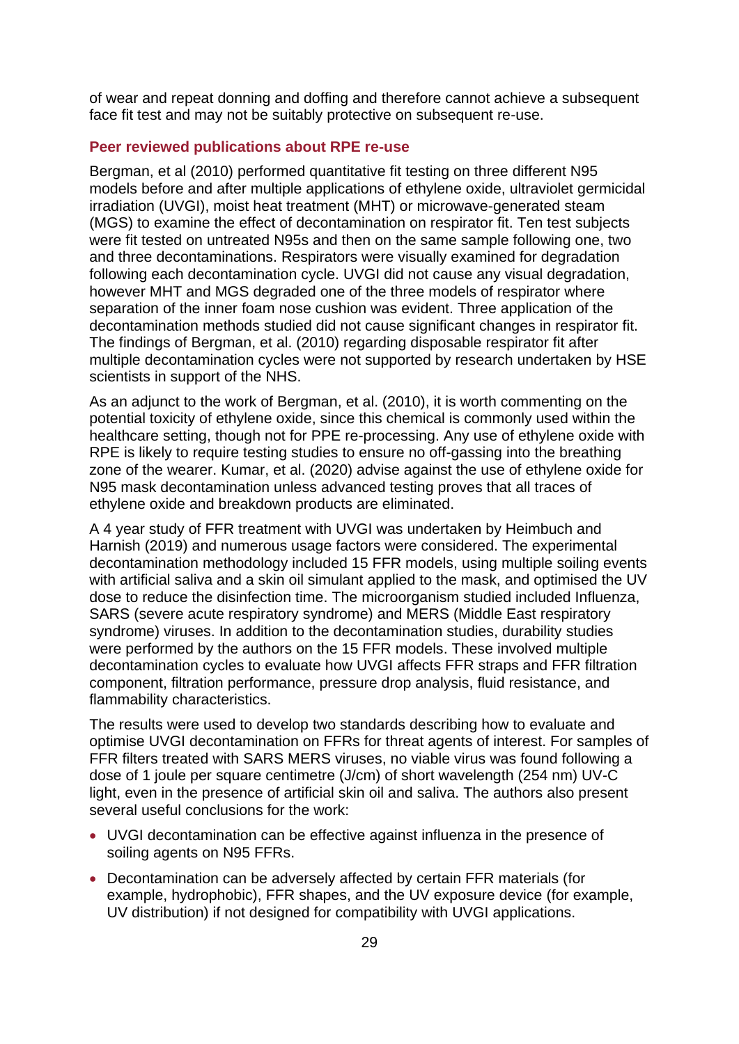of wear and repeat donning and doffing and therefore cannot achieve a subsequent face fit test and may not be suitably protective on subsequent re-use.

### Peer reviewed publications about RPE re-use

Bergman, et al (2010) performed quantitative fit testing on three different N95 models before and after multiple applications of ethylene oxide, ultraviolet germicidal irradiation (UVGI), moist heat treatment (MHT) or microwave-generated steam (MGS) to examine the effect of decontamination on respirator fit. Ten test subjects were fit tested on untreated N95s and then on the same sample following one, two and three decontaminations. Respirators were visually examined for degradation following each decontamination cycle. UVGI did not cause any visual degradation, however MHT and MGS degraded one of the three models of respirator where separation of the inner foam nose cushion was evident. Three application of the decontamination methods studied did not cause significant changes in respirator fit. The findings of Bergman, et al. (2010) regarding disposable respirator fit after multiple decontamination cycles were not supported by research undertaken by HSE scientists in support of the NHS.

As an adjunct to the work of Bergman, et al. (2010), it is worth commenting on the potential toxicity of ethylene oxide, since this chemical is commonly used within the healthcare setting, though not for PPE re-processing. Any use of ethylene oxide with RPE is likely to require testing studies to ensure no off-gassing into the breathing zone of the wearer. Kumar, et al. (2020) advise against the use of ethylene oxide for N95 mask decontamination unless advanced testing proves that all traces of ethylene oxide and breakdown products are eliminated.

A 4 year study of FFR treatment with UVGI was undertaken by Heimbuch and Harnish (2019) and numerous usage factors were considered. The experimental decontamination methodology included 15 FFR models, using multiple soiling events with artificial saliva and a skin oil simulant applied to the mask, and optimised the UV dose to reduce the disinfection time. The microorganism studied included Influenza, SARS (severe acute respiratory syndrome) and MERS (Middle East respiratory syndrome) viruses. In addition to the decontamination studies, durability studies were performed by the authors on the 15 FFR models. These involved multiple decontamination cycles to evaluate how UVGI affects FFR straps and FFR filtration component, filtration performance, pressure drop analysis, fluid resistance, and flammability characteristics.

The results were used to develop two standards describing how to evaluate and optimise UVGI decontamination on FFRs for threat agents of interest. For samples of FFR filters treated with SARS MERS viruses, no viable virus was found following a dose of 1 joule per square centimetre (J/cm) of short wavelength (254 nm) UV-C light, even in the presence of artificial skin oil and saliva. The authors also present several useful conclusions for the work:

- UVGI decontamination can be effective against influenza in the presence of soiling agents on N95 FFRs.
- Decontamination can be adversely affected by certain FFR materials (for example, hydrophobic), FFR shapes, and the UV exposure device (for example, UV distribution) if not designed for compatibility with UVGI applications.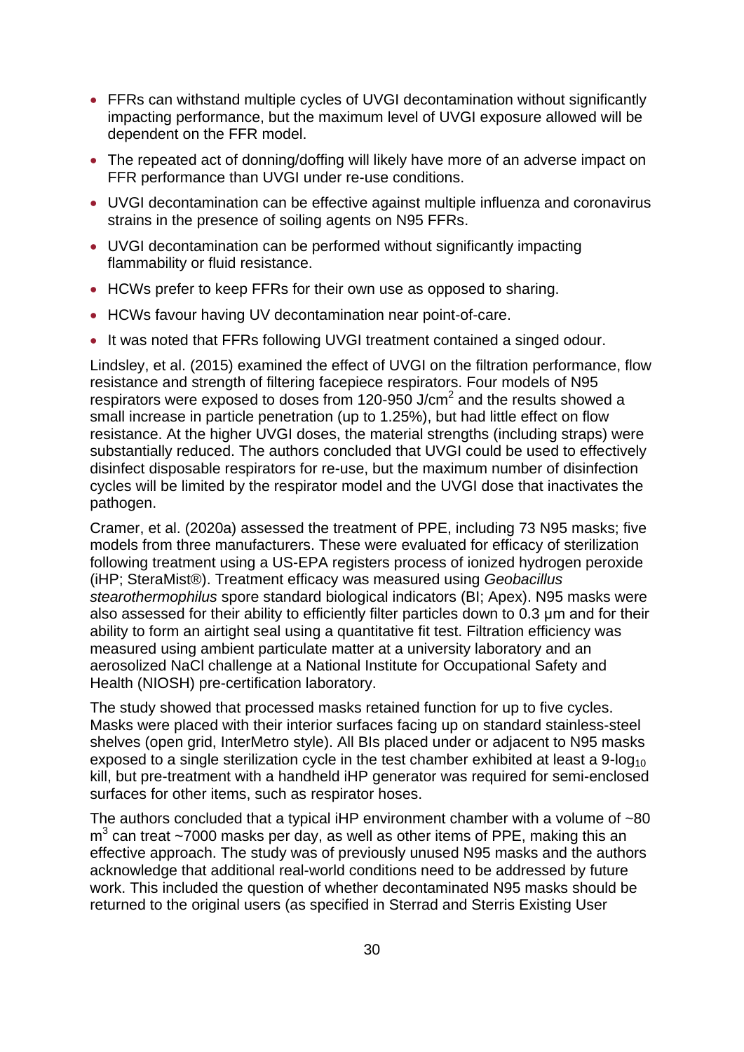- FFRs can withstand multiple cycles of UVGI decontamination without significantly impacting performance, but the maximum level of UVGI exposure allowed will be dependent on the FFR model.
- The repeated act of donning/doffing will likely have more of an adverse impact on FFR performance than UVGI under re-use conditions.
- UVGI decontamination can be effective against multiple influenza and coronavirus strains in the presence of soiling agents on N95 FFRs.
- UVGI decontamination can be performed without significantly impacting flammability or fluid resistance.
- HCWs prefer to keep FFRs for their own use as opposed to sharing.
- HCWs favour having UV decontamination near point-of-care.
- It was noted that FFRs following UVGI treatment contained a singed odour.

Lindsley, et al. (2015) examined the effect of UVGI on the filtration performance, flow resistance and strength of filtering facepiece respirators. Four models of N95 respirators were exposed to doses from 120-950 J/cm$^2$ and the results showed a small increase in particle penetration (up to 1.25%), but had little effect on flow resistance. At the higher UVGI doses, the material strengths (including straps) were substantially reduced. The authors concluded that UVGI could be used to effectively disinfect disposable respirators for re-use, but the maximum number of disinfection cycles will be limited by the respirator model and the UVGI dose that inactivates the pathogen.

Cramer, et al. (2020a) assessed the treatment of PPE, including 73 N95 masks; five models from three manufacturers. These were evaluated for efficacy of sterilization following treatment using a US-EPA registers process of ionized hydrogen peroxide (iHP; SteraMist®). Treatment efficacy was measured using *Geobacillus stearothermophilus* spore standard biological indicators (BI; Apex). N95 masks were also assessed for their ability to efficiently filter particles down to 0.3 μm and for their ability to form an airtight seal using a quantitative fit test. Filtration efficiency was measured using ambient particulate matter at a university laboratory and an aerosolized NaCl challenge at a National Institute for Occupational Safety and Health (NIOSH) pre-certification laboratory.

The study showed that processed masks retained function for up to five cycles. Masks were placed with their interior surfaces facing up on standard stainless-steel shelves (open grid, InterMetro style). All BIs placed under or adjacent to N95 masks exposed to a single sterilization cycle in the test chamber exhibited at least a 9-$\log_{10}$ kill, but pre-treatment with a handheld iHP generator was required for semi-enclosed surfaces for other items, such as respirator hoses.

The authors concluded that a typical iHP environment chamber with a volume of ~80 m$^3$ can treat ~7000 masks per day, as well as other items of PPE, making this an effective approach. The study was of previously unused N95 masks and the authors acknowledge that additional real-world conditions need to be addressed by future work. This included the question of whether decontaminated N95 masks should be returned to the original users (as specified in Sterrad and Sterris Existing User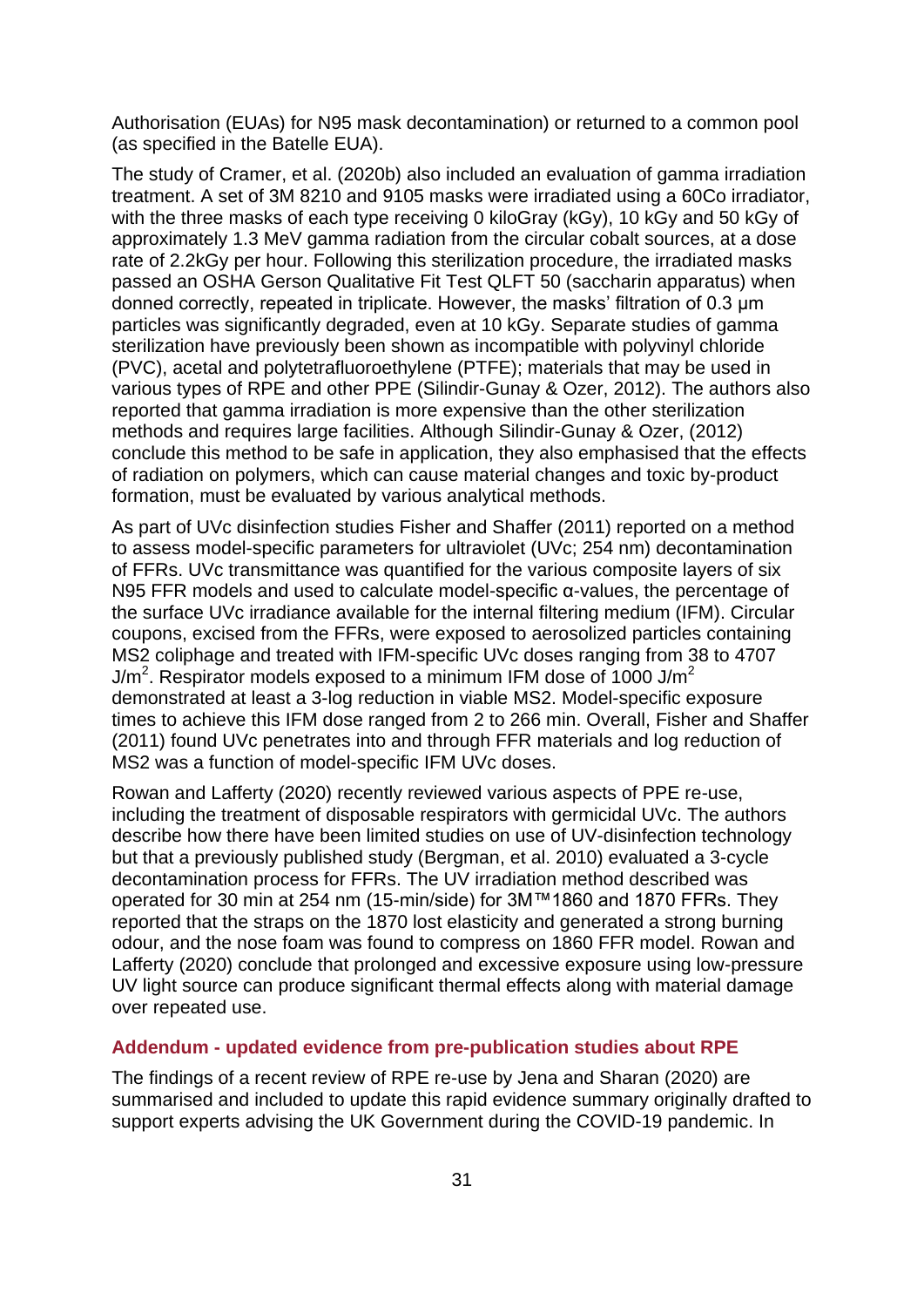Authorisation (EUAs) for N95 mask decontamination) or returned to a common pool (as specified in the Batelle EUA).

The study of Cramer, et al. (2020b) also included an evaluation of gamma irradiation treatment. A set of 3M 8210 and 9105 masks were irradiated using a 60Co irradiator, with the three masks of each type receiving 0 kiloGray (kGy), 10 kGy and 50 kGy of approximately 1.3 MeV gamma radiation from the circular cobalt sources, at a dose rate of 2.2kGy per hour. Following this sterilization procedure, the irradiated masks passed an OSHA Gerson Qualitative Fit Test QLFT 50 (saccharin apparatus) when donned correctly, repeated in triplicate. However, the masks' filtration of 0.3 µm particles was significantly degraded, even at 10 kGy. Separate studies of gamma sterilization have previously been shown as incompatible with polyvinyl chloride (PVC), acetal and polytetrafluoroethylene (PTFE); materials that may be used in various types of RPE and other PPE (Silindir-Gunay & Ozer, 2012). The authors also reported that gamma irradiation is more expensive than the other sterilization methods and requires large facilities. Although Silindir-Gunay & Ozer, (2012) conclude this method to be safe in application, they also emphasised that the effects of radiation on polymers, which can cause material changes and toxic by-product formation, must be evaluated by various analytical methods.

As part of UVc disinfection studies Fisher and Shaffer (2011) reported on a method to assess model-specific parameters for ultraviolet (UVc; 254 nm) decontamination of FFRs. UVc transmittance was quantified for the various composite layers of six N95 FFR models and used to calculate model-specific α-values, the percentage of the surface UVc irradiance available for the internal filtering medium (IFM). Circular coupons, excised from the FFRs, were exposed to aerosolized particles containing MS2 coliphage and treated with IFM-specific UVc doses ranging from 38 to 4707 $J/m^2$. Respirator models exposed to a minimum IFM dose of 1000 $J/m^2$ demonstrated at least a 3-log reduction in viable MS2. Model-specific exposure times to achieve this IFM dose ranged from 2 to 266 min. Overall, Fisher and Shaffer (2011) found UVc penetrates into and through FFR materials and log reduction of MS2 was a function of model-specific IFM UVc doses.

Rowan and Lafferty (2020) recently reviewed various aspects of PPE re-use, including the treatment of disposable respirators with germicidal UVc. The authors describe how there have been limited studies on use of UV-disinfection technology but that a previously published study (Bergman, et al. 2010) evaluated a 3-cycle decontamination process for FFRs. The UV irradiation method described was operated for 30 min at 254 nm (15-min/side) for 3M™1860 and 1870 FFRs. They reported that the straps on the 1870 lost elasticity and generated a strong burning odour, and the nose foam was found to compress on 1860 FFR model. Rowan and Lafferty (2020) conclude that prolonged and excessive exposure using low-pressure UV light source can produce significant thermal effects along with material damage over repeated use.

### Addendum - updated evidence from pre-publication studies about RPE

The findings of a recent review of RPE re-use by Jena and Sharan (2020) are summarised and included to update this rapid evidence summary originally drafted to support experts advising the UK Government during the COVID-19 pandemic. In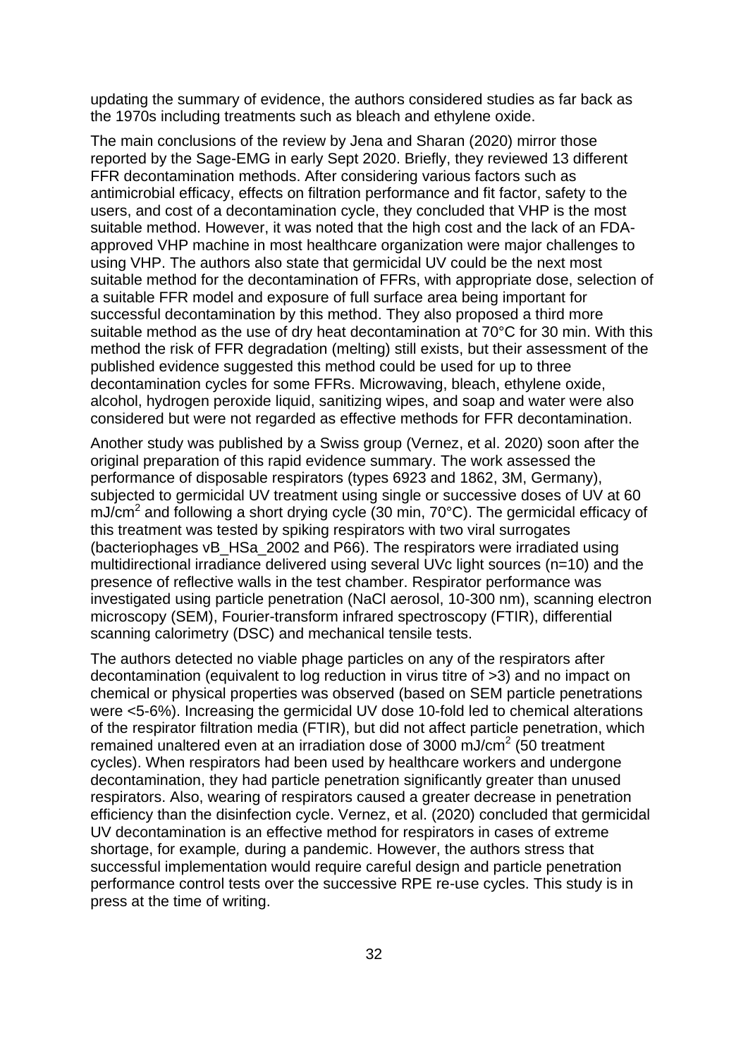updating the summary of evidence, the authors considered studies as far back as the 1970s including treatments such as bleach and ethylene oxide.

The main conclusions of the review by Jena and Sharan (2020) mirror those reported by the Sage-EMG in early Sept 2020. Briefly, they reviewed 13 different FFR decontamination methods. After considering various factors such as antimicrobial efficacy, effects on filtration performance and fit factor, safety to the users, and cost of a decontamination cycle, they concluded that VHP is the most suitable method. However, it was noted that the high cost and the lack of an FDA-approved VHP machine in most healthcare organization were major challenges to using VHP. The authors also state that germicidal UV could be the next most suitable method for the decontamination of FFRs, with appropriate dose, selection of a suitable FFR model and exposure of full surface area being important for successful decontamination by this method. They also proposed a third more suitable method as the use of dry heat decontamination at 70°C for 30 min. With this method the risk of FFR degradation (melting) still exists, but their assessment of the published evidence suggested this method could be used for up to three decontamination cycles for some FFRs. Microwaving, bleach, ethylene oxide, alcohol, hydrogen peroxide liquid, sanitizing wipes, and soap and water were also considered but were not regarded as effective methods for FFR decontamination.

Another study was published by a Swiss group (Vernez, et al. 2020) soon after the original preparation of this rapid evidence summary. The work assessed the performance of disposable respirators (types 6923 and 1862, 3M, Germany), subjected to germicidal UV treatment using single or successive doses of UV at 60 $mJ/cm^2$ and following a short drying cycle (30 min, 70°C). The germicidal efficacy of this treatment was tested by spiking respirators with two viral surrogates (bacteriophages vB_HSa_2002 and P66). The respirators were irradiated using multidirectional irradiance delivered using several UVc light sources (n=10) and the presence of reflective walls in the test chamber. Respirator performance was investigated using particle penetration (NaCl aerosol, 10-300 nm), scanning electron microscopy (SEM), Fourier-transform infrared spectroscopy (FTIR), differential scanning calorimetry (DSC) and mechanical tensile tests.

The authors detected no viable phage particles on any of the respirators after decontamination (equivalent to log reduction in virus titre of >3) and no impact on chemical or physical properties was observed (based on SEM particle penetrations were <5-6%). Increasing the germicidal UV dose 10-fold led to chemical alterations of the respirator filtration media (FTIR), but did not affect particle penetration, which remained unaltered even at an irradiation dose of 3000 $mJ/cm^2$ (50 treatment cycles). When respirators had been used by healthcare workers and undergone decontamination, they had particle penetration significantly greater than unused respirators. Also, wearing of respirators caused a greater decrease in penetration efficiency than the disinfection cycle. Vernez, et al. (2020) concluded that germicidal UV decontamination is an effective method for respirators in cases of extreme shortage, for example*,* during a pandemic. However, the authors stress that successful implementation would require careful design and particle penetration performance control tests over the successive RPE re-use cycles. This study is in press at the time of writing.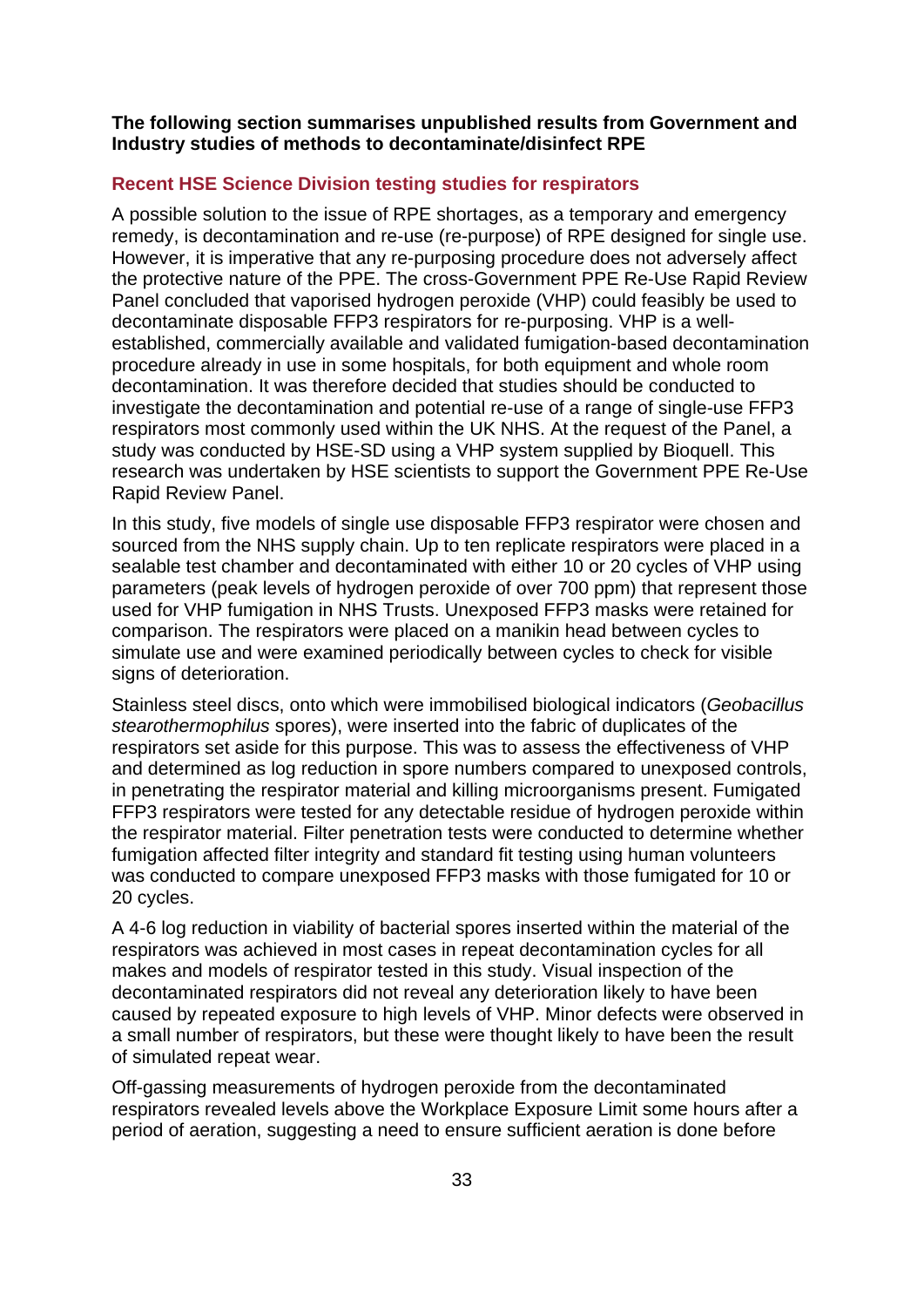**The following section summarises unpublished results from Government and Industry studies of methods to decontaminate/disinfect RPE**

## Recent HSE Science Division testing studies for respirators

A possible solution to the issue of RPE shortages, as a temporary and emergency remedy, is decontamination and re-use (re-purpose) of RPE designed for single use. However, it is imperative that any re-purposing procedure does not adversely affect the protective nature of the PPE. The cross-Government PPE Re-Use Rapid Review Panel concluded that vaporised hydrogen peroxide (VHP) could feasibly be used to decontaminate disposable FFP3 respirators for re-purposing. VHP is a well-established, commercially available and validated fumigation-based decontamination procedure already in use in some hospitals, for both equipment and whole room decontamination. It was therefore decided that studies should be conducted to investigate the decontamination and potential re-use of a range of single-use FFP3 respirators most commonly used within the UK NHS. At the request of the Panel, a study was conducted by HSE-SD using a VHP system supplied by Bioquell. This research was undertaken by HSE scientists to support the Government PPE Re-Use Rapid Review Panel.

In this study, five models of single use disposable FFP3 respirator were chosen and sourced from the NHS supply chain. Up to ten replicate respirators were placed in a sealable test chamber and decontaminated with either 10 or 20 cycles of VHP using parameters (peak levels of hydrogen peroxide of over 700 ppm) that represent those used for VHP fumigation in NHS Trusts. Unexposed FFP3 masks were retained for comparison. The respirators were placed on a manikin head between cycles to simulate use and were examined periodically between cycles to check for visible signs of deterioration.

Stainless steel discs, onto which were immobilised biological indicators (*Geobacillus stearothermophilus* spores), were inserted into the fabric of duplicates of the respirators set aside for this purpose. This was to assess the effectiveness of VHP and determined as log reduction in spore numbers compared to unexposed controls, in penetrating the respirator material and killing microorganisms present. Fumigated FFP3 respirators were tested for any detectable residue of hydrogen peroxide within the respirator material. Filter penetration tests were conducted to determine whether fumigation affected filter integrity and standard fit testing using human volunteers was conducted to compare unexposed FFP3 masks with those fumigated for 10 or 20 cycles.

A 4-6 log reduction in viability of bacterial spores inserted within the material of the respirators was achieved in most cases in repeat decontamination cycles for all makes and models of respirator tested in this study. Visual inspection of the decontaminated respirators did not reveal any deterioration likely to have been caused by repeated exposure to high levels of VHP. Minor defects were observed in a small number of respirators, but these were thought likely to have been the result of simulated repeat wear.

Off-gassing measurements of hydrogen peroxide from the decontaminated respirators revealed levels above the Workplace Exposure Limit some hours after a period of aeration, suggesting a need to ensure sufficient aeration is done before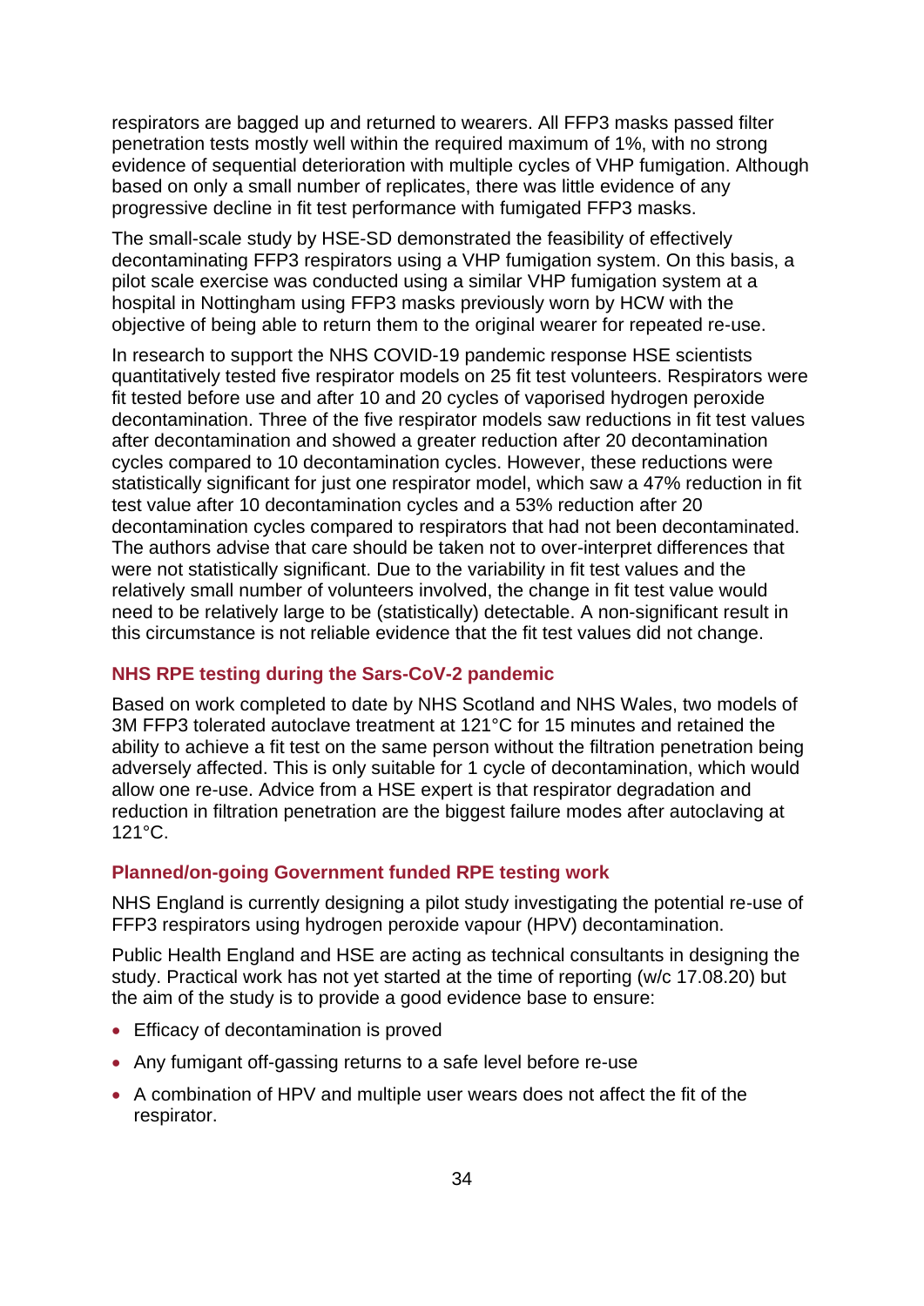respirators are bagged up and returned to wearers. All FFP3 masks passed filter penetration tests mostly well within the required maximum of 1%, with no strong evidence of sequential deterioration with multiple cycles of VHP fumigation. Although based on only a small number of replicates, there was little evidence of any progressive decline in fit test performance with fumigated FFP3 masks.

The small-scale study by HSE-SD demonstrated the feasibility of effectively decontaminating FFP3 respirators using a VHP fumigation system. On this basis, a pilot scale exercise was conducted using a similar VHP fumigation system at a hospital in Nottingham using FFP3 masks previously worn by HCW with the objective of being able to return them to the original wearer for repeated re-use.

In research to support the NHS COVID-19 pandemic response HSE scientists quantitatively tested five respirator models on 25 fit test volunteers. Respirators were fit tested before use and after 10 and 20 cycles of vaporised hydrogen peroxide decontamination. Three of the five respirator models saw reductions in fit test values after decontamination and showed a greater reduction after 20 decontamination cycles compared to 10 decontamination cycles. However, these reductions were statistically significant for just one respirator model, which saw a 47% reduction in fit test value after 10 decontamination cycles and a 53% reduction after 20 decontamination cycles compared to respirators that had not been decontaminated. The authors advise that care should be taken not to over-interpret differences that were not statistically significant. Due to the variability in fit test values and the relatively small number of volunteers involved, the change in fit test value would need to be relatively large to be (statistically) detectable. A non-significant result in this circumstance is not reliable evidence that the fit test values did not change.

### NHS RPE testing during the Sars-CoV-2 pandemic

Based on work completed to date by NHS Scotland and NHS Wales, two models of 3M FFP3 tolerated autoclave treatment at 121°C for 15 minutes and retained the ability to achieve a fit test on the same person without the filtration penetration being adversely affected. This is only suitable for 1 cycle of decontamination, which would allow one re-use. Advice from a HSE expert is that respirator degradation and reduction in filtration penetration are the biggest failure modes after autoclaving at 121°C.

### Planned/on-going Government funded RPE testing work

NHS England is currently designing a pilot study investigating the potential re-use of FFP3 respirators using hydrogen peroxide vapour (HPV) decontamination.

Public Health England and HSE are acting as technical consultants in designing the study. Practical work has not yet started at the time of reporting (w/c 17.08.20) but the aim of the study is to provide a good evidence base to ensure:

- Efficacy of decontamination is proved
- Any fumigant off-gassing returns to a safe level before re-use
- A combination of HPV and multiple user wears does not affect the fit of the respirator.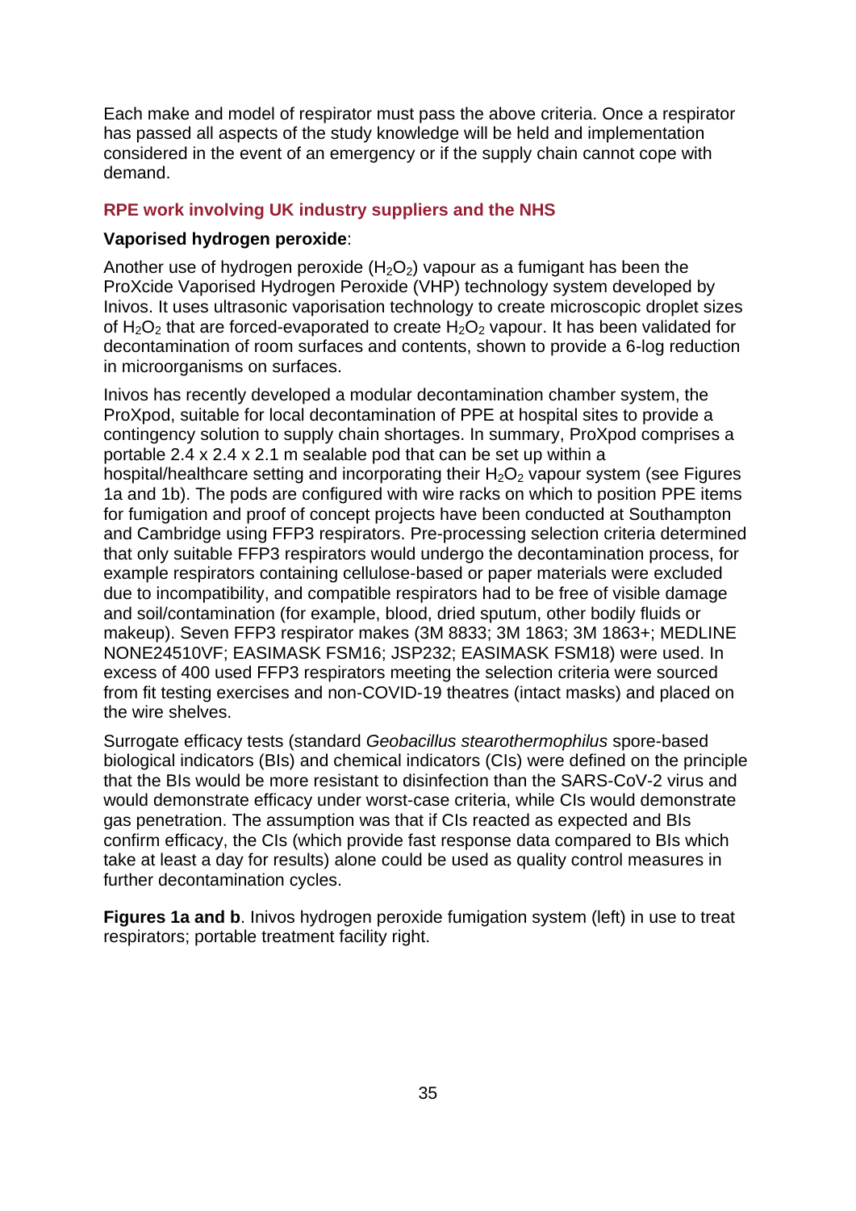Each make and model of respirator must pass the above criteria. Once a respirator has passed all aspects of the study knowledge will be held and implementation considered in the event of an emergency or if the supply chain cannot cope with demand.

## RPE work involving UK industry suppliers and the NHS

**Vaporised hydrogen peroxide**:

Another use of hydrogen peroxide ($H_2O_2$) vapour as a fumigant has been the ProXcide Vaporised Hydrogen Peroxide (VHP) technology system developed by Inivos. It uses ultrasonic vaporisation technology to create microscopic droplet sizes of $H_2O_2$ that are forced-evaporated to create $H_2O_2$ vapour. It has been validated for decontamination of room surfaces and contents, shown to provide a 6-log reduction in microorganisms on surfaces.

Inivos has recently developed a modular decontamination chamber system, the ProXpod, suitable for local decontamination of PPE at hospital sites to provide a contingency solution to supply chain shortages. In summary, ProXpod comprises a portable 2.4 x 2.4 x 2.1 m sealable pod that can be set up within a hospital/healthcare setting and incorporating their $H_2O_2$ vapour system (see Figures 1a and 1b). The pods are configured with wire racks on which to position PPE items for fumigation and proof of concept projects have been conducted at Southampton and Cambridge using FFP3 respirators. Pre-processing selection criteria determined that only suitable FFP3 respirators would undergo the decontamination process, for example respirators containing cellulose-based or paper materials were excluded due to incompatibility, and compatible respirators had to be free of visible damage and soil/contamination (for example, blood, dried sputum, other bodily fluids or makeup). Seven FFP3 respirator makes (3M 8833; 3M 1863; 3M 1863+; MEDLINE NONE24510VF; EASIMASK FSM16; JSP232; EASIMASK FSM18) were used. In excess of 400 used FFP3 respirators meeting the selection criteria were sourced from fit testing exercises and non-COVID-19 theatres (intact masks) and placed on the wire shelves.

Surrogate efficacy tests (standard *Geobacillus stearothermophilus* spore-based biological indicators (BIs) and chemical indicators (CIs) were defined on the principle that the BIs would be more resistant to disinfection than the SARS-CoV-2 virus and would demonstrate efficacy under worst-case criteria, while CIs would demonstrate gas penetration. The assumption was that if CIs reacted as expected and BIs confirm efficacy, the CIs (which provide fast response data compared to BIs which take at least a day for results) alone could be used as quality control measures in further decontamination cycles.

**Figures 1a and b**. Inivos hydrogen peroxide fumigation system (left) in use to treat respirators; portable treatment facility right.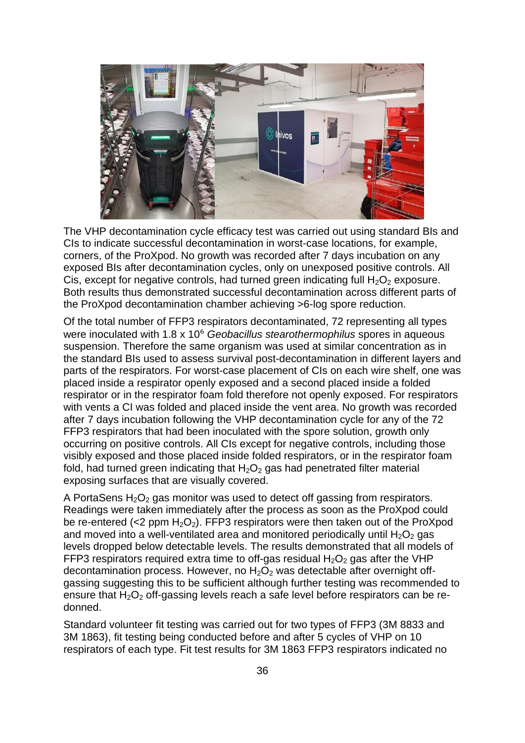The VHP decontamination cycle efficacy test was carried out using standard BIs and CIs to indicate successful decontamination in worst-case locations, for example, corners, of the ProXpod. No growth was recorded after 7 days incubation on any exposed BIs after decontamination cycles, only on unexposed positive controls. All Cis, except for negative controls, had turned green indicating full $H_2O_2$ exposure. Both results thus demonstrated successful decontamination across different parts of the ProXpod decontamination chamber achieving >6-log spore reduction.

Of the total number of FFP3 respirators decontaminated, 72 representing all types were inoculated with 1.8 x $10^6$ *Geobacillus stearothermophilus* spores in aqueous suspension. Therefore the same organism was used at similar concentration as in the standard BIs used to assess survival post-decontamination in different layers and parts of the respirators. For worst-case placement of CIs on each wire shelf, one was placed inside a respirator openly exposed and a second placed inside a folded respirator or in the respirator foam fold therefore not openly exposed. For respirators with vents a CI was folded and placed inside the vent area. No growth was recorded after 7 days incubation following the VHP decontamination cycle for any of the 72 FFP3 respirators that had been inoculated with the spore solution, growth only occurring on positive controls. All CIs except for negative controls, including those visibly exposed and those placed inside folded respirators, or in the respirator foam fold, had turned green indicating that $H_2O_2$ gas had penetrated filter material exposing surfaces that are visually covered.

A PortaSens $H_2O_2$ gas monitor was used to detect off gassing from respirators. Readings were taken immediately after the process as soon as the ProXpod could be re-entered (<2 ppm $H_2O_2$). FFP3 respirators were then taken out of the ProXpod and moved into a well-ventilated area and monitored periodically until $H_2O_2$ gas levels dropped below detectable levels. The results demonstrated that all models of FFP3 respirators required extra time to off-gas residual $H_2O_2$ gas after the VHP decontamination process. However, no $H_2O_2$ was detectable after overnight off-gassing suggesting this to be sufficient although further testing was recommended to ensure that $H_2O_2$ off-gassing levels reach a safe level before respirators can be re-donned.

Standard volunteer fit testing was carried out for two types of FFP3 (3M 8833 and 3M 1863), fit testing being conducted before and after 5 cycles of VHP on 10 respirators of each type. Fit test results for 3M 1863 FFP3 respirators indicated no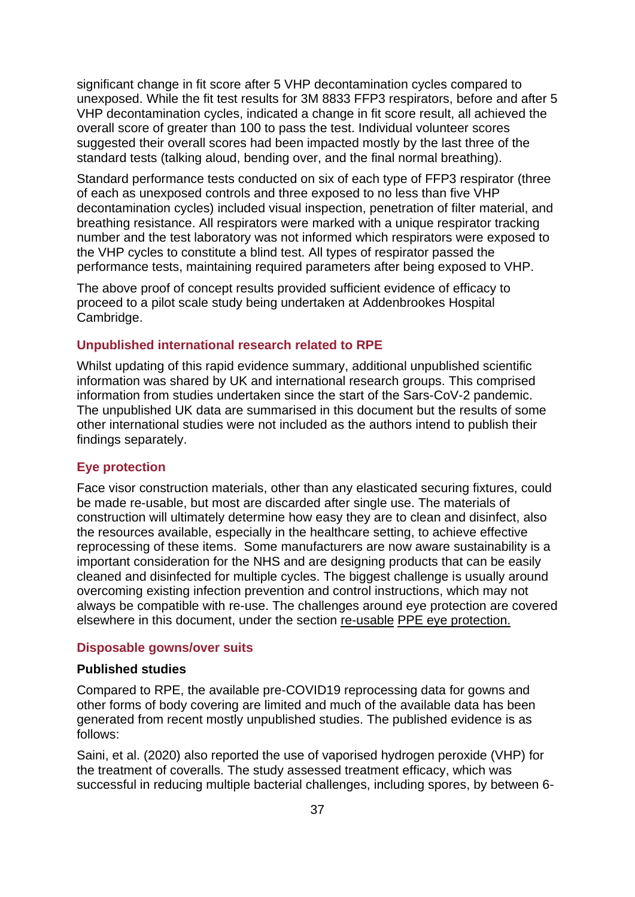significant change in fit score after 5 VHP decontamination cycles compared to unexposed. While the fit test results for 3M 8833 FFP3 respirators, before and after 5 VHP decontamination cycles, indicated a change in fit score result, all achieved the overall score of greater than 100 to pass the test. Individual volunteer scores suggested their overall scores had been impacted mostly by the last three of the standard tests (talking aloud, bending over, and the final normal breathing).

Standard performance tests conducted on six of each type of FFP3 respirator (three of each as unexposed controls and three exposed to no less than five VHP decontamination cycles) included visual inspection, penetration of filter material, and breathing resistance. All respirators were marked with a unique respirator tracking number and the test laboratory was not informed which respirators were exposed to the VHP cycles to constitute a blind test. All types of respirator passed the performance tests, maintaining required parameters after being exposed to VHP.

The above proof of concept results provided sufficient evidence of efficacy to proceed to a pilot scale study being undertaken at Addenbrookes Hospital Cambridge.

### Unpublished international research related to RPE

Whilst updating of this rapid evidence summary, additional unpublished scientific information was shared by UK and international research groups. This comprised information from studies undertaken since the start of the Sars-CoV-2 pandemic. The unpublished UK data are summarised in this document but the results of some other international studies were not included as the authors intend to publish their findings separately.

### Eye protection

Face visor construction materials, other than any elasticated securing fixtures, could be made re-usable, but most are discarded after single use. The materials of construction will ultimately determine how easy they are to clean and disinfect, also the resources available, especially in the healthcare setting, to achieve effective reprocessing of these items. Some manufacturers are now aware sustainability is a important consideration for the NHS and are designing products that can be easily cleaned and disinfected for multiple cycles. The biggest challenge is usually around overcoming existing infection prevention and control instructions, which may not always be compatible with re-use. The challenges around eye protection are covered elsewhere in this document, under the section re-usable PPE eye protection.

### Disposable gowns/over suits

**Published studies**

Compared to RPE, the available pre-COVID19 reprocessing data for gowns and other forms of body covering are limited and much of the available data has been generated from recent mostly unpublished studies. The published evidence is as follows:

Saini, et al. (2020) also reported the use of vaporised hydrogen peroxide (VHP) for the treatment of coveralls. The study assessed treatment efficacy, which was successful in reducing multiple bacterial challenges, including spores, by between 6-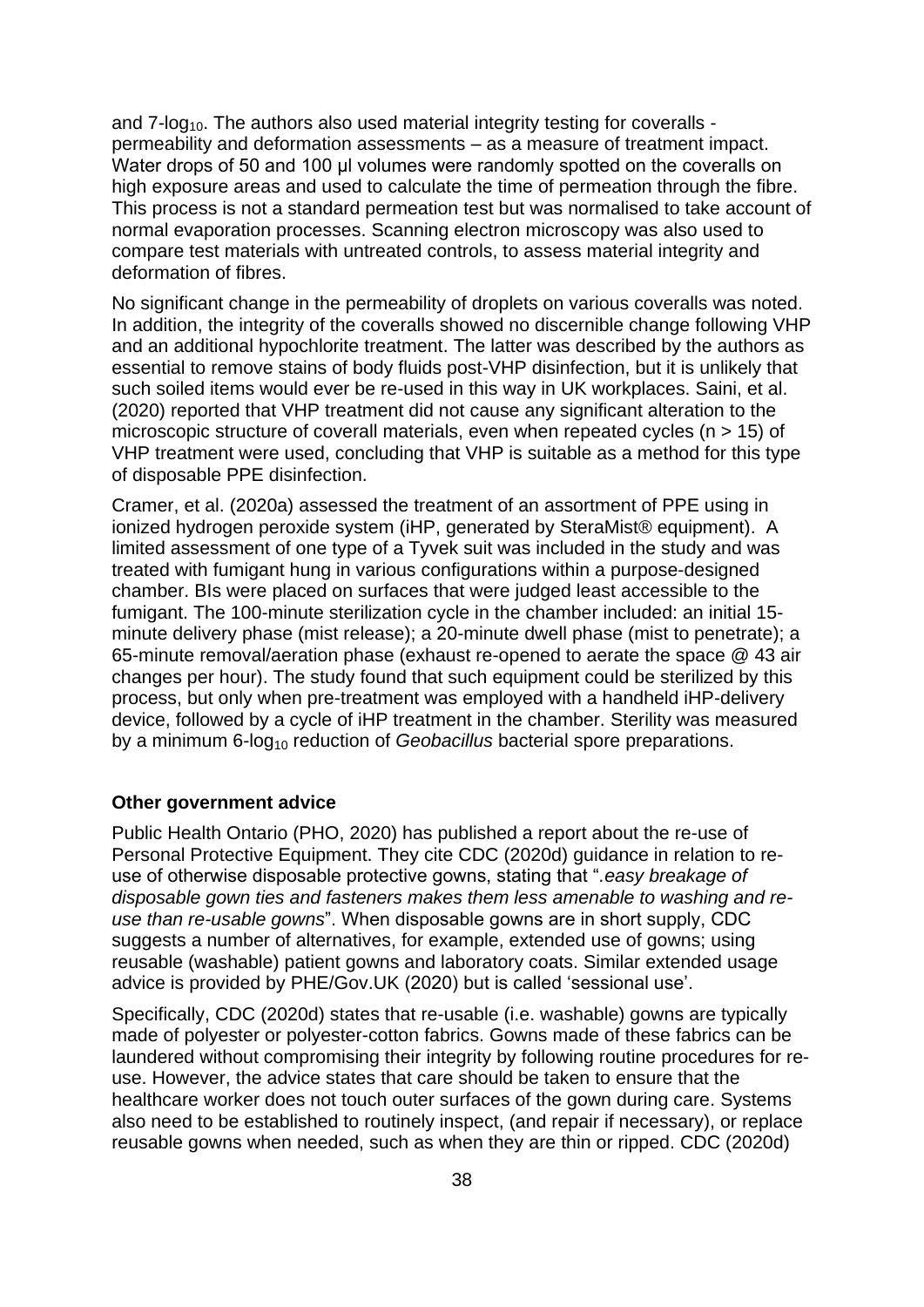and 7-$log_{10}$. The authors also used material integrity testing for coveralls - permeability and deformation assessments – as a measure of treatment impact. Water drops of 50 and 100 µl volumes were randomly spotted on the coveralls on high exposure areas and used to calculate the time of permeation through the fibre. This process is not a standard permeation test but was normalised to take account of normal evaporation processes. Scanning electron microscopy was also used to compare test materials with untreated controls, to assess material integrity and deformation of fibres.

No significant change in the permeability of droplets on various coveralls was noted. In addition, the integrity of the coveralls showed no discernible change following VHP and an additional hypochlorite treatment. The latter was described by the authors as essential to remove stains of body fluids post-VHP disinfection, but it is unlikely that such soiled items would ever be re-used in this way in UK workplaces. Saini, et al. (2020) reported that VHP treatment did not cause any significant alteration to the microscopic structure of coverall materials, even when repeated cycles ($n > 15$) of VHP treatment were used, concluding that VHP is suitable as a method for this type of disposable PPE disinfection.

Cramer, et al. (2020a) assessed the treatment of an assortment of PPE using in ionized hydrogen peroxide system (iHP, generated by SteraMist® equipment). A limited assessment of one type of a Tyvek suit was included in the study and was treated with fumigant hung in various configurations within a purpose-designed chamber. BIs were placed on surfaces that were judged least accessible to the fumigant. The 100-minute sterilization cycle in the chamber included: an initial 15-minute delivery phase (mist release); a 20-minute dwell phase (mist to penetrate); a 65-minute removal/aeration phase (exhaust re-opened to aerate the space @ 43 air changes per hour). The study found that such equipment could be sterilized by this process, but only when pre-treatment was employed with a handheld iHP-delivery device, followed by a cycle of iHP treatment in the chamber. Sterility was measured by a minimum 6-$log_{10}$ reduction of *Geobacillus* bacterial spore preparations.

**Other government advice**

Public Health Ontario (PHO, 2020) has published a report about the re-use of Personal Protective Equipment. They cite CDC (2020d) guidance in relation to re-use of otherwise disposable protective gowns, stating that "*.easy breakage of disposable gown ties and fasteners makes them less amenable to washing and re-use than re-usable gowns*". When disposable gowns are in short supply, CDC suggests a number of alternatives, for example, extended use of gowns; using reusable (washable) patient gowns and laboratory coats. Similar extended usage advice is provided by PHE/Gov.UK (2020) but is called 'sessional use'.

Specifically, CDC (2020d) states that re-usable (i.e. washable) gowns are typically made of polyester or polyester-cotton fabrics. Gowns made of these fabrics can be laundered without compromising their integrity by following routine procedures for re-use. However, the advice states that care should be taken to ensure that the healthcare worker does not touch outer surfaces of the gown during care. Systems also need to be established to routinely inspect, (and repair if necessary), or replace reusable gowns when needed, such as when they are thin or ripped. CDC (2020d)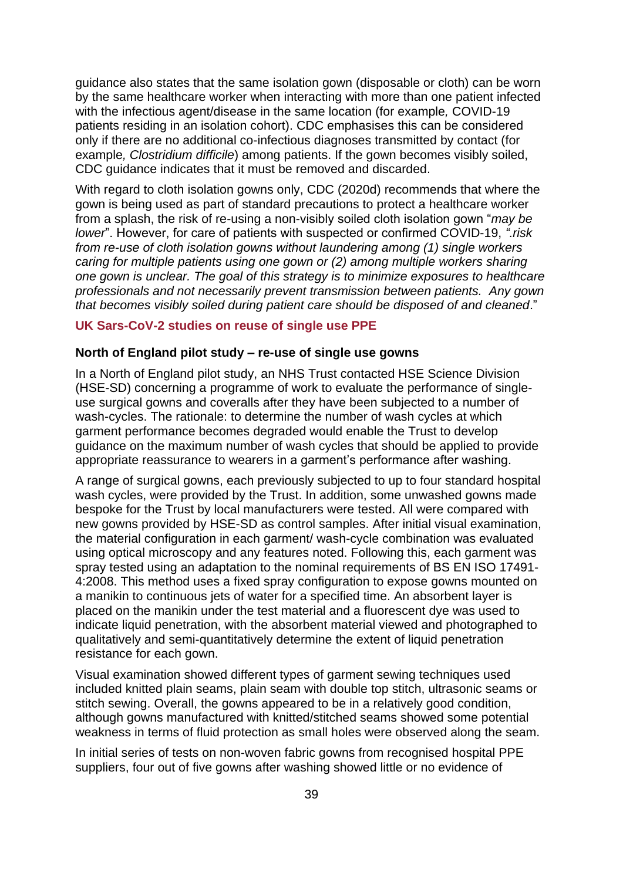guidance also states that the same isolation gown (disposable or cloth) can be worn by the same healthcare worker when interacting with more than one patient infected with the infectious agent/disease in the same location (for example*,* COVID-19 patients residing in an isolation cohort). CDC emphasises this can be considered only if there are no additional co-infectious diagnoses transmitted by contact (for example*, Clostridium difficile*) among patients. If the gown becomes visibly soiled, CDC guidance indicates that it must be removed and discarded.

With regard to cloth isolation gowns only, CDC (2020d) recommends that where the gown is being used as part of standard precautions to protect a healthcare worker from a splash, the risk of re-using a non-visibly soiled cloth isolation gown "*may be lower*". However, for care of patients with suspected or confirmed COVID-19, *".risk from re-use of cloth isolation gowns without laundering among (1) single workers caring for multiple patients using one gown or (2) among multiple workers sharing one gown is unclear. The goal of this strategy is to minimize exposures to healthcare professionals and not necessarily prevent transmission between patients. Any gown that becomes visibly soiled during patient care should be disposed of and cleaned*."

## UK Sars-CoV-2 studies on reuse of single use PPE

### North of England pilot study – re-use of single use gowns

In a North of England pilot study, an NHS Trust contacted HSE Science Division (HSE-SD) concerning a programme of work to evaluate the performance of single-use surgical gowns and coveralls after they have been subjected to a number of wash-cycles. The rationale: to determine the number of wash cycles at which garment performance becomes degraded would enable the Trust to develop guidance on the maximum number of wash cycles that should be applied to provide appropriate reassurance to wearers in a garment's performance after washing.

A range of surgical gowns, each previously subjected to up to four standard hospital wash cycles, were provided by the Trust. In addition, some unwashed gowns made bespoke for the Trust by local manufacturers were tested. All were compared with new gowns provided by HSE-SD as control samples. After initial visual examination, the material configuration in each garment/ wash-cycle combination was evaluated using optical microscopy and any features noted. Following this, each garment was spray tested using an adaptation to the nominal requirements of BS EN ISO 17491-4:2008. This method uses a fixed spray configuration to expose gowns mounted on a manikin to continuous jets of water for a specified time. An absorbent layer is placed on the manikin under the test material and a fluorescent dye was used to indicate liquid penetration, with the absorbent material viewed and photographed to qualitatively and semi-quantitatively determine the extent of liquid penetration resistance for each gown.

Visual examination showed different types of garment sewing techniques used included knitted plain seams, plain seam with double top stitch, ultrasonic seams or stitch sewing. Overall, the gowns appeared to be in a relatively good condition, although gowns manufactured with knitted/stitched seams showed some potential weakness in terms of fluid protection as small holes were observed along the seam.

In initial series of tests on non-woven fabric gowns from recognised hospital PPE suppliers, four out of five gowns after washing showed little or no evidence of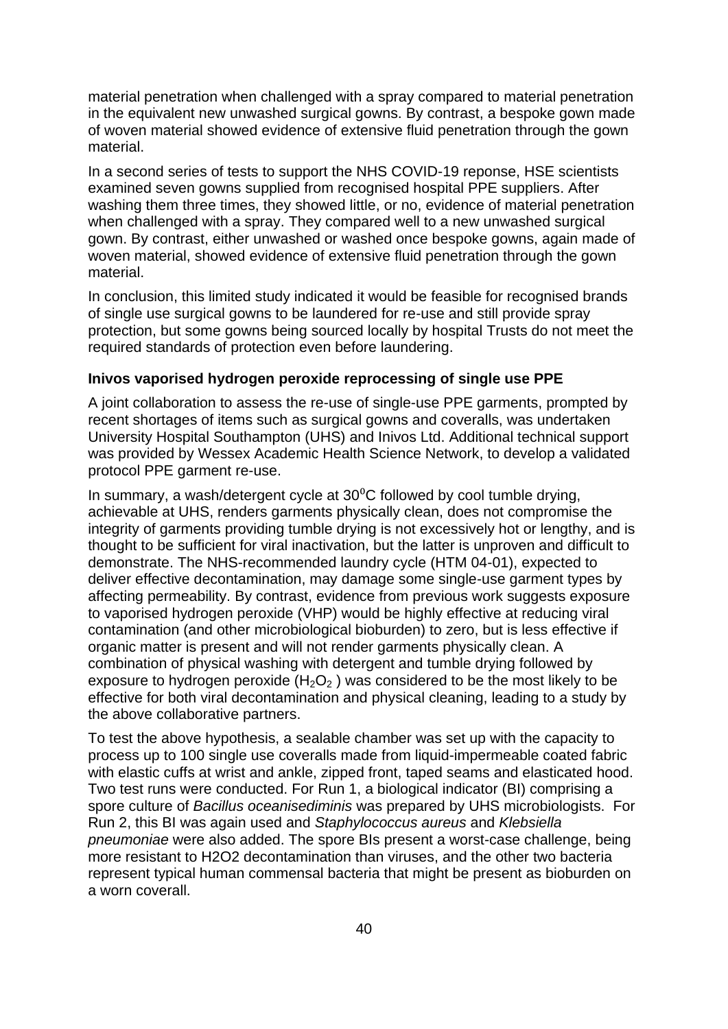material penetration when challenged with a spray compared to material penetration in the equivalent new unwashed surgical gowns. By contrast, a bespoke gown made of woven material showed evidence of extensive fluid penetration through the gown material.

In a second series of tests to support the NHS COVID-19 reponse, HSE scientists examined seven gowns supplied from recognised hospital PPE suppliers. After washing them three times, they showed little, or no, evidence of material penetration when challenged with a spray. They compared well to a new unwashed surgical gown. By contrast, either unwashed or washed once bespoke gowns, again made of woven material, showed evidence of extensive fluid penetration through the gown material.

In conclusion, this limited study indicated it would be feasible for recognised brands of single use surgical gowns to be laundered for re-use and still provide spray protection, but some gowns being sourced locally by hospital Trusts do not meet the required standards of protection even before laundering.

**Inivos vaporised hydrogen peroxide reprocessing of single use PPE**

A joint collaboration to assess the re-use of single-use PPE garments, prompted by recent shortages of items such as surgical gowns and coveralls, was undertaken University Hospital Southampton (UHS) and Inivos Ltd. Additional technical support was provided by Wessex Academic Health Science Network, to develop a validated protocol PPE garment re-use.

In summary, a wash/detergent cycle at $30^{o}$C followed by cool tumble drying, achievable at UHS, renders garments physically clean, does not compromise the integrity of garments providing tumble drying is not excessively hot or lengthy, and is thought to be sufficient for viral inactivation, but the latter is unproven and difficult to demonstrate. The NHS-recommended laundry cycle (HTM 04-01), expected to deliver effective decontamination, may damage some single-use garment types by affecting permeability. By contrast, evidence from previous work suggests exposure to vaporised hydrogen peroxide (VHP) would be highly effective at reducing viral contamination (and other microbiological bioburden) to zero, but is less effective if organic matter is present and will not render garments physically clean. A combination of physical washing with detergent and tumble drying followed by exposure to hydrogen peroxide ($H_2O_2$ ) was considered to be the most likely to be effective for both viral decontamination and physical cleaning, leading to a study by the above collaborative partners.

To test the above hypothesis, a sealable chamber was set up with the capacity to process up to 100 single use coveralls made from liquid-impermeable coated fabric with elastic cuffs at wrist and ankle, zipped front, taped seams and elasticated hood. Two test runs were conducted. For Run 1, a biological indicator (BI) comprising a spore culture of *Bacillus oceanisediminis* was prepared by UHS microbiologists. For Run 2, this BI was again used and *Staphylococcus aureus* and *Klebsiella pneumoniae* were also added. The spore BIs present a worst-case challenge, being more resistant to H2O2 decontamination than viruses, and the other two bacteria represent typical human commensal bacteria that might be present as bioburden on a worn coverall.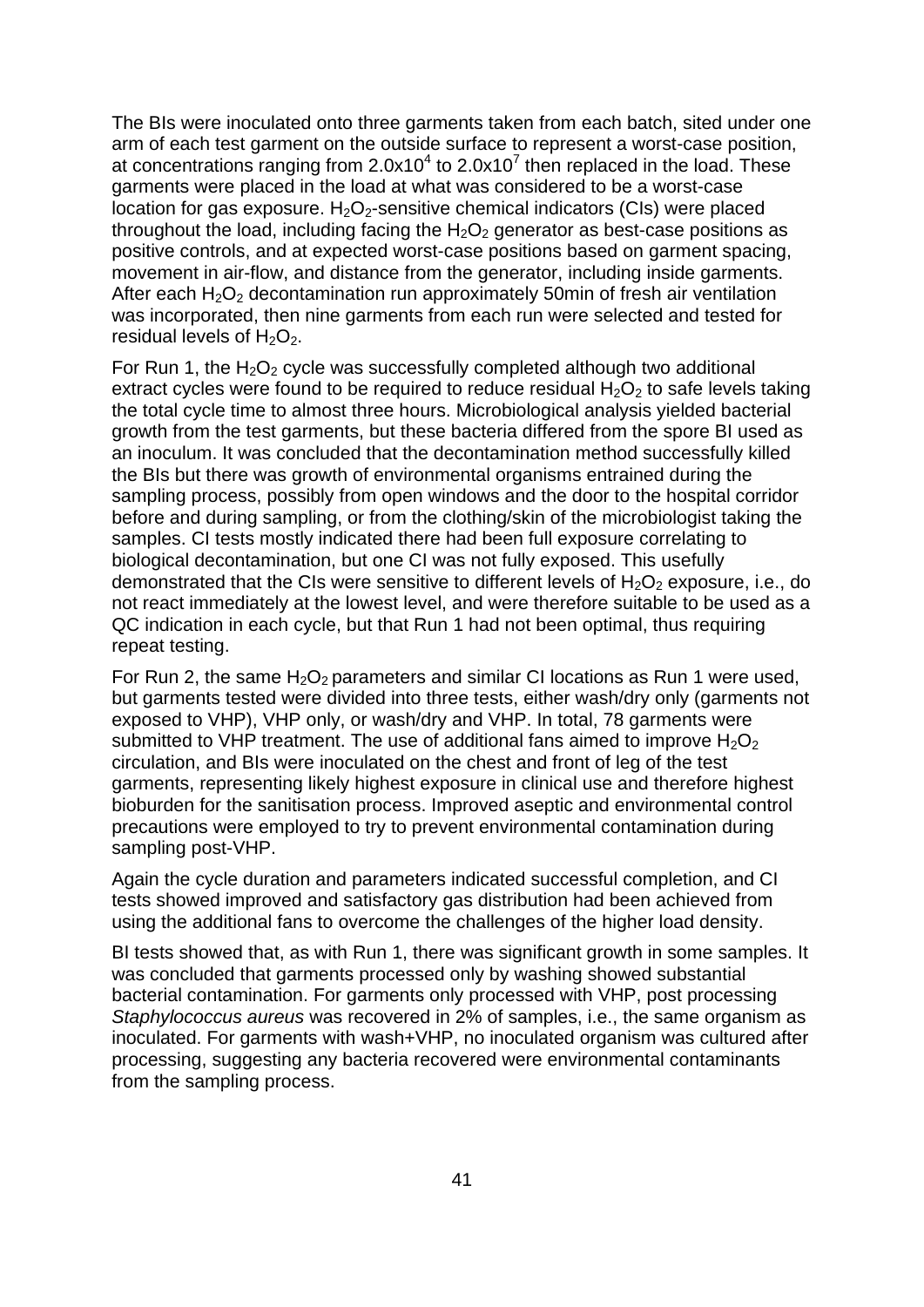The BIs were inoculated onto three garments taken from each batch, sited under one arm of each test garment on the outside surface to represent a worst-case position, at concentrations ranging from $2.0 \times 10^4$ to $2.0 \times 10^7$ then replaced in the load. These garments were placed in the load at what was considered to be a worst-case location for gas exposure. $H_2O_2$-sensitive chemical indicators (CIs) were placed throughout the load, including facing the $H_2O_2$ generator as best-case positions as positive controls, and at expected worst-case positions based on garment spacing, movement in air-flow, and distance from the generator, including inside garments. After each $H_2O_2$ decontamination run approximately 50min of fresh air ventilation was incorporated, then nine garments from each run were selected and tested for residual levels of $H_2O_2$.

For Run 1, the $H_2O_2$ cycle was successfully completed although two additional extract cycles were found to be required to reduce residual $H_2O_2$ to safe levels taking the total cycle time to almost three hours. Microbiological analysis yielded bacterial growth from the test garments, but these bacteria differed from the spore BI used as an inoculum. It was concluded that the decontamination method successfully killed the BIs but there was growth of environmental organisms entrained during the sampling process, possibly from open windows and the door to the hospital corridor before and during sampling, or from the clothing/skin of the microbiologist taking the samples. CI tests mostly indicated there had been full exposure correlating to biological decontamination, but one CI was not fully exposed. This usefully demonstrated that the CIs were sensitive to different levels of $H_2O_2$ exposure, i.e., do not react immediately at the lowest level, and were therefore suitable to be used as a QC indication in each cycle, but that Run 1 had not been optimal, thus requiring repeat testing.

For Run 2, the same $H_2O_2$ parameters and similar CI locations as Run 1 were used, but garments tested were divided into three tests, either wash/dry only (garments not exposed to VHP), VHP only, or wash/dry and VHP. In total, 78 garments were submitted to VHP treatment. The use of additional fans aimed to improve $H_2O_2$ circulation, and BIs were inoculated on the chest and front of leg of the test garments, representing likely highest exposure in clinical use and therefore highest bioburden for the sanitisation process. Improved aseptic and environmental control precautions were employed to try to prevent environmental contamination during sampling post-VHP.

Again the cycle duration and parameters indicated successful completion, and CI tests showed improved and satisfactory gas distribution had been achieved from using the additional fans to overcome the challenges of the higher load density.

BI tests showed that, as with Run 1, there was significant growth in some samples. It was concluded that garments processed only by washing showed substantial bacterial contamination. For garments only processed with VHP, post processing *Staphylococcus aureus* was recovered in 2% of samples, i.e., the same organism as inoculated. For garments with wash+VHP, no inoculated organism was cultured after processing, suggesting any bacteria recovered were environmental contaminants from the sampling process.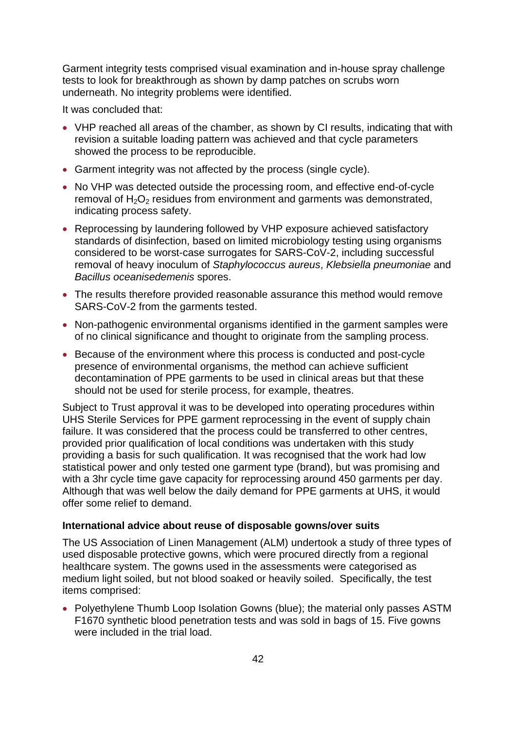Garment integrity tests comprised visual examination and in-house spray challenge tests to look for breakthrough as shown by damp patches on scrubs worn underneath. No integrity problems were identified.

It was concluded that:

- VHP reached all areas of the chamber, as shown by CI results, indicating that with revision a suitable loading pattern was achieved and that cycle parameters showed the process to be reproducible.
- Garment integrity was not affected by the process (single cycle).
- No VHP was detected outside the processing room, and effective end-of-cycle removal of $H_2O_2$ residues from environment and garments was demonstrated, indicating process safety.
- Reprocessing by laundering followed by VHP exposure achieved satisfactory standards of disinfection, based on limited microbiology testing using organisms considered to be worst-case surrogates for SARS-CoV-2, including successful removal of heavy inoculum of *Staphylococcus aureus*, *Klebsiella pneumoniae* and *Bacillus oceanisedemenis* spores.
- The results therefore provided reasonable assurance this method would remove SARS-CoV-2 from the garments tested.
- Non-pathogenic environmental organisms identified in the garment samples were of no clinical significance and thought to originate from the sampling process.
- Because of the environment where this process is conducted and post-cycle presence of environmental organisms, the method can achieve sufficient decontamination of PPE garments to be used in clinical areas but that these should not be used for sterile process, for example, theatres.

Subject to Trust approval it was to be developed into operating procedures within UHS Sterile Services for PPE garment reprocessing in the event of supply chain failure. It was considered that the process could be transferred to other centres, provided prior qualification of local conditions was undertaken with this study providing a basis for such qualification. It was recognised that the work had low statistical power and only tested one garment type (brand), but was promising and with a 3hr cycle time gave capacity for reprocessing around 450 garments per day. Although that was well below the daily demand for PPE garments at UHS, it would offer some relief to demand.

**International advice about reuse of disposable gowns/over suits**

The US Association of Linen Management (ALM) undertook a study of three types of used disposable protective gowns, which were procured directly from a regional healthcare system. The gowns used in the assessments were categorised as medium light soiled, but not blood soaked or heavily soiled. Specifically, the test items comprised:

- Polyethylene Thumb Loop Isolation Gowns (blue); the material only passes ASTM F1670 synthetic blood penetration tests and was sold in bags of 15. Five gowns were included in the trial load.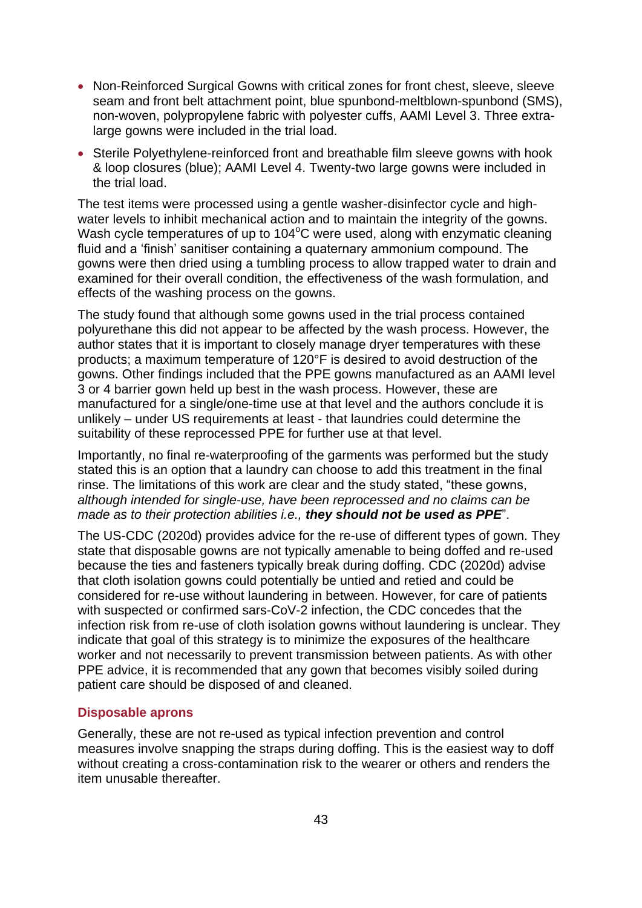- Non-Reinforced Surgical Gowns with critical zones for front chest, sleeve, sleeve seam and front belt attachment point, blue spunbond-meltblown-spunbond (SMS), non-woven, polypropylene fabric with polyester cuffs, AAMI Level 3. Three extra-large gowns were included in the trial load.
- Sterile Polyethylene-reinforced front and breathable film sleeve gowns with hook & loop closures (blue); AAMI Level 4. Twenty-two large gowns were included in the trial load.

The test items were processed using a gentle washer-disinfector cycle and high-water levels to inhibit mechanical action and to maintain the integrity of the gowns. Wash cycle temperatures of up to 104$^{o}$C were used, along with enzymatic cleaning fluid and a 'finish' sanitiser containing a quaternary ammonium compound. The gowns were then dried using a tumbling process to allow trapped water to drain and examined for their overall condition, the effectiveness of the wash formulation, and effects of the washing process on the gowns.

The study found that although some gowns used in the trial process contained polyurethane this did not appear to be affected by the wash process. However, the author states that it is important to closely manage dryer temperatures with these products; a maximum temperature of 120°F is desired to avoid destruction of the gowns. Other findings included that the PPE gowns manufactured as an AAMI level 3 or 4 barrier gown held up best in the wash process. However, these are manufactured for a single/one-time use at that level and the authors conclude it is unlikely – under US requirements at least - that laundries could determine the suitability of these reprocessed PPE for further use at that level.

Importantly, no final re-waterproofing of the garments was performed but the study stated this is an option that a laundry can choose to add this treatment in the final rinse. The limitations of this work are clear and the study stated, "these gowns, *although intended for single-use, have been reprocessed and no claims can be made as to their protection abilities i.e.,* ***they should not be used as PPE***".

The US-CDC (2020d) provides advice for the re-use of different types of gown. They state that disposable gowns are not typically amenable to being doffed and re-used because the ties and fasteners typically break during doffing. CDC (2020d) advise that cloth isolation gowns could potentially be untied and retied and could be considered for re-use without laundering in between. However, for care of patients with suspected or confirmed sars-CoV-2 infection, the CDC concedes that the infection risk from re-use of cloth isolation gowns without laundering is unclear. They indicate that goal of this strategy is to minimize the exposures of the healthcare worker and not necessarily to prevent transmission between patients. As with other PPE advice, it is recommended that any gown that becomes visibly soiled during patient care should be disposed of and cleaned.

### Disposable aprons

Generally, these are not re-used as typical infection prevention and control measures involve snapping the straps during doffing. This is the easiest way to doff without creating a cross-contamination risk to the wearer or others and renders the item unusable thereafter.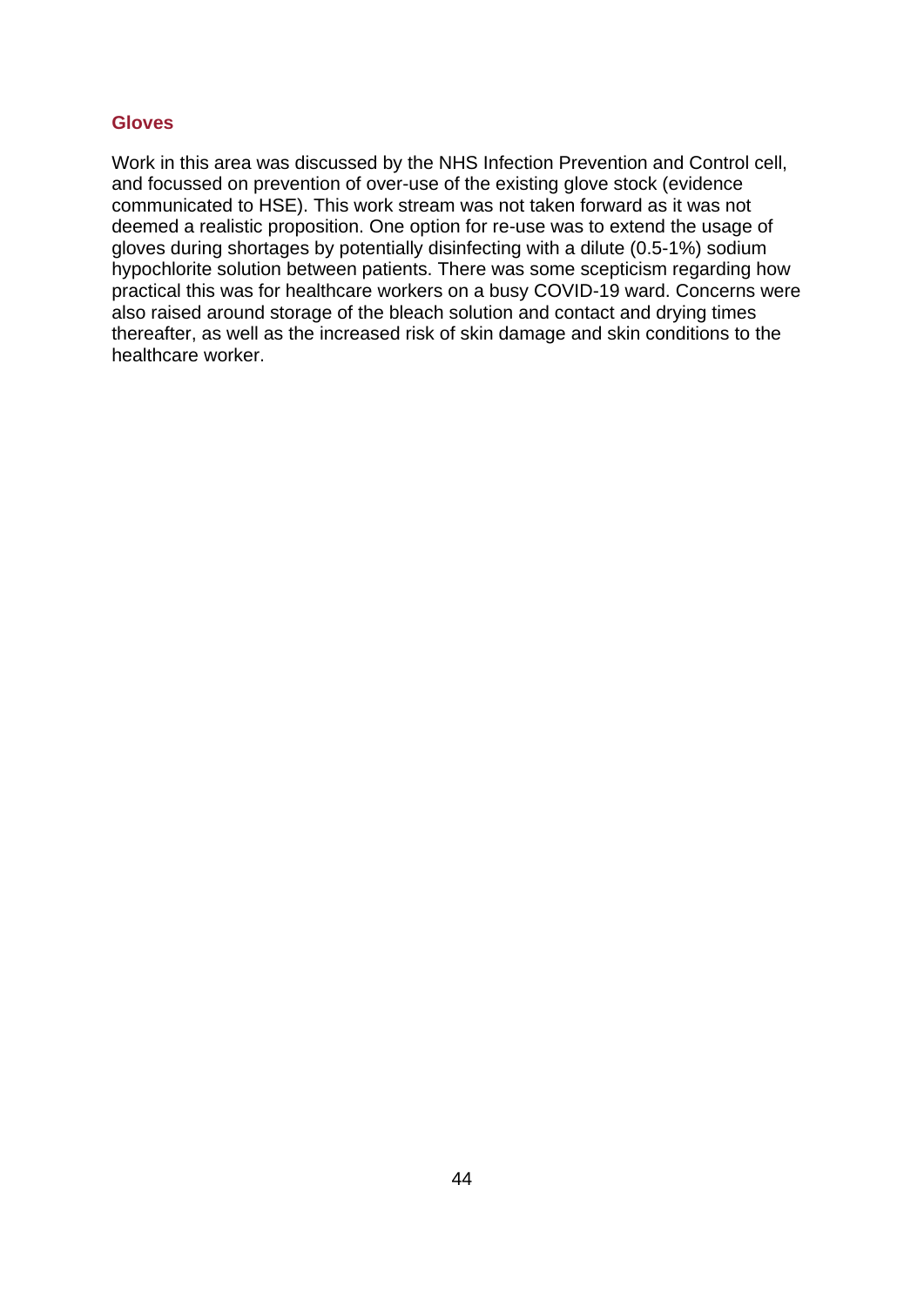### Gloves

Work in this area was discussed by the NHS Infection Prevention and Control cell, and focussed on prevention of over-use of the existing glove stock (evidence communicated to HSE). This work stream was not taken forward as it was not deemed a realistic proposition. One option for re-use was to extend the usage of gloves during shortages by potentially disinfecting with a dilute (0.5-1%) sodium hypochlorite solution between patients. There was some scepticism regarding how practical this was for healthcare workers on a busy COVID-19 ward. Concerns were also raised around storage of the bleach solution and contact and drying times thereafter, as well as the increased risk of skin damage and skin conditions to the healthcare worker.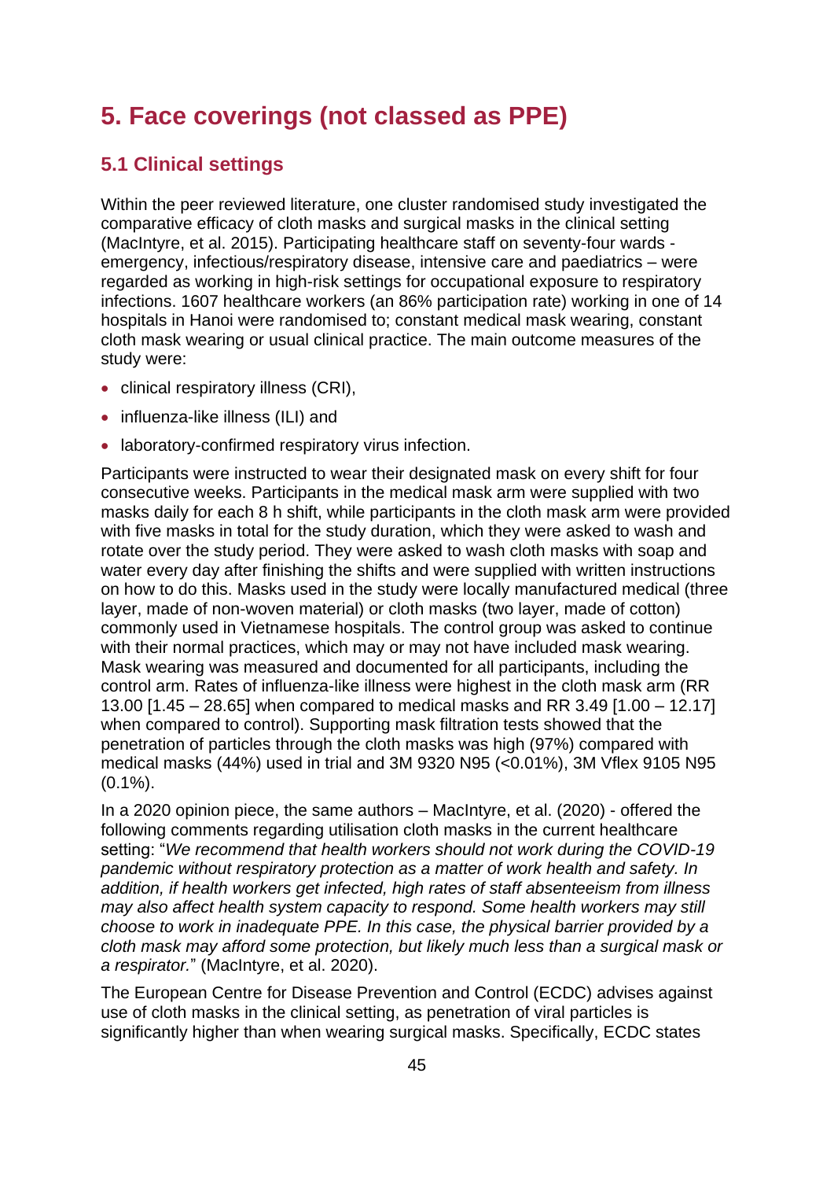# 5. Face coverings (not classed as PPE)

## 5.1 Clinical settings

Within the peer reviewed literature, one cluster randomised study investigated the comparative efficacy of cloth masks and surgical masks in the clinical setting (MacIntyre, et al. 2015). Participating healthcare staff on seventy-four wards - emergency, infectious/respiratory disease, intensive care and paediatrics – were regarded as working in high-risk settings for occupational exposure to respiratory infections. 1607 healthcare workers (an 86% participation rate) working in one of 14 hospitals in Hanoi were randomised to; constant medical mask wearing, constant cloth mask wearing or usual clinical practice. The main outcome measures of the study were:

- clinical respiratory illness (CRI),
- influenza-like illness (ILI) and
- laboratory-confirmed respiratory virus infection.

Participants were instructed to wear their designated mask on every shift for four consecutive weeks. Participants in the medical mask arm were supplied with two masks daily for each 8 h shift, while participants in the cloth mask arm were provided with five masks in total for the study duration, which they were asked to wash and rotate over the study period. They were asked to wash cloth masks with soap and water every day after finishing the shifts and were supplied with written instructions on how to do this. Masks used in the study were locally manufactured medical (three layer, made of non-woven material) or cloth masks (two layer, made of cotton) commonly used in Vietnamese hospitals. The control group was asked to continue with their normal practices, which may or may not have included mask wearing. Mask wearing was measured and documented for all participants, including the control arm. Rates of influenza-like illness were highest in the cloth mask arm (RR 13.00 [1.45 – 28.65] when compared to medical masks and RR 3.49 [1.00 – 12.17] when compared to control). Supporting mask filtration tests showed that the penetration of particles through the cloth masks was high (97%) compared with medical masks (44%) used in trial and 3M 9320 N95 (<0.01%), 3M Vflex 9105 N95 (0.1%).

In a 2020 opinion piece, the same authors – MacIntyre, et al. (2020) - offered the following comments regarding utilisation cloth masks in the current healthcare setting: "*We recommend that health workers should not work during the COVID-19 pandemic without respiratory protection as a matter of work health and safety. In addition, if health workers get infected, high rates of staff absenteeism from illness may also affect health system capacity to respond. Some health workers may still choose to work in inadequate PPE. In this case, the physical barrier provided by a cloth mask may afford some protection, but likely much less than a surgical mask or a respirator.*" (MacIntyre, et al. 2020).

The European Centre for Disease Prevention and Control (ECDC) advises against use of cloth masks in the clinical setting, as penetration of viral particles is significantly higher than when wearing surgical masks. Specifically, ECDC states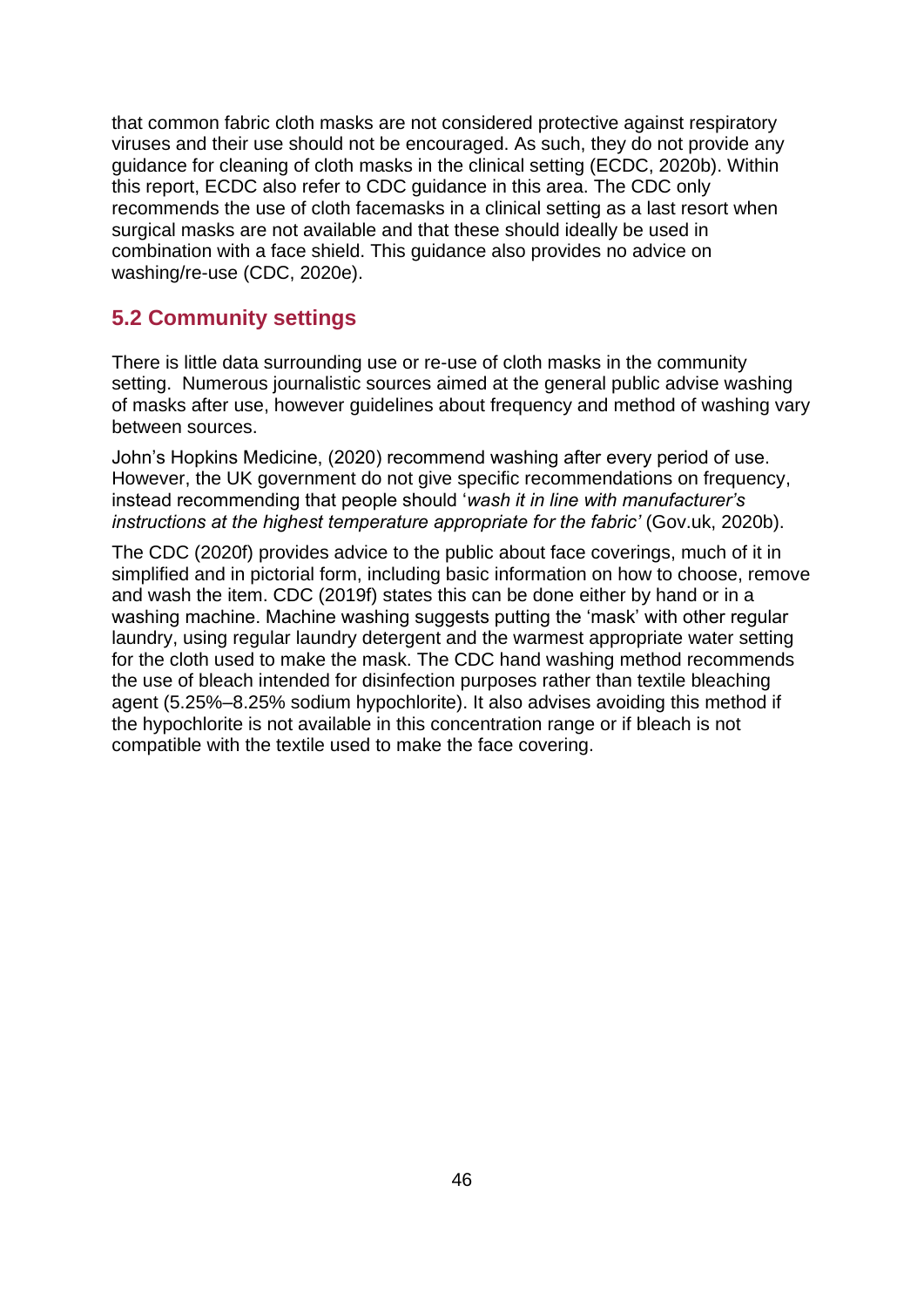that common fabric cloth masks are not considered protective against respiratory viruses and their use should not be encouraged. As such, they do not provide any guidance for cleaning of cloth masks in the clinical setting (ECDC, 2020b). Within this report, ECDC also refer to CDC guidance in this area. The CDC only recommends the use of cloth facemasks in a clinical setting as a last resort when surgical masks are not available and that these should ideally be used in combination with a face shield. This guidance also provides no advice on washing/re-use (CDC, 2020e).

## 5.2 Community settings

There is little data surrounding use or re-use of cloth masks in the community setting. Numerous journalistic sources aimed at the general public advise washing of masks after use, however guidelines about frequency and method of washing vary between sources.

John's Hopkins Medicine, (2020) recommend washing after every period of use. However, the UK government do not give specific recommendations on frequency, instead recommending that people should '*wash it in line with manufacturer's instructions at the highest temperature appropriate for the fabric'* (Gov.uk, 2020b).

The CDC (2020f) provides advice to the public about face coverings, much of it in simplified and in pictorial form, including basic information on how to choose, remove and wash the item. CDC (2019f) states this can be done either by hand or in a washing machine. Machine washing suggests putting the 'mask' with other regular laundry, using regular laundry detergent and the warmest appropriate water setting for the cloth used to make the mask. The CDC hand washing method recommends the use of bleach intended for disinfection purposes rather than textile bleaching agent (5.25%–8.25% sodium hypochlorite). It also advises avoiding this method if the hypochlorite is not available in this concentration range or if bleach is not compatible with the textile used to make the face covering.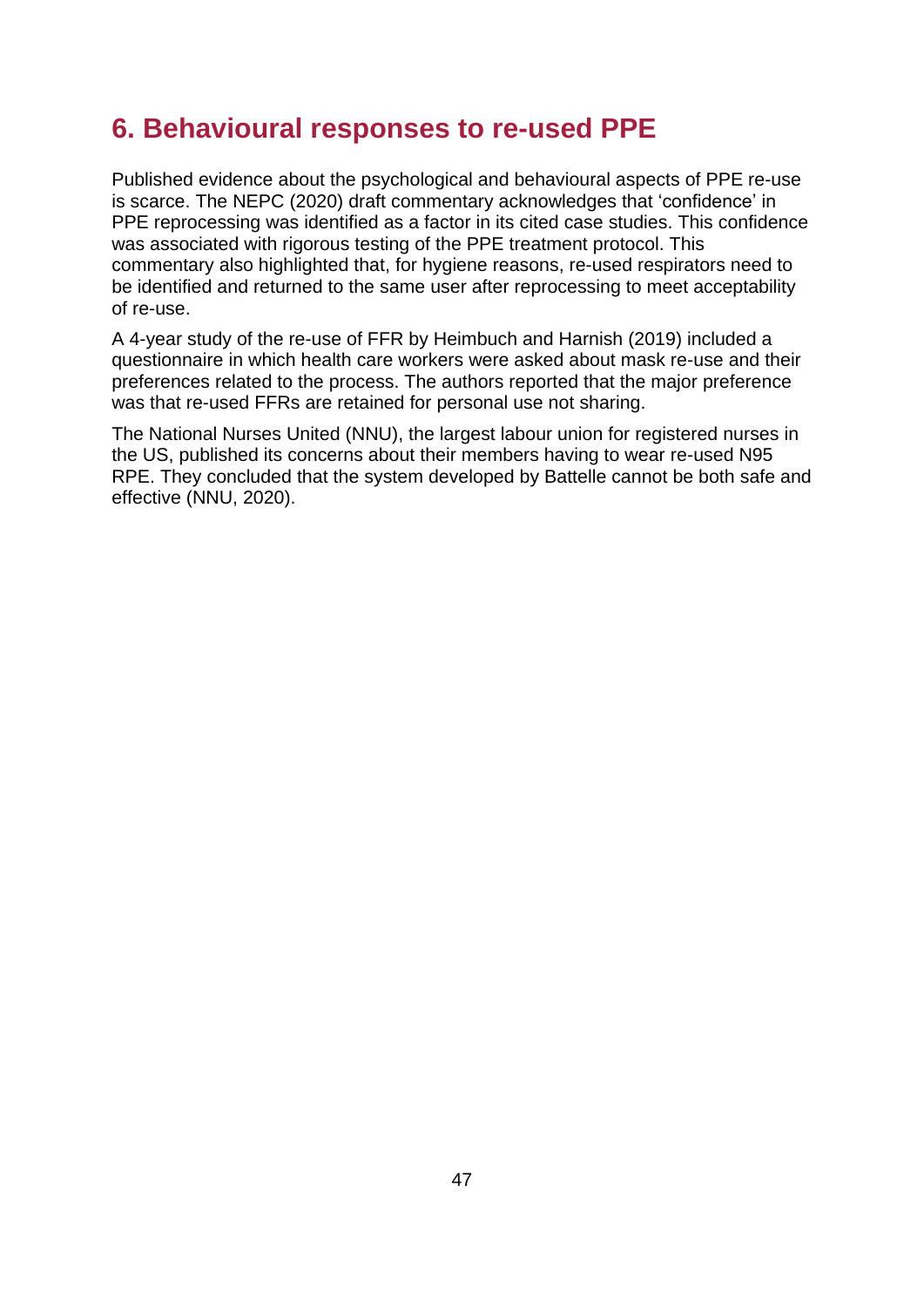# 6. Behavioural responses to re-used PPE

Published evidence about the psychological and behavioural aspects of PPE re-use is scarce. The NEPC (2020) draft commentary acknowledges that 'confidence' in PPE reprocessing was identified as a factor in its cited case studies. This confidence was associated with rigorous testing of the PPE treatment protocol. This commentary also highlighted that, for hygiene reasons, re-used respirators need to be identified and returned to the same user after reprocessing to meet acceptability of re-use.

A 4-year study of the re-use of FFR by Heimbuch and Harnish (2019) included a questionnaire in which health care workers were asked about mask re-use and their preferences related to the process. The authors reported that the major preference was that re-used FFRs are retained for personal use not sharing.

The National Nurses United (NNU), the largest labour union for registered nurses in the US, published its concerns about their members having to wear re-used N95 RPE. They concluded that the system developed by Battelle cannot be both safe and effective (NNU, 2020).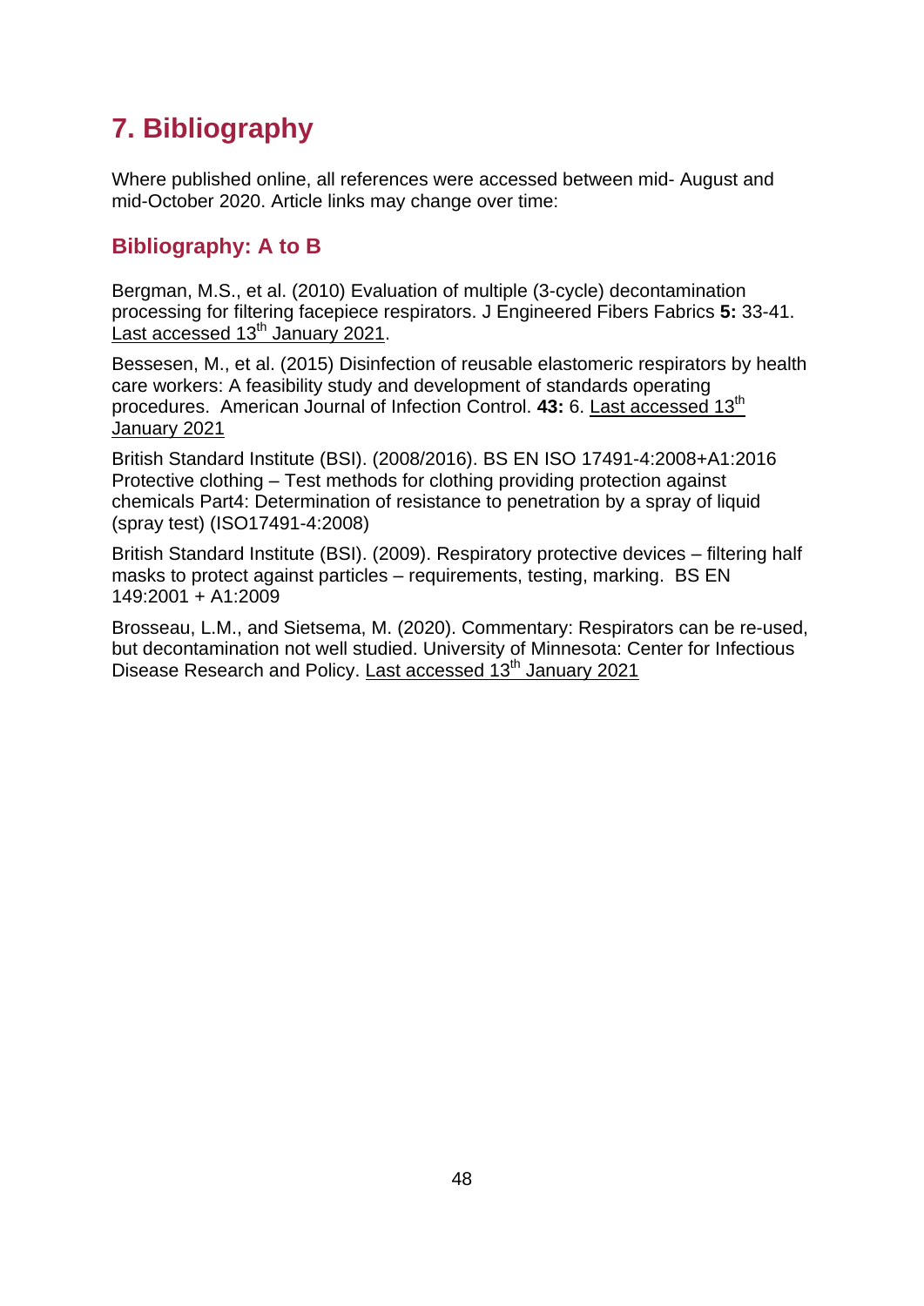# 7. Bibliography

Where published online, all references were accessed between mid- August and mid-October 2020. Article links may change over time:

## Bibliography: A to B

Bergman, M.S., et al. (2010) Evaluation of multiple (3-cycle) decontamination processing for filtering facepiece respirators. J Engineered Fibers Fabrics **5:** 33-41. Last accessed 13th January 2021.

Bessesen, M., et al. (2015) Disinfection of reusable elastomeric respirators by health care workers: A feasibility study and development of standards operating procedures. American Journal of Infection Control. **43:** 6. Last accessed 13th January 2021

British Standard Institute (BSI). (2008/2016). BS EN ISO 17491-4:2008+A1:2016 Protective clothing – Test methods for clothing providing protection against chemicals Part4: Determination of resistance to penetration by a spray of liquid (spray test) (ISO17491-4:2008)

British Standard Institute (BSI). (2009). Respiratory protective devices – filtering half masks to protect against particles – requirements, testing, marking. BS EN 149:2001 + A1:2009

Brosseau, L.M., and Sietsema, M. (2020). Commentary: Respirators can be re-used, but decontamination not well studied. University of Minnesota: Center for Infectious Disease Research and Policy. Last accessed 13th January 2021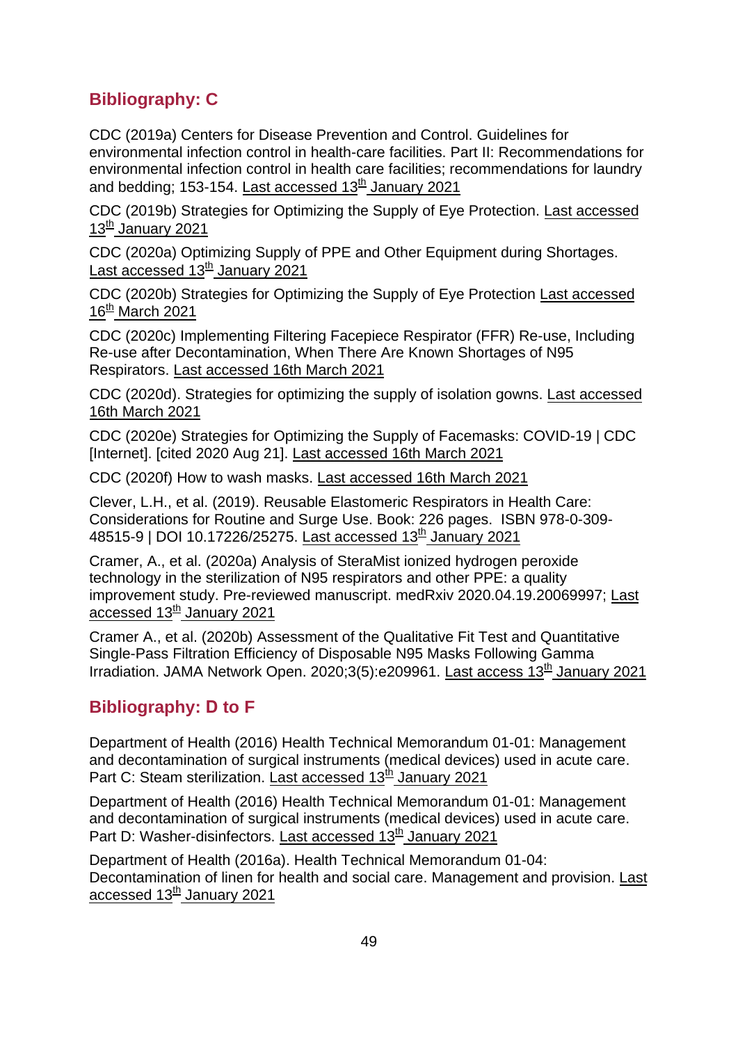## Bibliography: C

CDC (2019a) Centers for Disease Prevention and Control. Guidelines for environmental infection control in health-care facilities. Part II: Recommendations for environmental infection control in health care facilities; recommendations for laundry and bedding; 153-154. Last accessed 13th January 2021

CDC (2019b) Strategies for Optimizing the Supply of Eye Protection. Last accessed 13th January 2021

CDC (2020a) Optimizing Supply of PPE and Other Equipment during Shortages. Last accessed 13th January 2021

CDC (2020b) Strategies for Optimizing the Supply of Eye Protection Last accessed 16th March 2021

CDC (2020c) Implementing Filtering Facepiece Respirator (FFR) Re-use, Including Re-use after Decontamination, When There Are Known Shortages of N95 Respirators. Last accessed 16th March 2021

CDC (2020d). Strategies for optimizing the supply of isolation gowns. Last accessed 16th March 2021

CDC (2020e) Strategies for Optimizing the Supply of Facemasks: COVID-19 | CDC [Internet]. [cited 2020 Aug 21]. Last accessed 16th March 2021

CDC (2020f) How to wash masks. Last accessed 16th March 2021

Clever, L.H., et al. (2019). Reusable Elastomeric Respirators in Health Care: Considerations for Routine and Surge Use. Book: 226 pages. ISBN 978-0-309-48515-9 | DOI 10.17226/25275. Last accessed 13th January 2021

Cramer, A., et al. (2020a) Analysis of SteraMist ionized hydrogen peroxide technology in the sterilization of N95 respirators and other PPE: a quality improvement study. Pre-reviewed manuscript. medRxiv 2020.04.19.20069997; Last accessed 13th January 2021

Cramer A., et al. (2020b) Assessment of the Qualitative Fit Test and Quantitative Single-Pass Filtration Efficiency of Disposable N95 Masks Following Gamma Irradiation. JAMA Network Open. 2020;3(5):e209961. Last access 13th January 2021

## Bibliography: D to F

Department of Health (2016) Health Technical Memorandum 01-01: Management and decontamination of surgical instruments (medical devices) used in acute care. Part C: Steam sterilization. Last accessed 13th January 2021

Department of Health (2016) Health Technical Memorandum 01-01: Management and decontamination of surgical instruments (medical devices) used in acute care. Part D: Washer-disinfectors. Last accessed 13th January 2021

Department of Health (2016a). Health Technical Memorandum 01-04: Decontamination of linen for health and social care. Management and provision. Last accessed 13th January 2021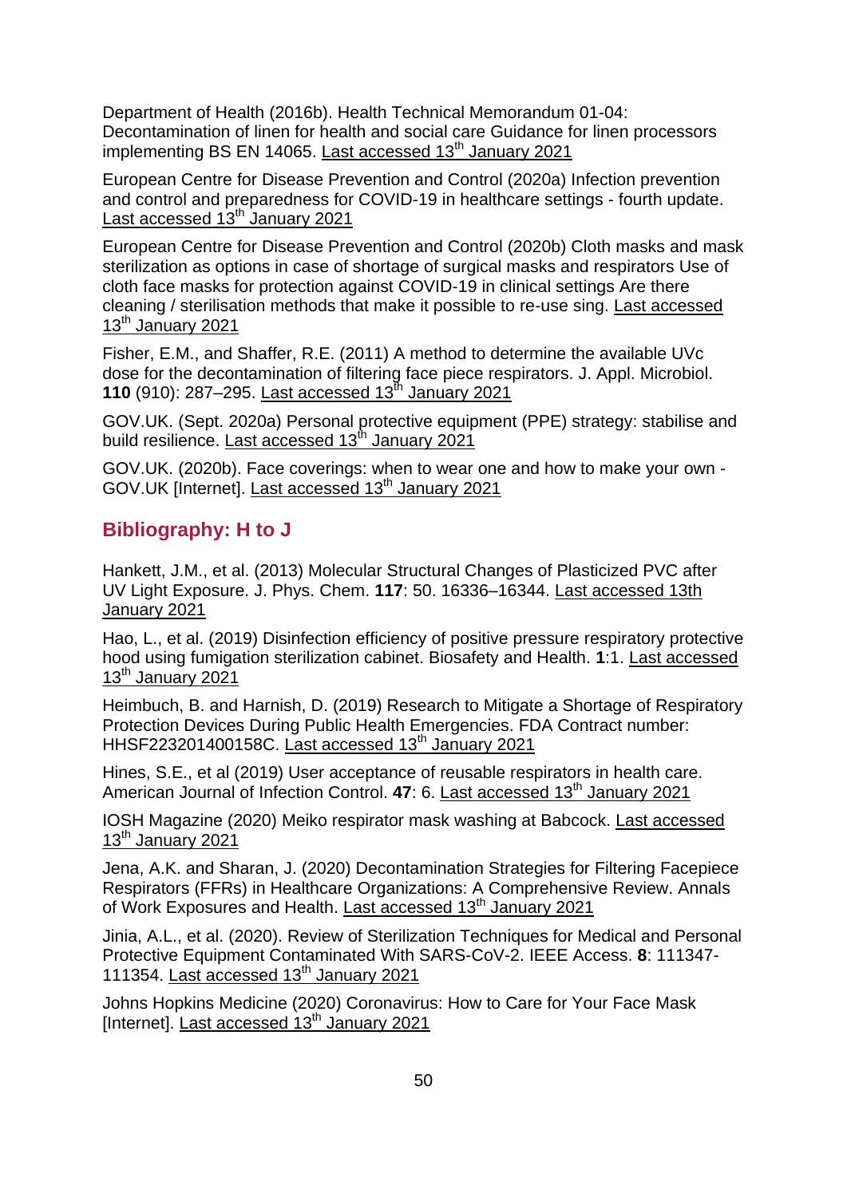Department of Health (2016b). Health Technical Memorandum 01-04: Decontamination of linen for health and social care Guidance for linen processors implementing BS EN 14065. Last accessed 13th January 2021

European Centre for Disease Prevention and Control (2020a) Infection prevention and control and preparedness for COVID-19 in healthcare settings - fourth update. Last accessed 13th January 2021

European Centre for Disease Prevention and Control (2020b) Cloth masks and mask sterilization as options in case of shortage of surgical masks and respirators Use of cloth face masks for protection against COVID-19 in clinical settings Are there cleaning / sterilisation methods that make it possible to re-use sing. Last accessed 13th January 2021

Fisher, E.M., and Shaffer, R.E. (2011) A method to determine the available UVc dose for the decontamination of filtering face piece respirators. J. Appl. Microbiol. **110** (910): 287–295. Last accessed 13th January 2021

GOV.UK. (Sept. 2020a) Personal protective equipment (PPE) strategy: stabilise and build resilience. Last accessed 13th January 2021

GOV.UK. (2020b). Face coverings: when to wear one and how to make your own - GOV.UK [Internet]. Last accessed 13th January 2021

## Bibliography: H to J

Hankett, J.M., et al. (2013) Molecular Structural Changes of Plasticized PVC after UV Light Exposure. J. Phys. Chem. **117**: 50. 16336–16344. Last accessed 13th January 2021

Hao, L., et al. (2019) Disinfection efficiency of positive pressure respiratory protective hood using fumigation sterilization cabinet. Biosafety and Health. **1**:1. Last accessed 13th January 2021

Heimbuch, B. and Harnish, D. (2019) Research to Mitigate a Shortage of Respiratory Protection Devices During Public Health Emergencies. FDA Contract number: HHSF223201400158C. Last accessed 13th January 2021

Hines, S.E., et al (2019) User acceptance of reusable respirators in health care. American Journal of Infection Control. **47**: 6. Last accessed 13th January 2021

IOSH Magazine (2020) Meiko respirator mask washing at Babcock. Last accessed 13th January 2021

Jena, A.K. and Sharan, J. (2020) Decontamination Strategies for Filtering Facepiece Respirators (FFRs) in Healthcare Organizations: A Comprehensive Review. Annals of Work Exposures and Health. Last accessed 13th January 2021

Jinia, A.L., et al. (2020). Review of Sterilization Techniques for Medical and Personal Protective Equipment Contaminated With SARS-CoV-2. IEEE Access. **8**: 111347-111354. Last accessed 13th January 2021

Johns Hopkins Medicine (2020) Coronavirus: How to Care for Your Face Mask [Internet]. Last accessed 13th January 2021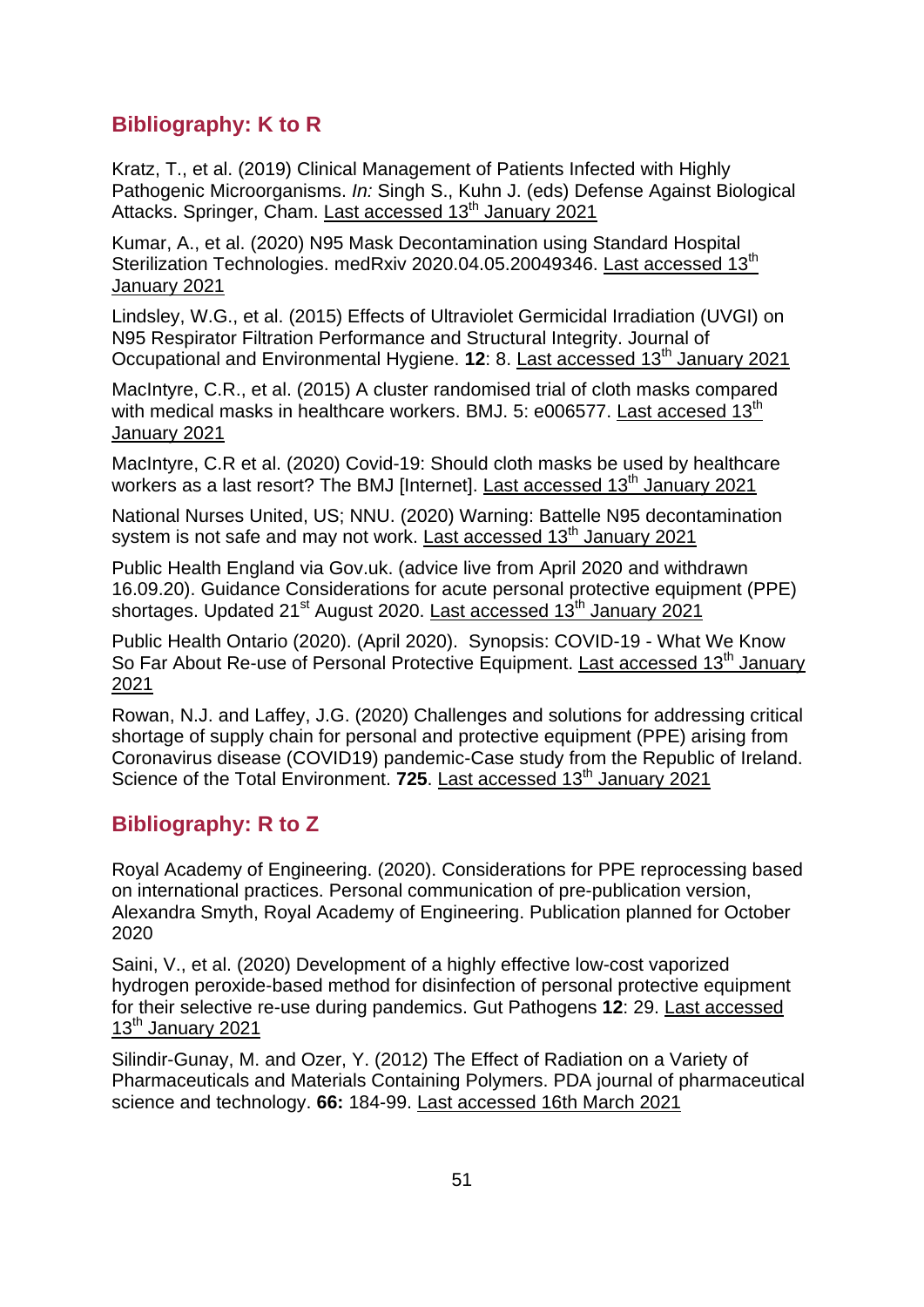## Bibliography: K to R

Kratz, T., et al. (2019) Clinical Management of Patients Infected with Highly Pathogenic Microorganisms. *In:* Singh S., Kuhn J. (eds) Defense Against Biological Attacks. Springer, Cham. Last accessed 13th January 2021

Kumar, A., et al. (2020) N95 Mask Decontamination using Standard Hospital Sterilization Technologies. medRxiv 2020.04.05.20049346. Last accessed 13th January 2021

Lindsley, W.G., et al. (2015) Effects of Ultraviolet Germicidal Irradiation (UVGI) on N95 Respirator Filtration Performance and Structural Integrity. Journal of Occupational and Environmental Hygiene. **12**: 8. Last accessed 13th January 2021

MacIntyre, C.R., et al. (2015) A cluster randomised trial of cloth masks compared with medical masks in healthcare workers. BMJ. 5: e006577. Last accesed 13th January 2021

MacIntyre, C.R et al. (2020) Covid-19: Should cloth masks be used by healthcare workers as a last resort? The BMJ [Internet]. Last accessed 13th January 2021

National Nurses United, US; NNU. (2020) Warning: Battelle N95 decontamination system is not safe and may not work. Last accessed 13th January 2021

Public Health England via Gov.uk. (advice live from April 2020 and withdrawn 16.09.20). Guidance Considerations for acute personal protective equipment (PPE) shortages. Updated 21st August 2020. Last accessed 13th January 2021

Public Health Ontario (2020). (April 2020). Synopsis: COVID-19 - What We Know So Far About Re-use of Personal Protective Equipment. Last accessed 13th January 2021

Rowan, N.J. and Laffey, J.G. (2020) Challenges and solutions for addressing critical shortage of supply chain for personal and protective equipment (PPE) arising from Coronavirus disease (COVID19) pandemic-Case study from the Republic of Ireland. Science of the Total Environment. **725**. Last accessed 13th January 2021

## Bibliography: R to Z

Royal Academy of Engineering. (2020). Considerations for PPE reprocessing based on international practices. Personal communication of pre-publication version, Alexandra Smyth, Royal Academy of Engineering. Publication planned for October 2020

Saini, V., et al. (2020) Development of a highly effective low-cost vaporized hydrogen peroxide-based method for disinfection of personal protective equipment for their selective re-use during pandemics. Gut Pathogens **12**: 29. Last accessed 13th January 2021

Silindir-Gunay, M. and Ozer, Y. (2012) The Effect of Radiation on a Variety of Pharmaceuticals and Materials Containing Polymers. PDA journal of pharmaceutical science and technology. **66:** 184-99. Last accessed 16th March 2021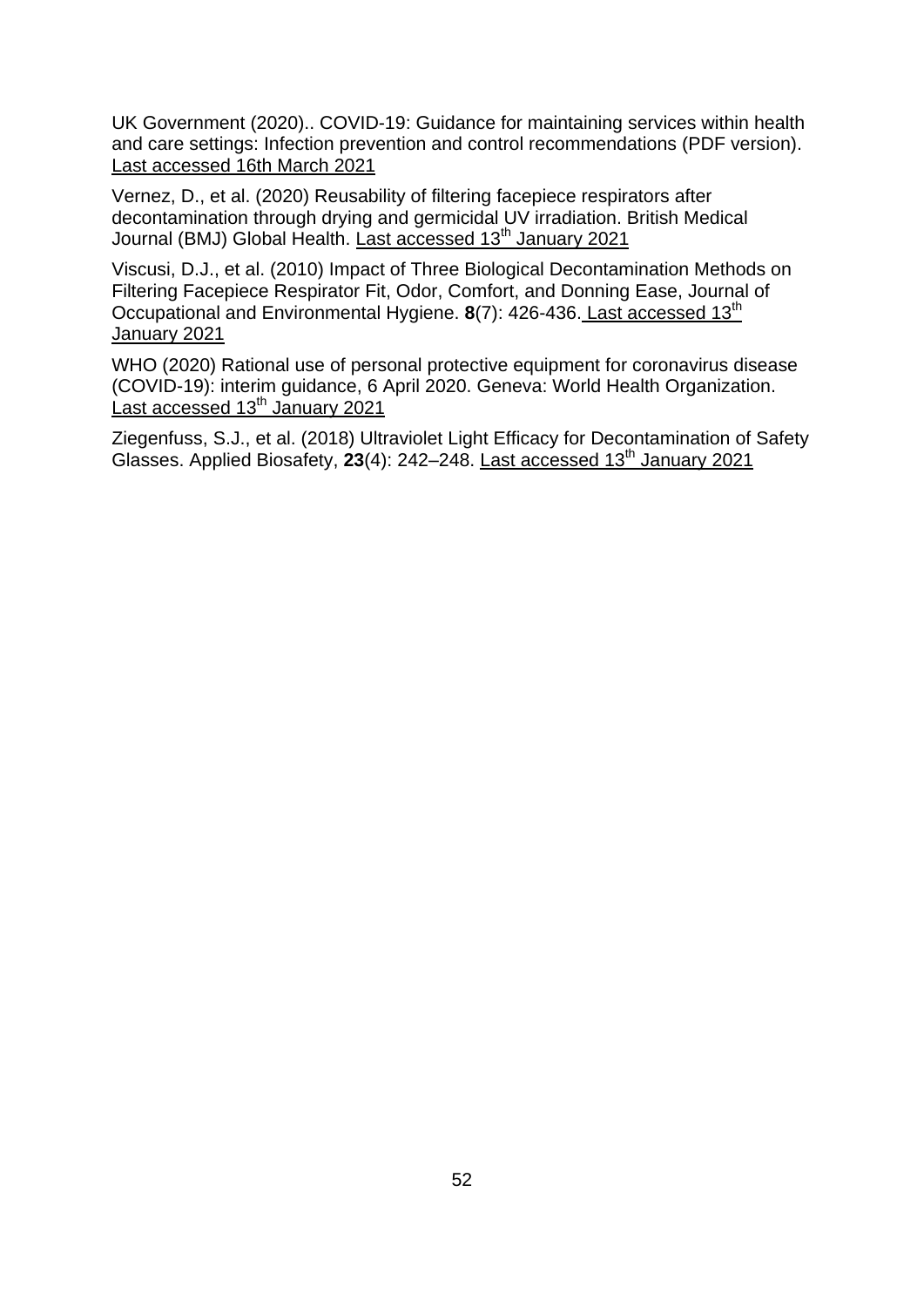UK Government (2020).. COVID-19: Guidance for maintaining services within health and care settings: Infection prevention and control recommendations (PDF version). Last accessed 16th March 2021

Vernez, D., et al. (2020) Reusability of filtering facepiece respirators after decontamination through drying and germicidal UV irradiation. British Medical Journal (BMJ) Global Health. Last accessed 13th January 2021

Viscusi, D.J., et al. (2010) Impact of Three Biological Decontamination Methods on Filtering Facepiece Respirator Fit, Odor, Comfort, and Donning Ease, Journal of Occupational and Environmental Hygiene. **8**(7): 426-436. Last accessed 13th January 2021

WHO (2020) Rational use of personal protective equipment for coronavirus disease (COVID-19): interim guidance, 6 April 2020. Geneva: World Health Organization. Last accessed 13th January 2021

Ziegenfuss, S.J., et al. (2018) Ultraviolet Light Efficacy for Decontamination of Safety Glasses. Applied Biosafety, **23**(4): 242–248. Last accessed 13th January 2021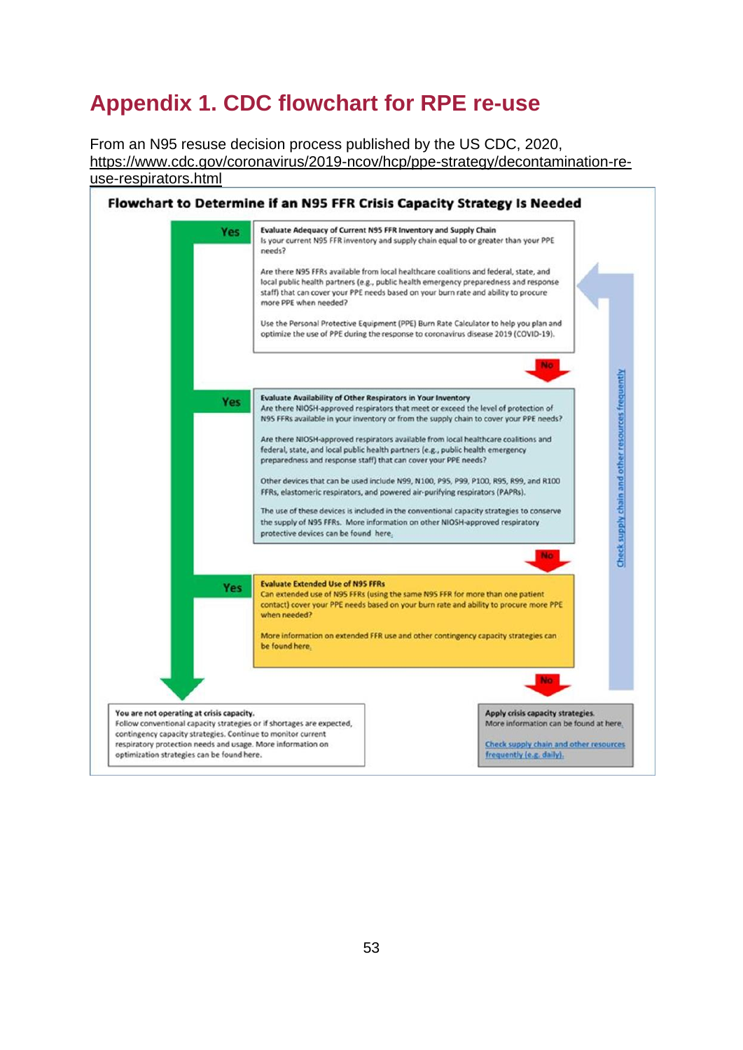# Appendix 1. CDC flowchart for RPE re-use

From an N95 resuse decision process published by the US CDC, 2020, https://www.cdc.gov/coronavirus/2019-ncov/hcp/ppe-strategy/decontamination-re-use-respirators.html

**Flowchart to Determine if an N95 FFR Crisis Capacity Strategy Is Needed**

**Evaluate Adequacy of Current N95 FFR Inventory and Supply Chain**
Is your current N95 FFR inventory and supply chain equal to or greater than your PPE needs?

Are there N95 FFRs available from local healthcare coalitions and federal, state, and local public health partners (e.g., public health emergency preparedness and response staff) that can cover your PPE needs based on your burn rate and ability to procure more PPE when needed?

Use the Personal Protective Equipment (PPE) Burn Rate Calculator to help you plan and optimize the use of PPE during the response to coronavirus disease 2019 (COVID-19).

Yes → You are not operating at crisis capacity.
No ↓

**Evaluate Availability of Other Respirators in Your Inventory**
Are there NIOSH-approved respirators that meet or exceed the level of protection of N95 FFRs available in your inventory or from the supply chain to cover your PPE needs?

Are there NIOSH-approved respirators available from local healthcare coalitions and federal, state, and local public health partners (e.g., public health emergency preparedness and response staff) that can cover your PPE needs?

Other devices that can be used include N99, N100, P95, P99, P100, R95, R99, and R100 FFRs, elastomeric respirators, and powered air-purifying respirators (PAPRs).

The use of these devices is included in the conventional capacity strategies to conserve the supply of N95 FFRs. More information on other NIOSH-approved respiratory protective devices can be found here.

Yes → You are not operating at crisis capacity.
No ↓

**Evaluate Extended Use of N95 FFRs**
Can extended use of N95 FFRs (using the same N95 FFR for more than one patient contact) cover your PPE needs based on your burn rate and ability to procure more PPE when needed?

More information on extended FFR use and other contingency capacity strategies can be found here.

Yes → You are not operating at crisis capacity.
No ↓

**You are not operating at crisis capacity.**
Follow conventional capacity strategies or if shortages are expected, contingency capacity strategies. Continue to monitor current respiratory protection needs and usage. More information on optimization strategies can be found here.

**Apply crisis capacity strategies.**
More information can be found at here.

Check supply chain and other resources frequently (e.g. daily).

Check supply chain and other resources frequently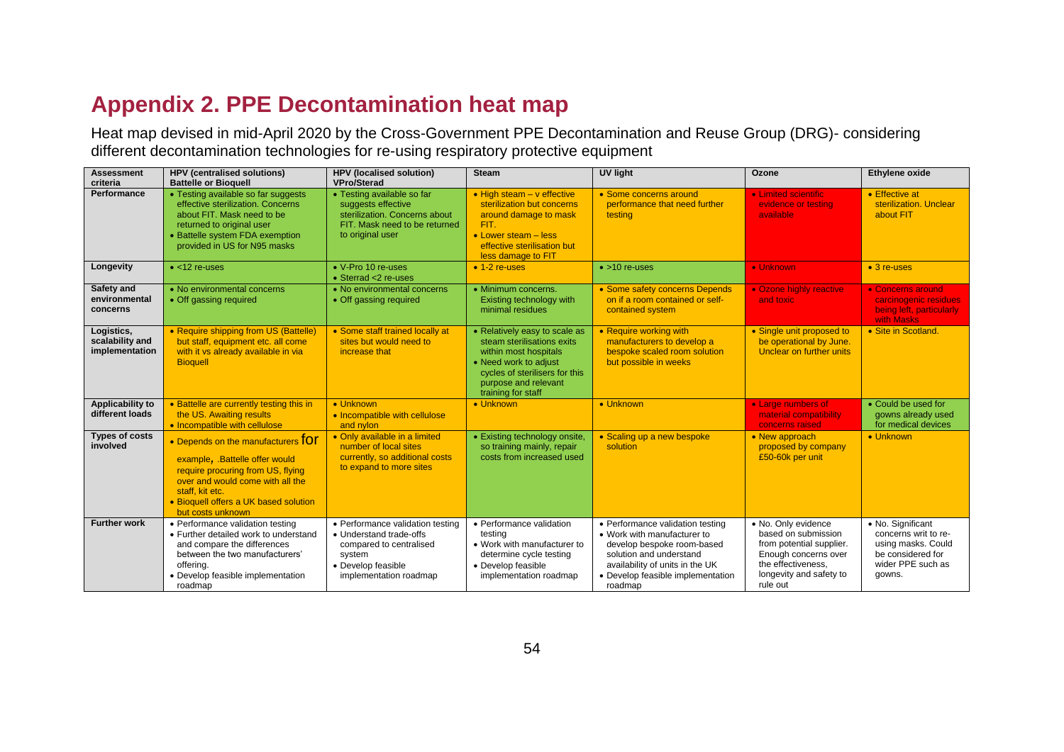## Appendix 2. PPE Decontamination heat map

Heat map devised in mid-April 2020 by the Cross-Government PPE Decontamination and Reuse Group (DRG)- considering different decontamination technologies for re-using respiratory protective equipment

| Assessment criteria | HPV (centralised solutions) Battelle or Bioquell | HPV (localised solution) VPro/Sterad | Steam | UV light | Ozone | Ethylene oxide |
|---|---|---|---|---|---|---|
| Performance | • Testing available so far suggests effective sterilization. Concerns about FIT. Mask need to be returned to original user<br>• Battelle system FDA exemption provided in US for N95 masks | • Testing available so far suggests effective sterilization. Concerns about FIT. Mask need to be returned to original user | • High steam – v effective sterilization but concerns around damage to mask FIT.<br>• Lower steam – less effective sterilisation but less damage to FIT | • Some concerns around performance that need further testing | • Limited scientific evidence or testing available | • Effective at sterilization. Unclear about FIT |
| Longevity | • <12 re-uses | • V-Pro 10 re-uses<br>• Sterrad <2 re-uses | • 1-2 re-uses | • >10 re-uses | • Unknown | • 3 re-uses |
| Safety and environmental concerns | • No environmental concerns<br>• Off gassing required | • No environmental concerns<br>• Off gassing required | • Minimum concerns. Existing technology with minimal residues | • Some safety concerns Depends on if a room contained or self-contained system | • Ozone highly reactive and toxic | • Concerns around carcinogenic residues being left, particularly with Masks |
| Logistics, scalability and implementation | • Require shipping from US (Battelle) but staff, equipment etc. all come with it vs already available in via Bioquell | • Some staff trained locally at sites but would need to increase that | • Relatively easy to scale as steam sterilisations exits within most hospitals<br>• Need work to adjust cycles of sterilisers for this purpose and relevant training for staff | • Require working with manufacturers to develop a bespoke scaled room solution but possible in weeks | • Single unit proposed to be operational by June. Unclear on further units | • Site in Scotland. |
| Applicability to different loads | • Battelle are currently testing this in the US. Awaiting results<br>• Incompatible with cellulose | • Unknown<br>• Incompatible with cellulose and nylon | • Unknown | • Unknown | • Large numbers of material compatibility concerns raised | • Could be used for gowns already used for medical devices |
| Types of costs involved | • Depends on the manufacturers for example, .Battelle offer would require procuring from US, flying over and would come with all the staff, kit etc.<br>• Bioquell offers a UK based solution but costs unknown | • Only available in a limited number of local sites currently, so additional costs to expand to more sites | • Existing technology onsite, so training mainly, repair costs from increased used | • Scaling up a new bespoke solution | • New approach proposed by company £50-60k per unit | • Unknown |
| Further work | • Performance validation testing<br>• Further detailed work to understand and compare the differences between the two manufacturers' offering.<br>• Develop feasible implementation roadmap | • Performance validation testing<br>• Understand trade-offs compared to centralised system<br>• Develop feasible implementation roadmap | • Performance validation testing<br>• Work with manufacturer to determine cycle testing<br>• Develop feasible implementation roadmap | • Performance validation testing<br>• Work with manufacturer to develop bespoke room-based solution and understand availability of units in the UK<br>• Develop feasible implementation roadmap | • No. Only evidence based on submission from potential supplier. Enough concerns over the effectiveness, longevity and safety to rule out | • No. Significant concerns writ to re-using masks. Could be considered for wider PPE such as gowns. |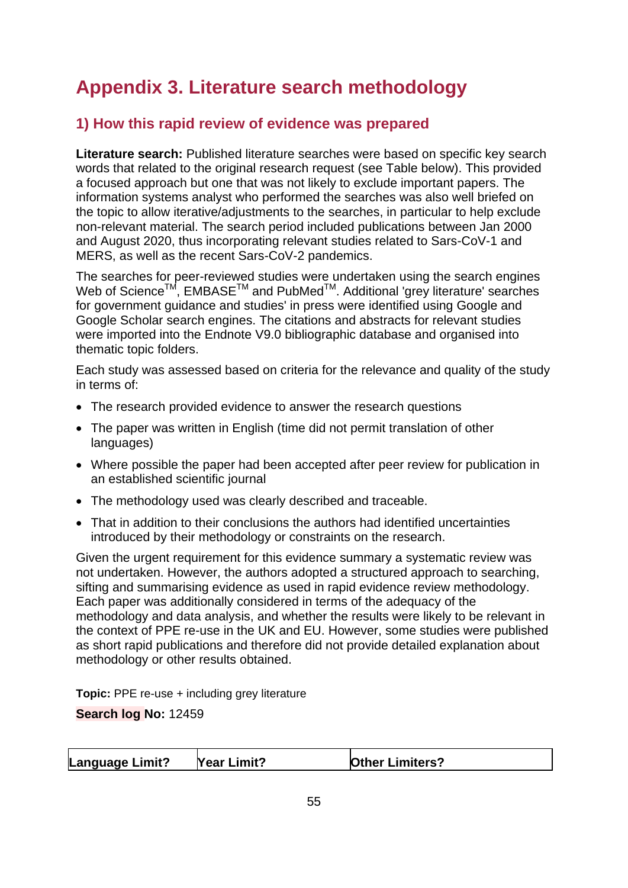# Appendix 3. Literature search methodology

## 1) How this rapid review of evidence was prepared

**Literature search:** Published literature searches were based on specific key search words that related to the original research request (see Table below). This provided a focused approach but one that was not likely to exclude important papers. The information systems analyst who performed the searches was also well briefed on the topic to allow iterative/adjustments to the searches, in particular to help exclude non-relevant material. The search period included publications between Jan 2000 and August 2020, thus incorporating relevant studies related to Sars-CoV-1 and MERS, as well as the recent Sars-CoV-2 pandemics.

The searches for peer-reviewed studies were undertaken using the search engines Web of Science™, EMBASE™ and PubMed™. Additional 'grey literature' searches for government guidance and studies' in press were identified using Google and Google Scholar search engines. The citations and abstracts for relevant studies were imported into the Endnote V9.0 bibliographic database and organised into thematic topic folders.

Each study was assessed based on criteria for the relevance and quality of the study in terms of:

- The research provided evidence to answer the research questions
- The paper was written in English (time did not permit translation of other languages)
- Where possible the paper had been accepted after peer review for publication in an established scientific journal
- The methodology used was clearly described and traceable.
- That in addition to their conclusions the authors had identified uncertainties introduced by their methodology or constraints on the research.

Given the urgent requirement for this evidence summary a systematic review was not undertaken. However, the authors adopted a structured approach to searching, sifting and summarising evidence as used in rapid evidence review methodology. Each paper was additionally considered in terms of the adequacy of the methodology and data analysis, and whether the results were likely to be relevant in the context of PPE re-use in the UK and EU. However, some studies were published as short rapid publications and therefore did not provide detailed explanation about methodology or other results obtained.

**Topic:** PPE re-use + including grey literature

**Search log No:** 12459

| Language Limit? | Year Limit? | Other Limiters? |
|---|---|---|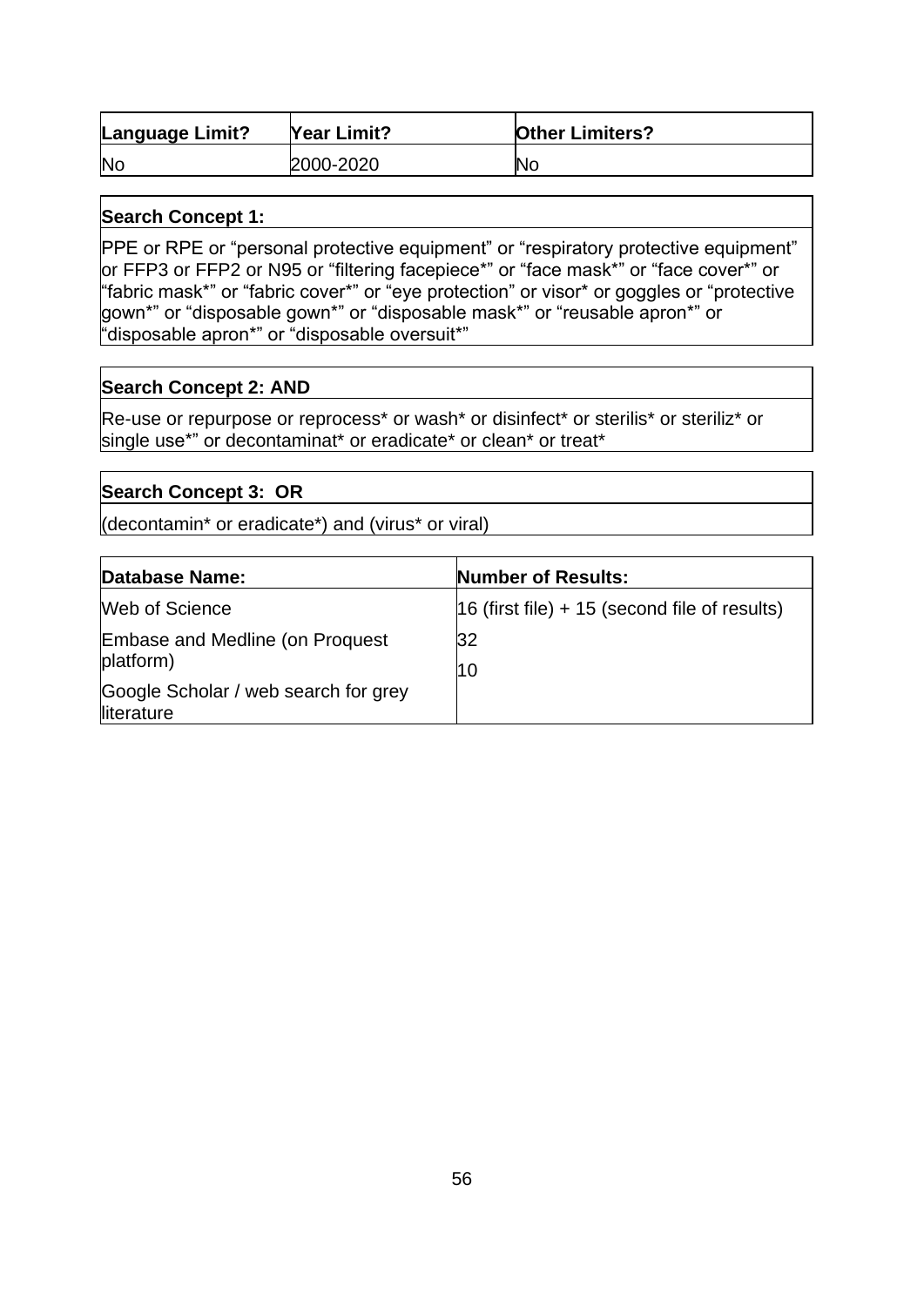| Language Limit? | Year Limit? | Other Limiters? |
| --- | --- | --- |
| No | 2000-2020 | No |

| Search Concept 1: |
| --- |
| PPE or RPE or “personal protective equipment” or “respiratory protective equipment” or FFP3 or FFP2 or N95 or “filtering facepiece*” or “face mask*” or “face cover*” or “fabric mask*” or “fabric cover*” or “eye protection” or visor* or goggles or “protective gown*” or “disposable gown*” or “disposable mask*” or “reusable apron*” or “disposable apron*” or “disposable oversuit*” |

| Search Concept 2: AND |
| --- |
| Re-use or repurpose or reprocess* or wash* or disinfect* or sterilis* or steriliz* or single use*” or decontaminat* or eradicate* or clean* or treat* |

| Search Concept 3: OR |
| --- |
| (decontamin* or eradicate*) and (virus* or viral) |

| Database Name: | Number of Results: |
| --- | --- |
| Web of Science | 16 (first file) + 15 (second file of results) |
| Embase and Medline (on Proquest platform) | 32 |
| Google Scholar / web search for grey literature | 10 |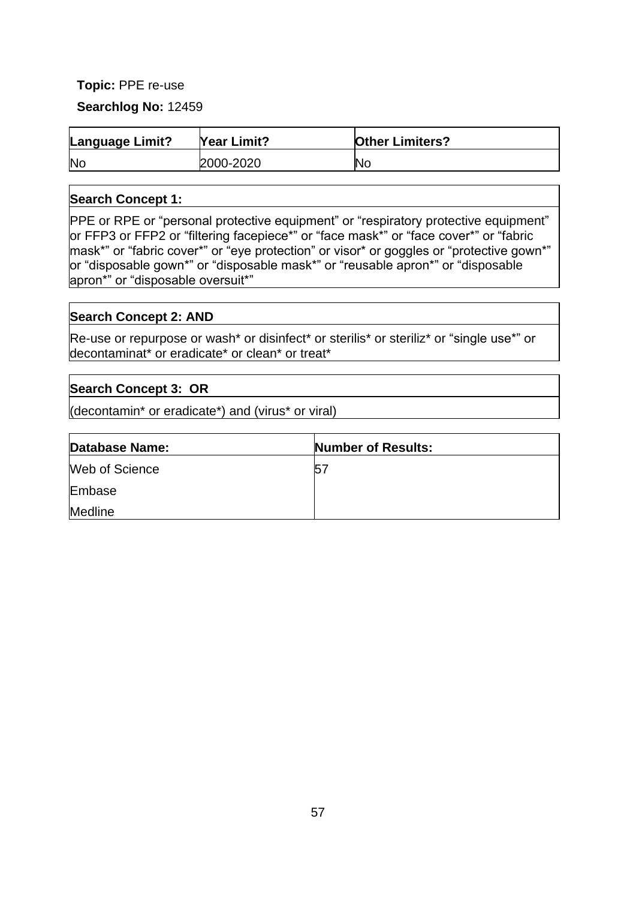**Topic:** PPE re-use

**Searchlog No:** 12459

| Language Limit? | Year Limit? | Other Limiters? |
|---|---|---|
| No | 2000-2020 | No |

| Search Concept 1: |
|---|
| PPE or RPE or "personal protective equipment" or "respiratory protective equipment" or FFP3 or FFP2 or "filtering facepiece*" or "face mask*" or "face cover*" or "fabric mask*" or "fabric cover*" or "eye protection" or visor* or goggles or "protective gown*" or "disposable gown*" or "disposable mask*" or "reusable apron*" or "disposable apron*" or "disposable oversuit*" |

| Search Concept 2: AND |
|---|
| Re-use or repurpose or wash* or disinfect* or sterilis* or steriliz* or "single use*" or decontaminat* or eradicate* or clean* or treat* |

| Search Concept 3: OR |
|---|
| (decontamin* or eradicate*) and (virus* or viral) |

| Database Name: | Number of Results: |
|---|---|
| Web of Science | 57 |
| Embase | |
| Medline | |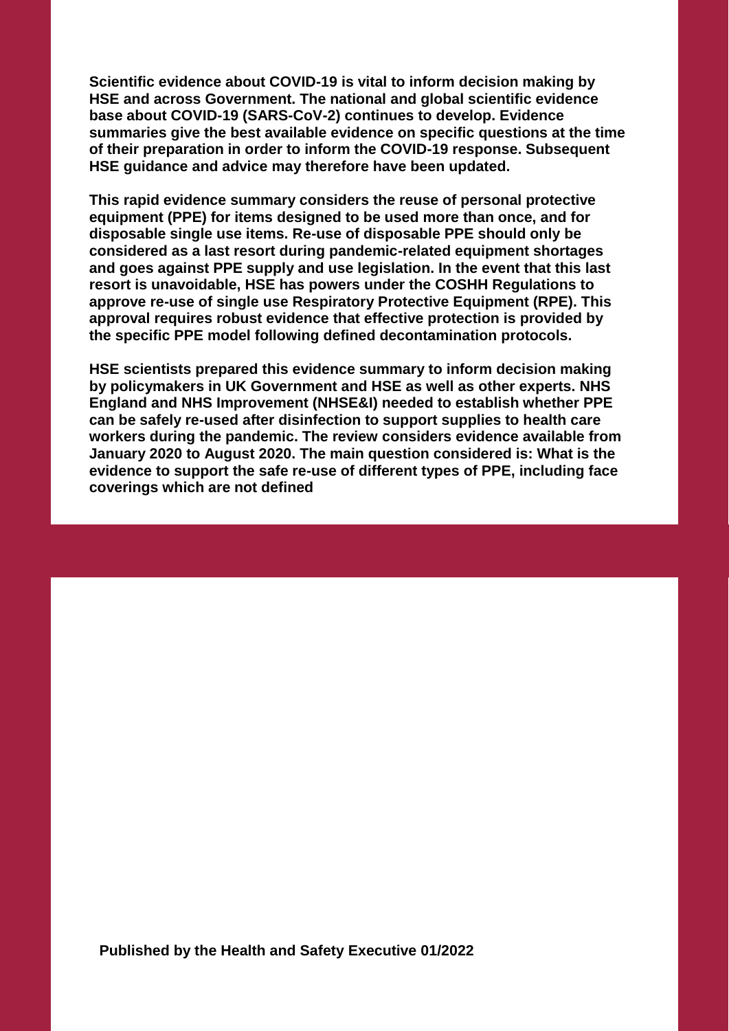**Scientific evidence about COVID-19 is vital to inform decision making by HSE and across Government. The national and global scientific evidence base about COVID-19 (SARS-CoV-2) continues to develop. Evidence summaries give the best available evidence on specific questions at the time of their preparation in order to inform the COVID-19 response. Subsequent HSE guidance and advice may therefore have been updated.**

**This rapid evidence summary considers the reuse of personal protective equipment (PPE) for items designed to be used more than once, and for disposable single use items. Re-use of disposable PPE should only be considered as a last resort during pandemic-related equipment shortages and goes against PPE supply and use legislation. In the event that this last resort is unavoidable, HSE has powers under the COSHH Regulations to approve re-use of single use Respiratory Protective Equipment (RPE). This approval requires robust evidence that effective protection is provided by the specific PPE model following defined decontamination protocols.**

**HSE scientists prepared this evidence summary to inform decision making by policymakers in UK Government and HSE as well as other experts. NHS England and NHS Improvement (NHSE&I) needed to establish whether PPE can be safely re-used after disinfection to support supplies to health care workers during the pandemic. The review considers evidence available from January 2020 to August 2020. The main question considered is: What is the evidence to support the safe re-use of different types of PPE, including face coverings which are not defined**

**Published by the Health and Safety Executive 01/2022**